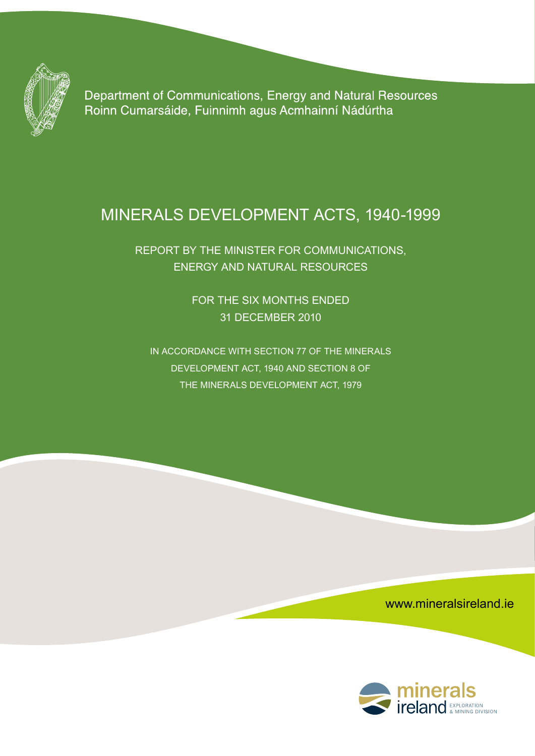Department of Communications, Energy and Natural Resources
Roinn Cumarsáide, Fuinnimh agus Acmhainní Nádúrtha

# MINERALS DEVELOPMENT ACTS, 1940-1999

## REPORT BY THE MINISTER FOR COMMUNICATIONS, ENERGY AND NATURAL RESOURCES

FOR THE SIX MONTHS ENDED
31 DECEMBER 2010

IN ACCORDANCE WITH SECTION 77 OF THE MINERALS DEVELOPMENT ACT, 1940 AND SECTION 8 OF THE MINERALS DEVELOPMENT ACT, 1979

www.mineralsireland.ie

minerals ireland EXPLORATION & MINING DIVISION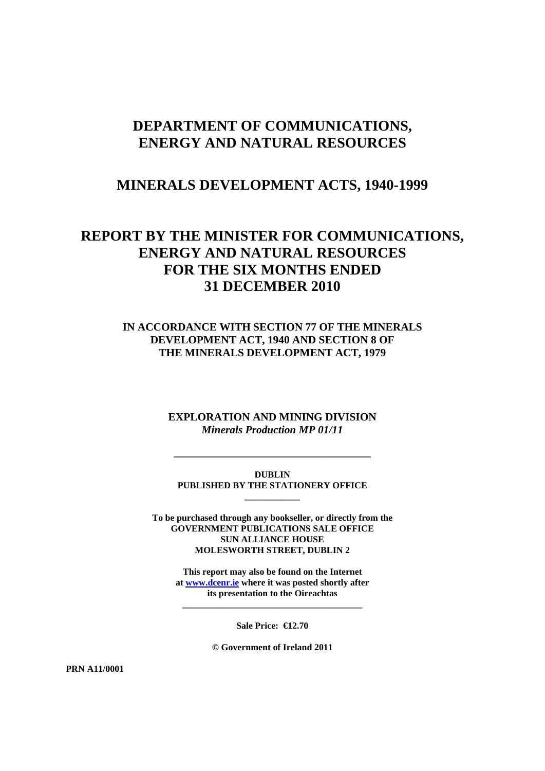# DEPARTMENT OF COMMUNICATIONS, ENERGY AND NATURAL RESOURCES

## MINERALS DEVELOPMENT ACTS, 1940-1999

# REPORT BY THE MINISTER FOR COMMUNICATIONS, ENERGY AND NATURAL RESOURCES FOR THE SIX MONTHS ENDED 31 DECEMBER 2010

### IN ACCORDANCE WITH SECTION 77 OF THE MINERALS DEVELOPMENT ACT, 1940 AND SECTION 8 OF THE MINERALS DEVELOPMENT ACT, 1979

**EXPLORATION AND MINING DIVISION**
*Minerals Production MP 01/11*

---

**DUBLIN**
**PUBLISHED BY THE STATIONERY OFFICE**

---

**To be purchased through any bookseller, or directly from the GOVERNMENT PUBLICATIONS SALE OFFICE SUN ALLIANCE HOUSE MOLESWORTH STREET, DUBLIN 2**

**This report may also be found on the Internet at [www.dcenr.ie](http://www.dcenr.ie) where it was posted shortly after its presentation to the Oireachtas**

---

**Sale Price: €12.70**

**© Government of Ireland 2011**

**PRN A11/0001**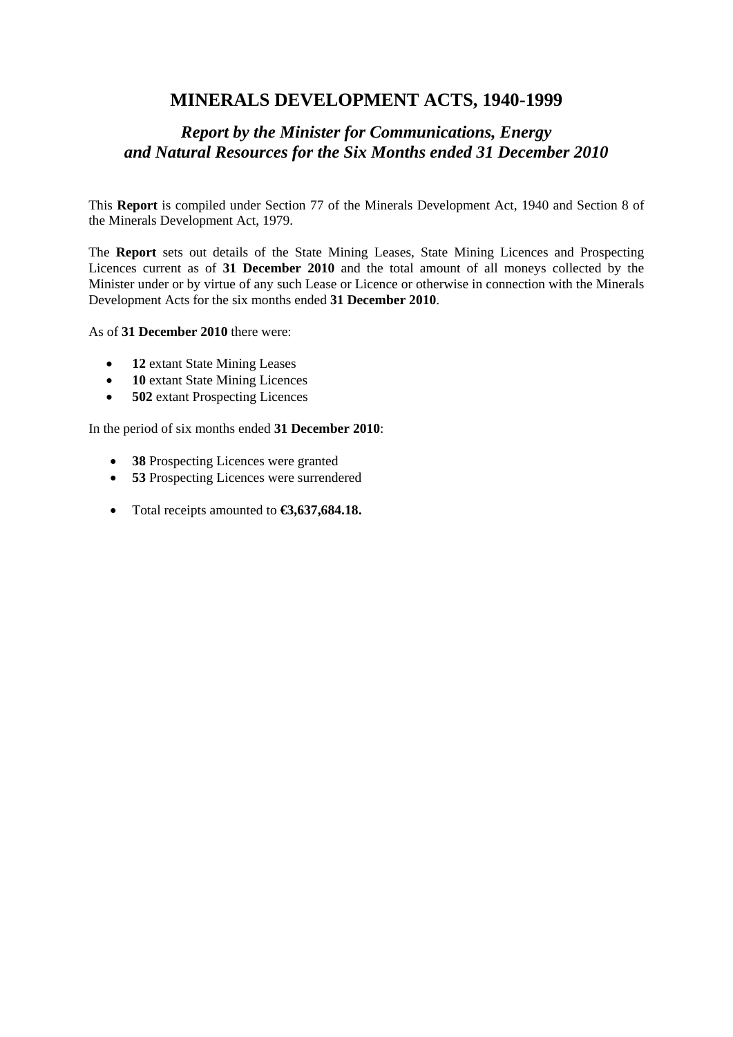# MINERALS DEVELOPMENT ACTS, 1940-1999

## *Report by the Minister for Communications, Energy and Natural Resources for the Six Months ended 31 December 2010*

This **Report** is compiled under Section 77 of the Minerals Development Act, 1940 and Section 8 of the Minerals Development Act, 1979.

The **Report** sets out details of the State Mining Leases, State Mining Licences and Prospecting Licences current as of **31 December 2010** and the total amount of all moneys collected by the Minister under or by virtue of any such Lease or Licence or otherwise in connection with the Minerals Development Acts for the six months ended **31 December 2010**.

As of **31 December 2010** there were:

- **12** extant State Mining Leases
- **10** extant State Mining Licences
- **502** extant Prospecting Licences

In the period of six months ended **31 December 2010**:

- **38** Prospecting Licences were granted
- **53** Prospecting Licences were surrendered
- Total receipts amounted to **€3,637,684.18.**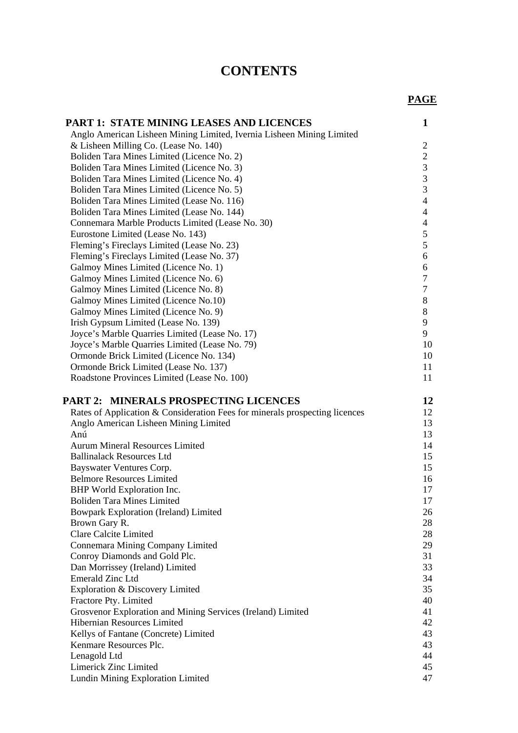# CONTENTS

| | **PAGE** |
|---|---|
| **PART 1: STATE MINING LEASES AND LICENCES** | **1** |
| Anglo American Lisheen Mining Limited, Ivernia Lisheen Mining Limited & Lisheen Milling Co. (Lease No. 140) | 2 |
| Boliden Tara Mines Limited (Licence No. 2) | 2 |
| Boliden Tara Mines Limited (Licence No. 3) | 3 |
| Boliden Tara Mines Limited (Licence No. 4) | 3 |
| Boliden Tara Mines Limited (Licence No. 5) | 3 |
| Boliden Tara Mines Limited (Lease No. 116) | 4 |
| Boliden Tara Mines Limited (Lease No. 144) | 4 |
| Connemara Marble Products Limited (Lease No. 30) | 4 |
| Eurostone Limited (Lease No. 143) | 5 |
| Fleming's Fireclays Limited (Lease No. 23) | 5 |
| Fleming's Fireclays Limited (Lease No. 37) | 6 |
| Galmoy Mines Limited (Licence No. 1) | 6 |
| Galmoy Mines Limited (Licence No. 6) | 7 |
| Galmoy Mines Limited (Licence No. 8) | 7 |
| Galmoy Mines Limited (Licence No.10) | 8 |
| Galmoy Mines Limited (Licence No. 9) | 8 |
| Irish Gypsum Limited (Lease No. 139) | 9 |
| Joyce's Marble Quarries Limited (Lease No. 17) | 9 |
| Joyce's Marble Quarries Limited (Lease No. 79) | 10 |
| Ormonde Brick Limited (Licence No. 134) | 10 |
| Ormonde Brick Limited (Lease No. 137) | 11 |
| Roadstone Provinces Limited (Lease No. 100) | 11 |
| **PART 2: MINERALS PROSPECTING LICENCES** | **12** |
| Rates of Application & Consideration Fees for minerals prospecting licences | 12 |
| Anglo American Lisheen Mining Limited | 13 |
| Anú | 13 |
| Aurum Mineral Resources Limited | 14 |
| Ballinalack Resources Ltd | 15 |
| Bayswater Ventures Corp. | 15 |
| Belmore Resources Limited | 16 |
| BHP World Exploration Inc. | 17 |
| Boliden Tara Mines Limited | 17 |
| Bowpark Exploration (Ireland) Limited | 26 |
| Brown Gary R. | 28 |
| Clare Calcite Limited | 28 |
| Connemara Mining Company Limited | 29 |
| Conroy Diamonds and Gold Plc. | 31 |
| Dan Morrissey (Ireland) Limited | 33 |
| Emerald Zinc Ltd | 34 |
| Exploration & Discovery Limited | 35 |
| Fractore Pty. Limited | 40 |
| Grosvenor Exploration and Mining Services (Ireland) Limited | 41 |
| Hibernian Resources Limited | 42 |
| Kellys of Fantane (Concrete) Limited | 43 |
| Kenmare Resources Plc. | 43 |
| Lenagold Ltd | 44 |
| Limerick Zinc Limited | 45 |
| Lundin Mining Exploration Limited | 47 |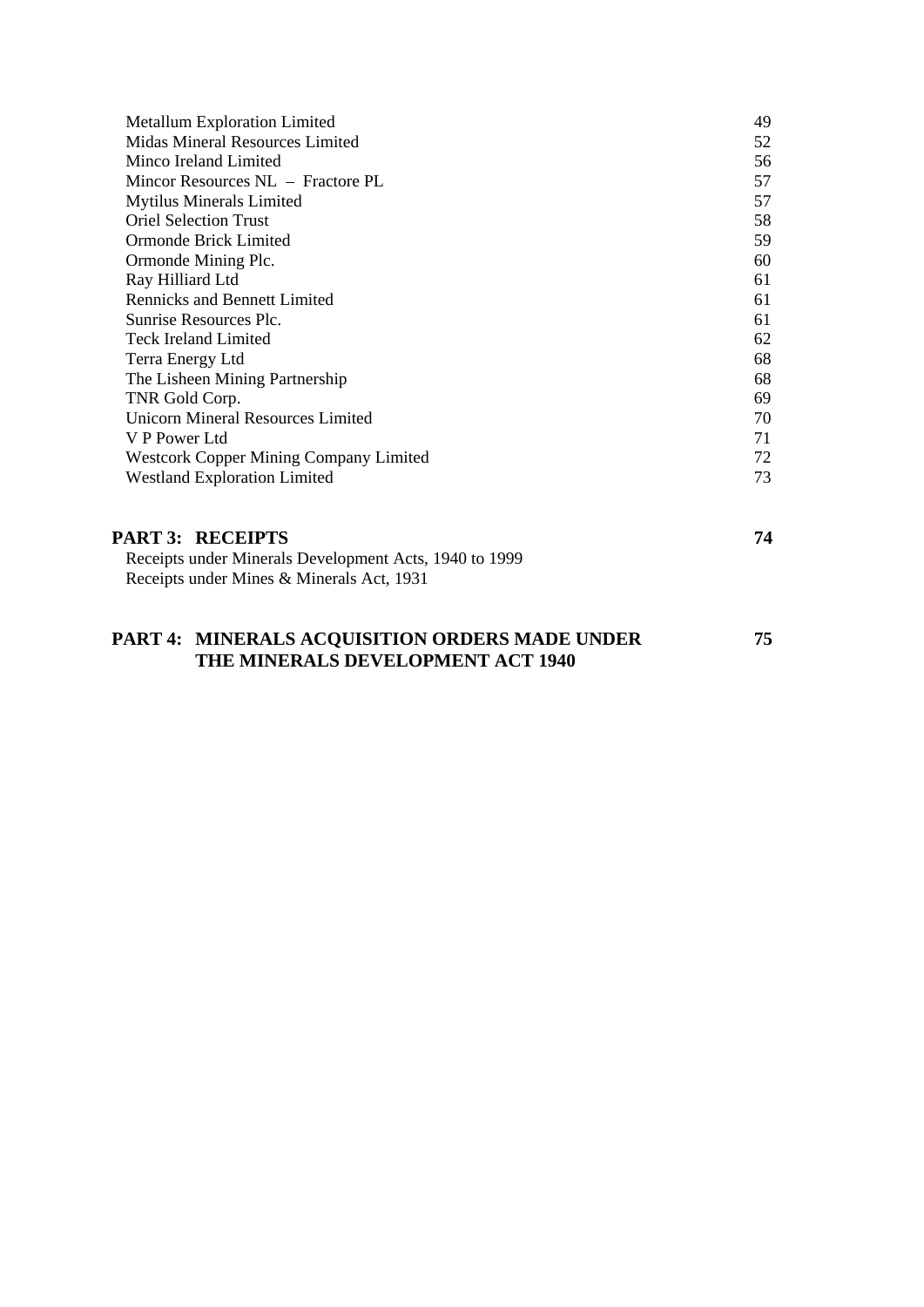| | |
|---|---|
| Metallum Exploration Limited | 49 |
| Midas Mineral Resources Limited | 52 |
| Minco Ireland Limited | 56 |
| Mincor Resources NL – Fractore PL | 57 |
| Mytilus Minerals Limited | 57 |
| Oriel Selection Trust | 58 |
| Ormonde Brick Limited | 59 |
| Ormonde Mining Plc. | 60 |
| Ray Hilliard Ltd | 61 |
| Rennicks and Bennett Limited | 61 |
| Sunrise Resources Plc. | 61 |
| Teck Ireland Limited | 62 |
| Terra Energy Ltd | 68 |
| The Lisheen Mining Partnership | 68 |
| TNR Gold Corp. | 69 |
| Unicorn Mineral Resources Limited | 70 |
| V P Power Ltd | 71 |
| Westcork Copper Mining Company Limited | 72 |
| Westland Exploration Limited | 73 |

**PART 3: RECEIPTS** **74**

Receipts under Minerals Development Acts, 1940 to 1999
Receipts under Mines & Minerals Act, 1931

**PART 4: MINERALS ACQUISITION ORDERS MADE UNDER THE MINERALS DEVELOPMENT ACT 1940** **75**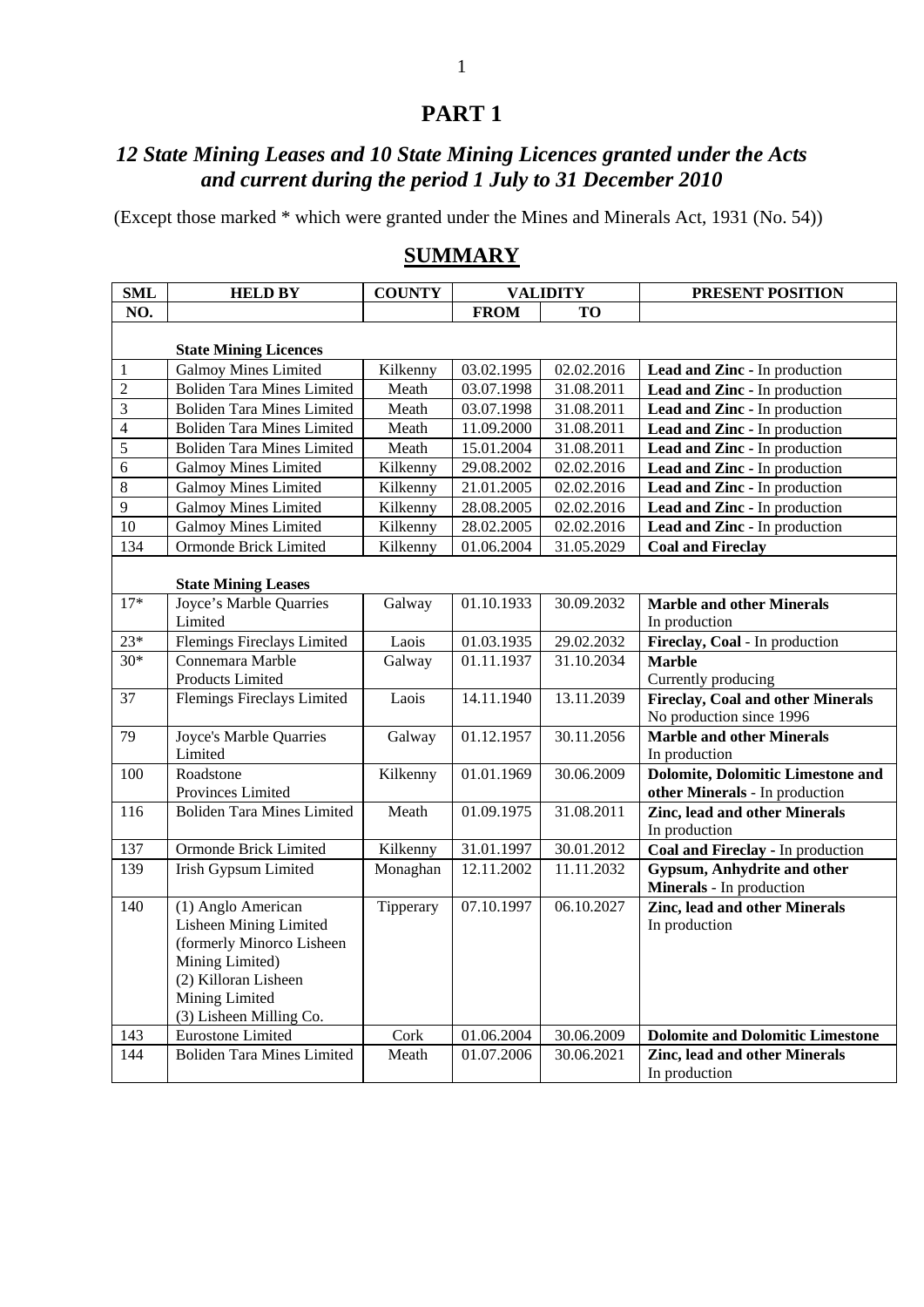# PART 1

## *12 State Mining Leases and 10 State Mining Licences granted under the Acts and current during the period 1 July to 31 December 2010*

(Except those marked * which were granted under the Mines and Minerals Act, 1931 (No. 54))

## SUMMARY

| SML NO. | HELD BY | COUNTY | VALIDITY FROM | VALIDITY TO | PRESENT POSITION |
|---|---|---|---|---|---|
| | **State Mining Licences** | | | | |
| 1 | Galmoy Mines Limited | Kilkenny | 03.02.1995 | 02.02.2016 | **Lead and Zinc** - In production |
| 2 | Boliden Tara Mines Limited | Meath | 03.07.1998 | 31.08.2011 | **Lead and Zinc** - In production |
| 3 | Boliden Tara Mines Limited | Meath | 03.07.1998 | 31.08.2011 | **Lead and Zinc** - In production |
| 4 | Boliden Tara Mines Limited | Meath | 11.09.2000 | 31.08.2011 | **Lead and Zinc** - In production |
| 5 | Boliden Tara Mines Limited | Meath | 15.01.2004 | 31.08.2011 | **Lead and Zinc** - In production |
| 6 | Galmoy Mines Limited | Kilkenny | 29.08.2002 | 02.02.2016 | **Lead and Zinc** - In production |
| 8 | Galmoy Mines Limited | Kilkenny | 21.01.2005 | 02.02.2016 | **Lead and Zinc** - In production |
| 9 | Galmoy Mines Limited | Kilkenny | 28.08.2005 | 02.02.2016 | **Lead and Zinc** - In production |
| 10 | Galmoy Mines Limited | Kilkenny | 28.02.2005 | 02.02.2016 | **Lead and Zinc** - In production |
| 134 | Ormonde Brick Limited | Kilkenny | 01.06.2004 | 31.05.2029 | **Coal and Fireclay** |
| | **State Mining Leases** | | | | |
| 17* | Joyce's Marble Quarries Limited | Galway | 01.10.1933 | 30.09.2032 | **Marble and other Minerals** In production |
| 23* | Flemings Fireclays Limited | Laois | 01.03.1935 | 29.02.2032 | **Fireclay, Coal** - In production |
| 30* | Connemara Marble Products Limited | Galway | 01.11.1937 | 31.10.2034 | **Marble** Currently producing |
| 37 | Flemings Fireclays Limited | Laois | 14.11.1940 | 13.11.2039 | **Fireclay, Coal and other Minerals** No production since 1996 |
| 79 | Joyce's Marble Quarries Limited | Galway | 01.12.1957 | 30.11.2056 | **Marble and other Minerals** In production |
| 100 | Roadstone Provinces Limited | Kilkenny | 01.01.1969 | 30.06.2009 | **Dolomite, Dolomitic Limestone and other Minerals** - In production |
| 116 | Boliden Tara Mines Limited | Meath | 01.09.1975 | 31.08.2011 | **Zinc, lead and other Minerals** In production |
| 137 | Ormonde Brick Limited | Kilkenny | 31.01.1997 | 30.01.2012 | **Coal and Fireclay** - In production |
| 139 | Irish Gypsum Limited | Monaghan | 12.11.2002 | 11.11.2032 | **Gypsum, Anhydrite and other Minerals** - In production |
| 140 | (1) Anglo American Lisheen Mining Limited (formerly Minorco Lisheen Mining Limited) (2) Killoran Lisheen Mining Limited (3) Lisheen Milling Co. | Tipperary | 07.10.1997 | 06.10.2027 | **Zinc, lead and other Minerals** In production |
| 143 | Eurostone Limited | Cork | 01.06.2004 | 30.06.2009 | **Dolomite and Dolomitic Limestone** |
| 144 | Boliden Tara Mines Limited | Meath | 01.07.2006 | 30.06.2021 | **Zinc, lead and other Minerals** In production |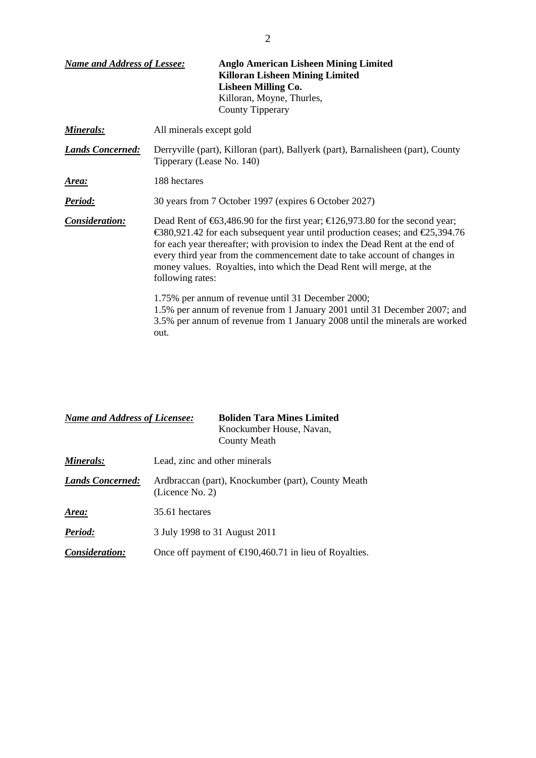***Name and Address of Lessee:*** **Anglo American Lisheen Mining Limited**
**Killoran Lisheen Mining Limited**
**Lisheen Milling Co.**
Killoran, Moyne, Thurles,
County Tipperary

***Minerals:*** All minerals except gold

***Lands Concerned:*** Derryville (part), Killoran (part), Ballyerk (part), Barnalisheen (part), County Tipperary (Lease No. 140)

***Area:*** 188 hectares

***Period:*** 30 years from 7 October 1997 (expires 6 October 2027)

***Consideration:*** Dead Rent of €63,486.90 for the first year; €126,973.80 for the second year; €380,921.42 for each subsequent year until production ceases; and €25,394.76 for each year thereafter; with provision to index the Dead Rent at the end of every third year from the commencement date to take account of changes in money values. Royalties, into which the Dead Rent will merge, at the following rates:

1.75% per annum of revenue until 31 December 2000;
1.5% per annum of revenue from 1 January 2001 until 31 December 2007; and
3.5% per annum of revenue from 1 January 2008 until the minerals are worked out.

***Name and Address of Licensee:*** **Boliden Tara Mines Limited**
Knockumber House, Navan,
County Meath

***Minerals:*** Lead, zinc and other minerals

***Lands Concerned:*** Ardbraccan (part), Knockumber (part), County Meath (Licence No. 2)

***Area:*** 35.61 hectares

***Period:*** 3 July 1998 to 31 August 2011

***Consideration:*** Once off payment of €190,460.71 in lieu of Royalties.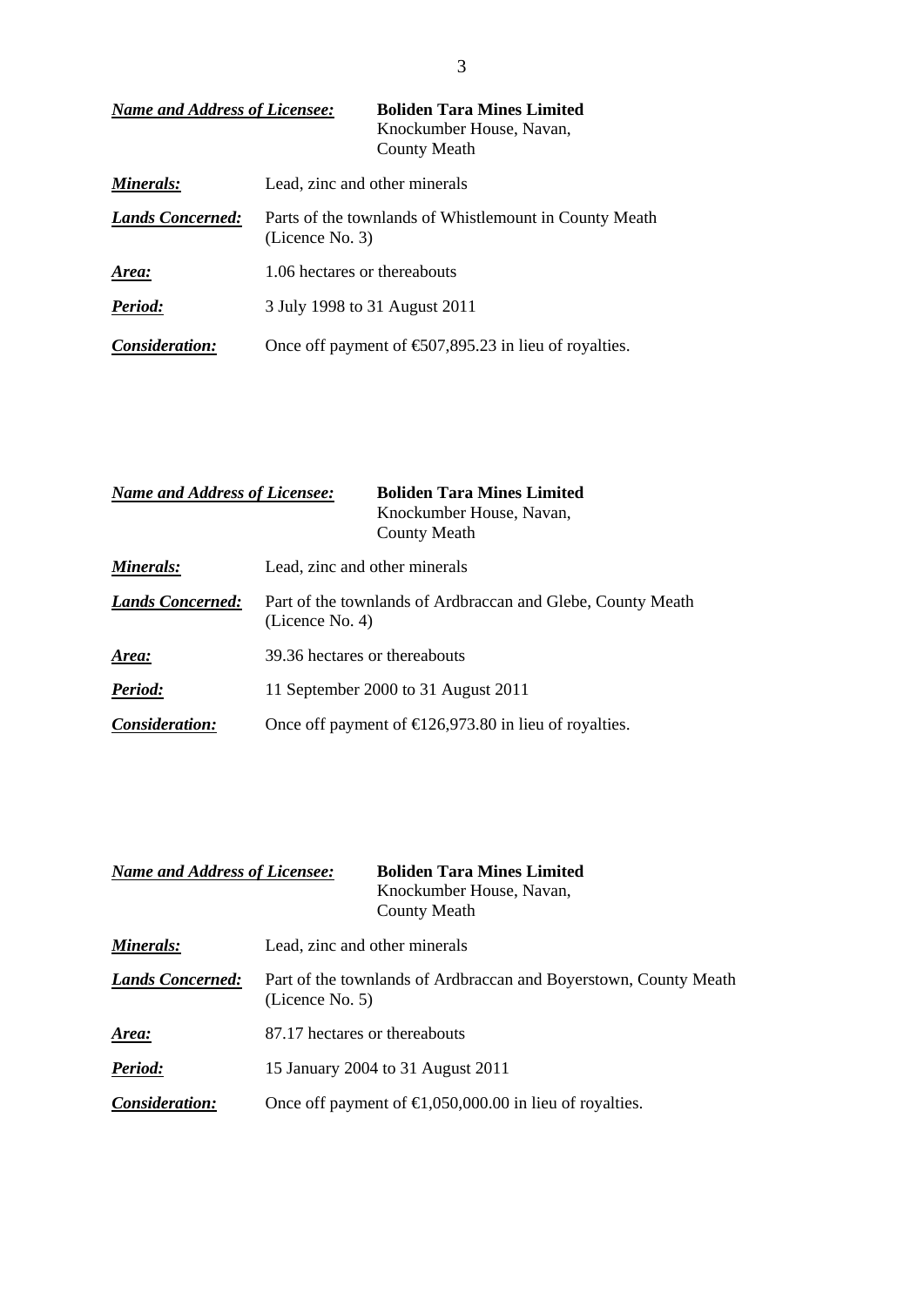***Name and Address of Licensee:*** **Boliden Tara Mines Limited**
Knockumber House, Navan,
County Meath

***Minerals:*** Lead, zinc and other minerals

***Lands Concerned:*** Parts of the townlands of Whistlemount in County Meath (Licence No. 3)

***Area:*** 1.06 hectares or thereabouts

***Period:*** 3 July 1998 to 31 August 2011

***Consideration:*** Once off payment of €507,895.23 in lieu of royalties.

***Name and Address of Licensee:*** **Boliden Tara Mines Limited**
Knockumber House, Navan,
County Meath

***Minerals:*** Lead, zinc and other minerals

***Lands Concerned:*** Part of the townlands of Ardbraccan and Glebe, County Meath (Licence No. 4)

***Area:*** 39.36 hectares or thereabouts

***Period:*** 11 September 2000 to 31 August 2011

***Consideration:*** Once off payment of €126,973.80 in lieu of royalties.

***Name and Address of Licensee:*** **Boliden Tara Mines Limited**
Knockumber House, Navan,
County Meath

***Minerals:*** Lead, zinc and other minerals

***Lands Concerned:*** Part of the townlands of Ardbraccan and Boyerstown, County Meath (Licence No. 5)

***Area:*** 87.17 hectares or thereabouts

***Period:*** 15 January 2004 to 31 August 2011

***Consideration:*** Once off payment of €1,050,000.00 in lieu of royalties.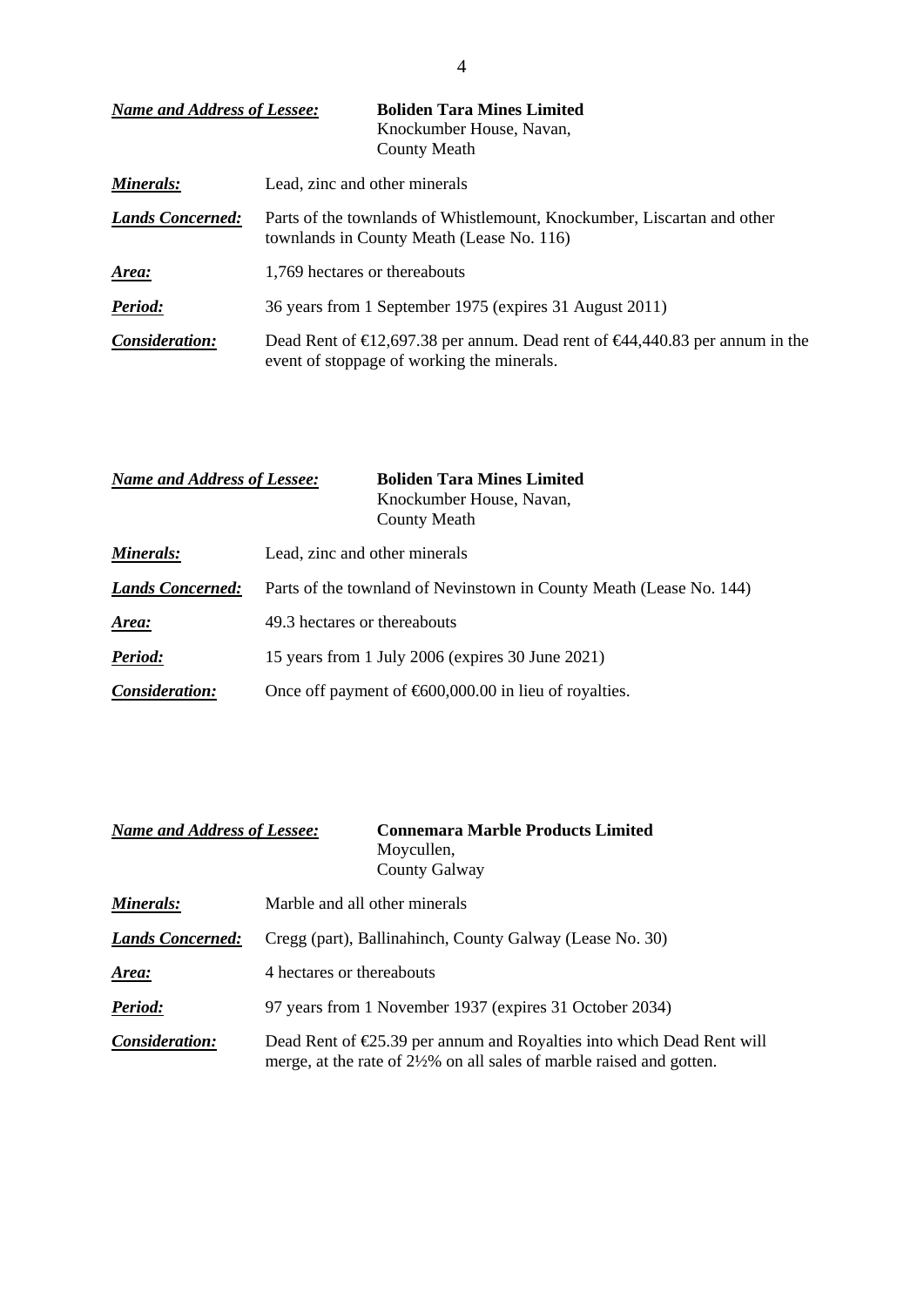***Name and Address of Lessee:*** **Boliden Tara Mines Limited**
Knockumber House, Navan,
County Meath

***Minerals:*** Lead, zinc and other minerals

***Lands Concerned:*** Parts of the townlands of Whistlemount, Knockumber, Liscartan and other townlands in County Meath (Lease No. 116)

***Area:*** 1,769 hectares or thereabouts

***Period:*** 36 years from 1 September 1975 (expires 31 August 2011)

***Consideration:*** Dead Rent of €12,697.38 per annum. Dead rent of €44,440.83 per annum in the event of stoppage of working the minerals.

***Name and Address of Lessee:*** **Boliden Tara Mines Limited**
Knockumber House, Navan,
County Meath

***Minerals:*** Lead, zinc and other minerals

***Lands Concerned:*** Parts of the townland of Nevinstown in County Meath (Lease No. 144)

***Area:*** 49.3 hectares or thereabouts

***Period:*** 15 years from 1 July 2006 (expires 30 June 2021)

***Consideration:*** Once off payment of €600,000.00 in lieu of royalties.

***Name and Address of Lessee:*** **Connemara Marble Products Limited**
Moycullen,
County Galway

***Minerals:*** Marble and all other minerals

***Lands Concerned:*** Cregg (part), Ballinahinch, County Galway (Lease No. 30)

***Area:*** 4 hectares or thereabouts

***Period:*** 97 years from 1 November 1937 (expires 31 October 2034)

***Consideration:*** Dead Rent of €25.39 per annum and Royalties into which Dead Rent will merge, at the rate of 2½% on all sales of marble raised and gotten.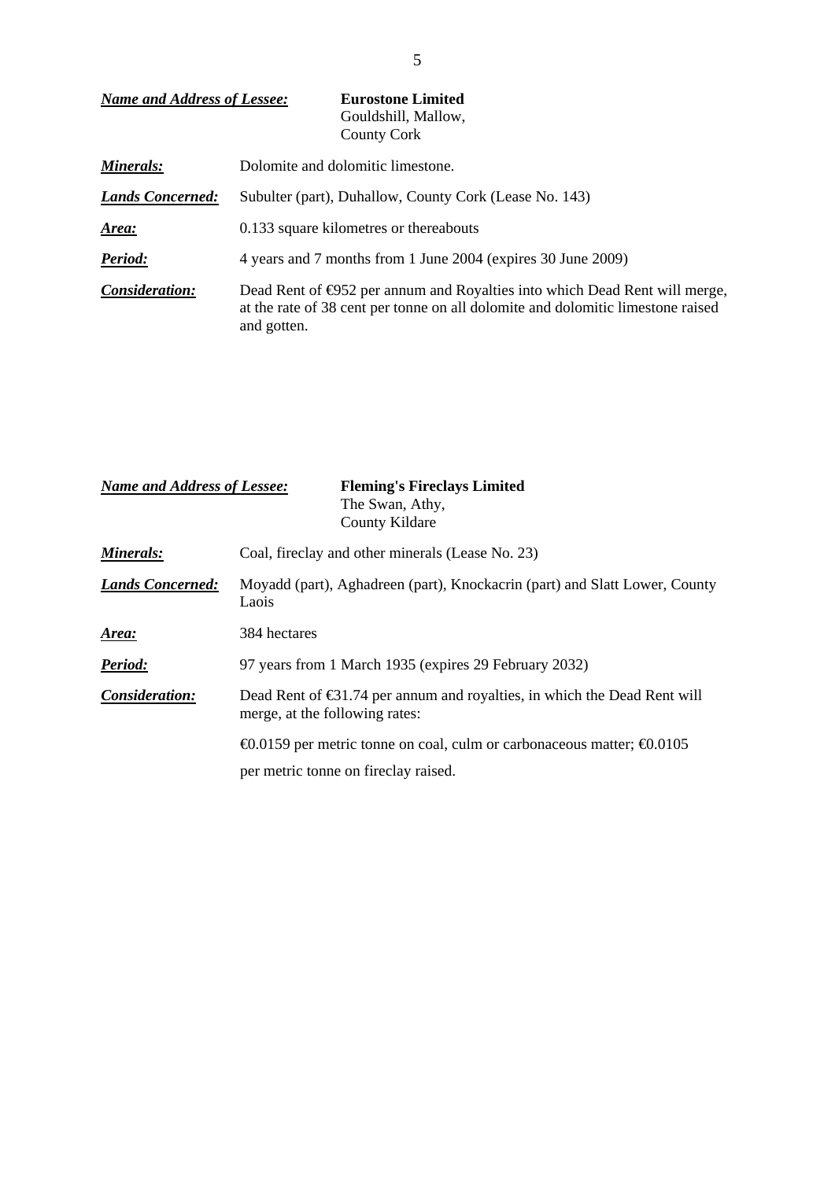***Name and Address of Lessee:*** **Eurostone Limited**
Gouldshill, Mallow,
County Cork

***Minerals:*** Dolomite and dolomitic limestone.

***Lands Concerned:*** Subulter (part), Duhallow, County Cork (Lease No. 143)

***Area:*** 0.133 square kilometres or thereabouts

***Period:*** 4 years and 7 months from 1 June 2004 (expires 30 June 2009)

***Consideration:*** Dead Rent of €952 per annum and Royalties into which Dead Rent will merge, at the rate of 38 cent per tonne on all dolomite and dolomitic limestone raised and gotten.

***Name and Address of Lessee:*** **Fleming's Fireclays Limited**
The Swan, Athy,
County Kildare

***Minerals:*** Coal, fireclay and other minerals (Lease No. 23)

***Lands Concerned:*** Moyadd (part), Aghadreen (part), Knockacrin (part) and Slatt Lower, County Laois

***Area:*** 384 hectares

***Period:*** 97 years from 1 March 1935 (expires 29 February 2032)

***Consideration:*** Dead Rent of €31.74 per annum and royalties, in which the Dead Rent will merge, at the following rates:

€0.0159 per metric tonne on coal, culm or carbonaceous matter; €0.0105 per metric tonne on fireclay raised.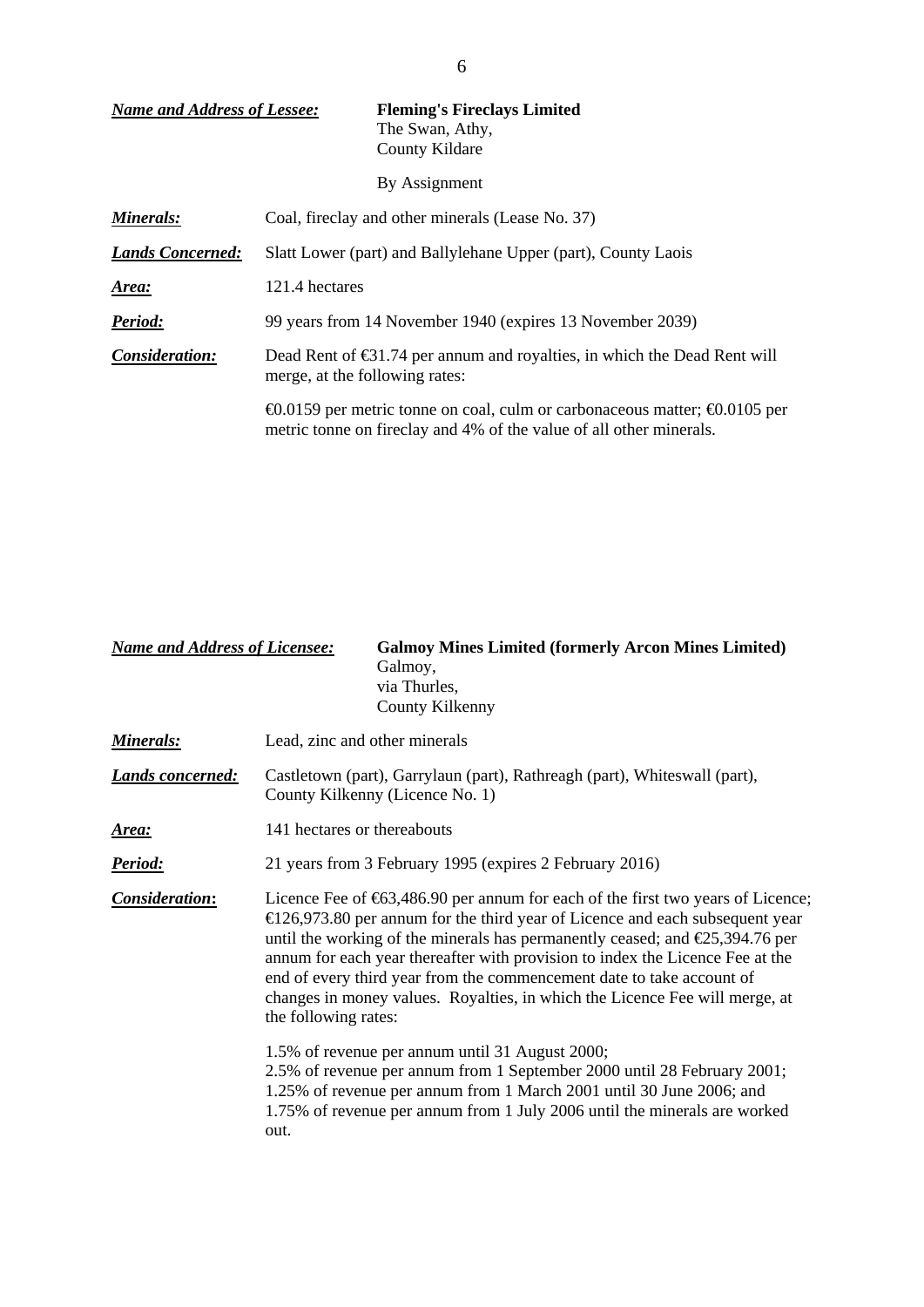***Name and Address of Lessee:*** **Fleming's Fireclays Limited**
The Swan, Athy,
County Kildare

By Assignment

***Minerals:*** Coal, fireclay and other minerals (Lease No. 37)

***Lands Concerned:*** Slatt Lower (part) and Ballylehane Upper (part), County Laois

***Area:*** 121.4 hectares

***Period:*** 99 years from 14 November 1940 (expires 13 November 2039)

***Consideration:*** Dead Rent of €31.74 per annum and royalties, in which the Dead Rent will merge, at the following rates:

€0.0159 per metric tonne on coal, culm or carbonaceous matter; €0.0105 per metric tonne on fireclay and 4% of the value of all other minerals.

***Name and Address of Licensee:*** **Galmoy Mines Limited (formerly Arcon Mines Limited)**
Galmoy,
via Thurles,
County Kilkenny

***Minerals:*** Lead, zinc and other minerals

***Lands concerned:*** Castletown (part), Garrylaun (part), Rathreagh (part), Whiteswall (part), County Kilkenny (Licence No. 1)

***Area:*** 141 hectares or thereabouts

***Period:*** 21 years from 3 February 1995 (expires 2 February 2016)

***Consideration*:** Licence Fee of €63,486.90 per annum for each of the first two years of Licence; €126,973.80 per annum for the third year of Licence and each subsequent year until the working of the minerals has permanently ceased; and €25,394.76 per annum for each year thereafter with provision to index the Licence Fee at the end of every third year from the commencement date to take account of changes in money values. Royalties, in which the Licence Fee will merge, at the following rates:

1.5% of revenue per annum until 31 August 2000;
2.5% of revenue per annum from 1 September 2000 until 28 February 2001;
1.25% of revenue per annum from 1 March 2001 until 30 June 2006; and
1.75% of revenue per annum from 1 July 2006 until the minerals are worked out.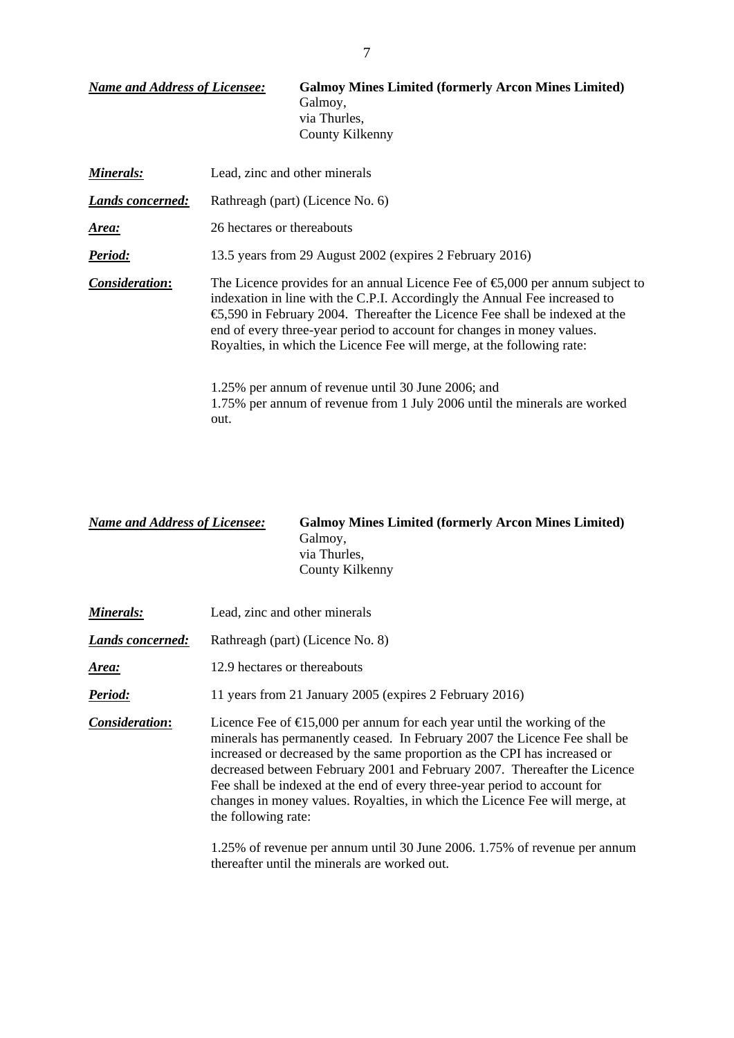***Name and Address of Licensee:*** **Galmoy Mines Limited (formerly Arcon Mines Limited)**
Galmoy,
via Thurles,
County Kilkenny

***Minerals:*** Lead, zinc and other minerals

***Lands concerned:*** Rathreagh (part) (Licence No. 6)

***Area:*** 26 hectares or thereabouts

***Period:*** 13.5 years from 29 August 2002 (expires 2 February 2016)

***Consideration*:** The Licence provides for an annual Licence Fee of €5,000 per annum subject to indexation in line with the C.P.I. Accordingly the Annual Fee increased to €5,590 in February 2004. Thereafter the Licence Fee shall be indexed at the end of every three-year period to account for changes in money values. Royalties, in which the Licence Fee will merge, at the following rate:

1.25% per annum of revenue until 30 June 2006; and
1.75% per annum of revenue from 1 July 2006 until the minerals are worked out.

***Name and Address of Licensee:*** **Galmoy Mines Limited (formerly Arcon Mines Limited)**
Galmoy,
via Thurles,
County Kilkenny

***Minerals:*** Lead, zinc and other minerals

***Lands concerned:*** Rathreagh (part) (Licence No. 8)

***Area:*** 12.9 hectares or thereabouts

***Period:*** 11 years from 21 January 2005 (expires 2 February 2016)

***Consideration*:** Licence Fee of €15,000 per annum for each year until the working of the minerals has permanently ceased. In February 2007 the Licence Fee shall be increased or decreased by the same proportion as the CPI has increased or decreased between February 2001 and February 2007. Thereafter the Licence Fee shall be indexed at the end of every three-year period to account for changes in money values. Royalties, in which the Licence Fee will merge, at the following rate:

1.25% of revenue per annum until 30 June 2006. 1.75% of revenue per annum thereafter until the minerals are worked out.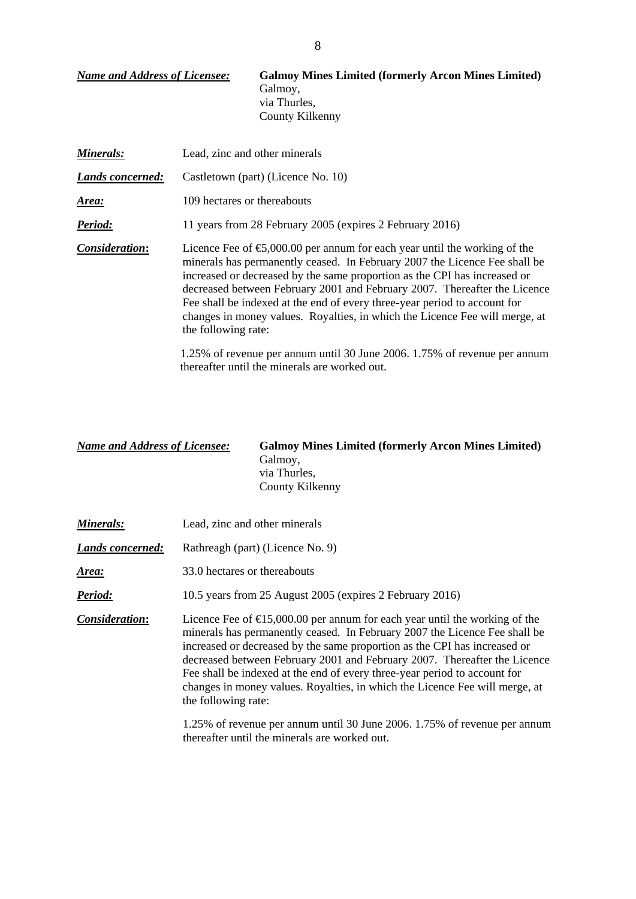***Name and Address of Licensee:*** **Galmoy Mines Limited (formerly Arcon Mines Limited)**
Galmoy,
via Thurles,
County Kilkenny

***Minerals:*** Lead, zinc and other minerals

***Lands concerned:*** Castletown (part) (Licence No. 10)

***Area:*** 109 hectares or thereabouts

***Period:*** 11 years from 28 February 2005 (expires 2 February 2016)

***Consideration*:** Licence Fee of €5,000.00 per annum for each year until the working of the minerals has permanently ceased. In February 2007 the Licence Fee shall be increased or decreased by the same proportion as the CPI has increased or decreased between February 2001 and February 2007. Thereafter the Licence Fee shall be indexed at the end of every three-year period to account for changes in money values. Royalties, in which the Licence Fee will merge, at the following rate:

1.25% of revenue per annum until 30 June 2006. 1.75% of revenue per annum thereafter until the minerals are worked out.

***Name and Address of Licensee:*** **Galmoy Mines Limited (formerly Arcon Mines Limited)**
Galmoy,
via Thurles,
County Kilkenny

***Minerals:*** Lead, zinc and other minerals

***Lands concerned:*** Rathreagh (part) (Licence No. 9)

***Area:*** 33.0 hectares or thereabouts

***Period:*** 10.5 years from 25 August 2005 (expires 2 February 2016)

***Consideration*:** Licence Fee of €15,000.00 per annum for each year until the working of the minerals has permanently ceased. In February 2007 the Licence Fee shall be increased or decreased by the same proportion as the CPI has increased or decreased between February 2001 and February 2007. Thereafter the Licence Fee shall be indexed at the end of every three-year period to account for changes in money values. Royalties, in which the Licence Fee will merge, at the following rate:

1.25% of revenue per annum until 30 June 2006. 1.75% of revenue per annum thereafter until the minerals are worked out.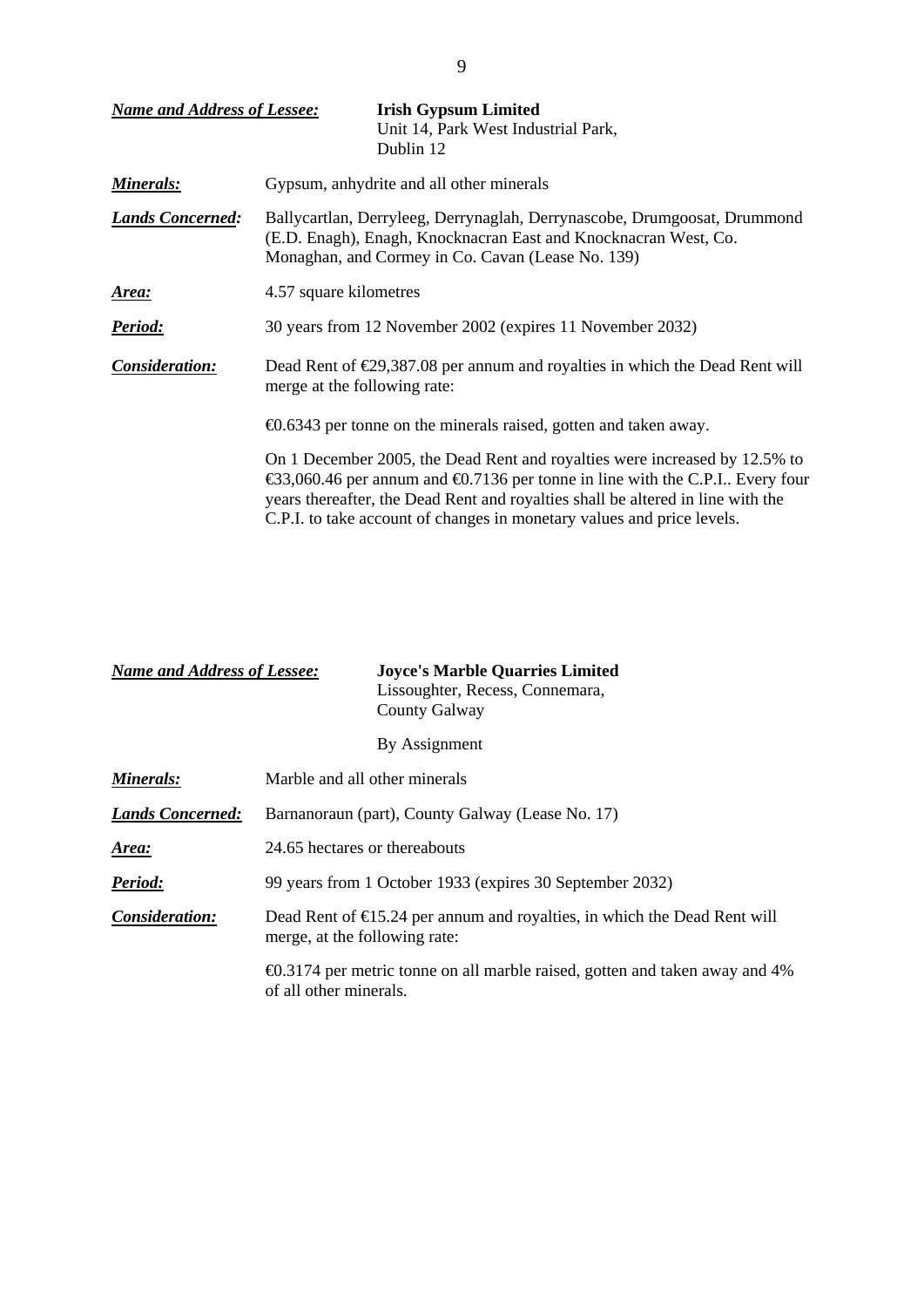***Name and Address of Lessee:*** **Irish Gypsum Limited**
Unit 14, Park West Industrial Park,
Dublin 12

***Minerals:*** Gypsum, anhydrite and all other minerals

***Lands Concerned:*** Ballycartlan, Derryleeg, Derrynaglah, Derrynascobe, Drumgoosat, Drummond (E.D. Enagh), Enagh, Knocknacran East and Knocknacran West, Co. Monaghan, and Cormey in Co. Cavan (Lease No. 139)

***Area:*** 4.57 square kilometres

***Period:*** 30 years from 12 November 2002 (expires 11 November 2032)

***Consideration:*** Dead Rent of €29,387.08 per annum and royalties in which the Dead Rent will merge at the following rate:

€0.6343 per tonne on the minerals raised, gotten and taken away.

On 1 December 2005, the Dead Rent and royalties were increased by 12.5% to €33,060.46 per annum and €0.7136 per tonne in line with the C.P.I.. Every four years thereafter, the Dead Rent and royalties shall be altered in line with the C.P.I. to take account of changes in monetary values and price levels.

***Name and Address of Lessee:*** **Joyce's Marble Quarries Limited**
Lissoughter, Recess, Connemara,
County Galway

By Assignment

***Minerals:*** Marble and all other minerals

***Lands Concerned:*** Barnanoraun (part), County Galway (Lease No. 17)

***Area:*** 24.65 hectares or thereabouts

***Period:*** 99 years from 1 October 1933 (expires 30 September 2032)

***Consideration:*** Dead Rent of €15.24 per annum and royalties, in which the Dead Rent will merge, at the following rate:

€0.3174 per metric tonne on all marble raised, gotten and taken away and 4% of all other minerals.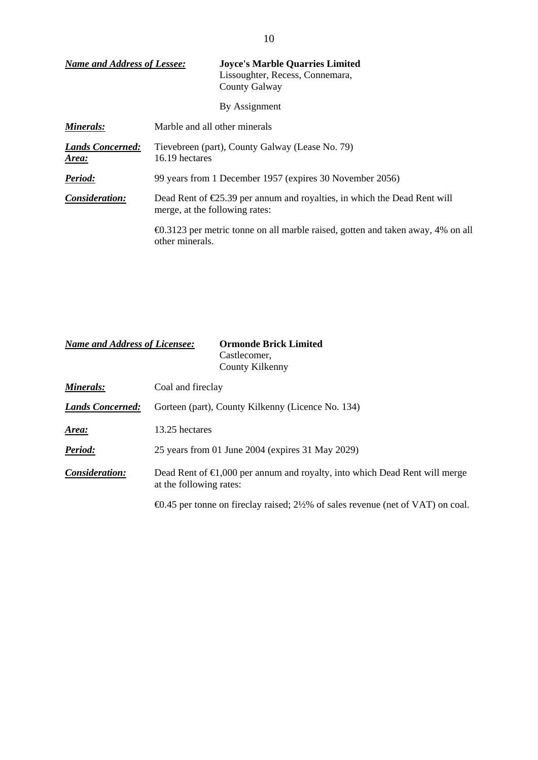***Name and Address of Lessee:*** **Joyce's Marble Quarries Limited**
Lissoughter, Recess, Connemara,
County Galway

By Assignment

***Minerals:*** Marble and all other minerals

***Lands Concerned:*** Tievebreen (part), County Galway (Lease No. 79)
***Area:*** 16.19 hectares

***Period:*** 99 years from 1 December 1957 (expires 30 November 2056)

***Consideration:*** Dead Rent of €25.39 per annum and royalties, in which the Dead Rent will merge, at the following rates:

€0.3123 per metric tonne on all marble raised, gotten and taken away, 4% on all other minerals.

***Name and Address of Licensee:*** **Ormonde Brick Limited**
Castlecomer,
County Kilkenny

***Minerals:*** Coal and fireclay

***Lands Concerned:*** Gorteen (part), County Kilkenny (Licence No. 134)

***Area:*** 13.25 hectares

***Period:*** 25 years from 01 June 2004 (expires 31 May 2029)

***Consideration:*** Dead Rent of €1,000 per annum and royalty, into which Dead Rent will merge at the following rates:

€0.45 per tonne on fireclay raised; 2½% of sales revenue (net of VAT) on coal.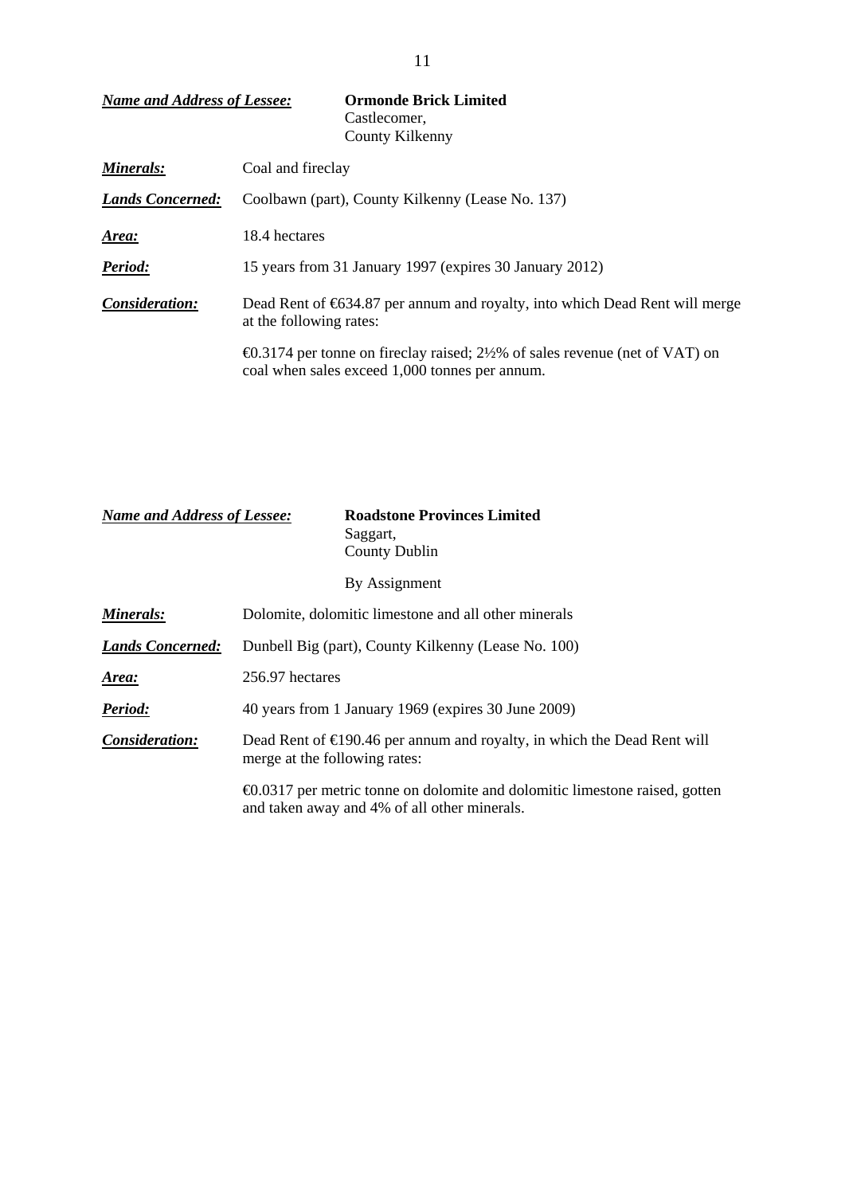***Name and Address of Lessee:*** **Ormonde Brick Limited**
Castlecomer,
County Kilkenny

***Minerals:*** Coal and fireclay

***Lands Concerned:*** Coolbawn (part), County Kilkenny (Lease No. 137)

***Area:*** 18.4 hectares

***Period:*** 15 years from 31 January 1997 (expires 30 January 2012)

***Consideration:*** Dead Rent of €634.87 per annum and royalty, into which Dead Rent will merge at the following rates:

€0.3174 per tonne on fireclay raised; 2½% of sales revenue (net of VAT) on coal when sales exceed 1,000 tonnes per annum.

***Name and Address of Lessee:*** **Roadstone Provinces Limited**
Saggart,
County Dublin

By Assignment

***Minerals:*** Dolomite, dolomitic limestone and all other minerals

***Lands Concerned:*** Dunbell Big (part), County Kilkenny (Lease No. 100)

***Area:*** 256.97 hectares

***Period:*** 40 years from 1 January 1969 (expires 30 June 2009)

***Consideration:*** Dead Rent of €190.46 per annum and royalty, in which the Dead Rent will merge at the following rates:

€0.0317 per metric tonne on dolomite and dolomitic limestone raised, gotten and taken away and 4% of all other minerals.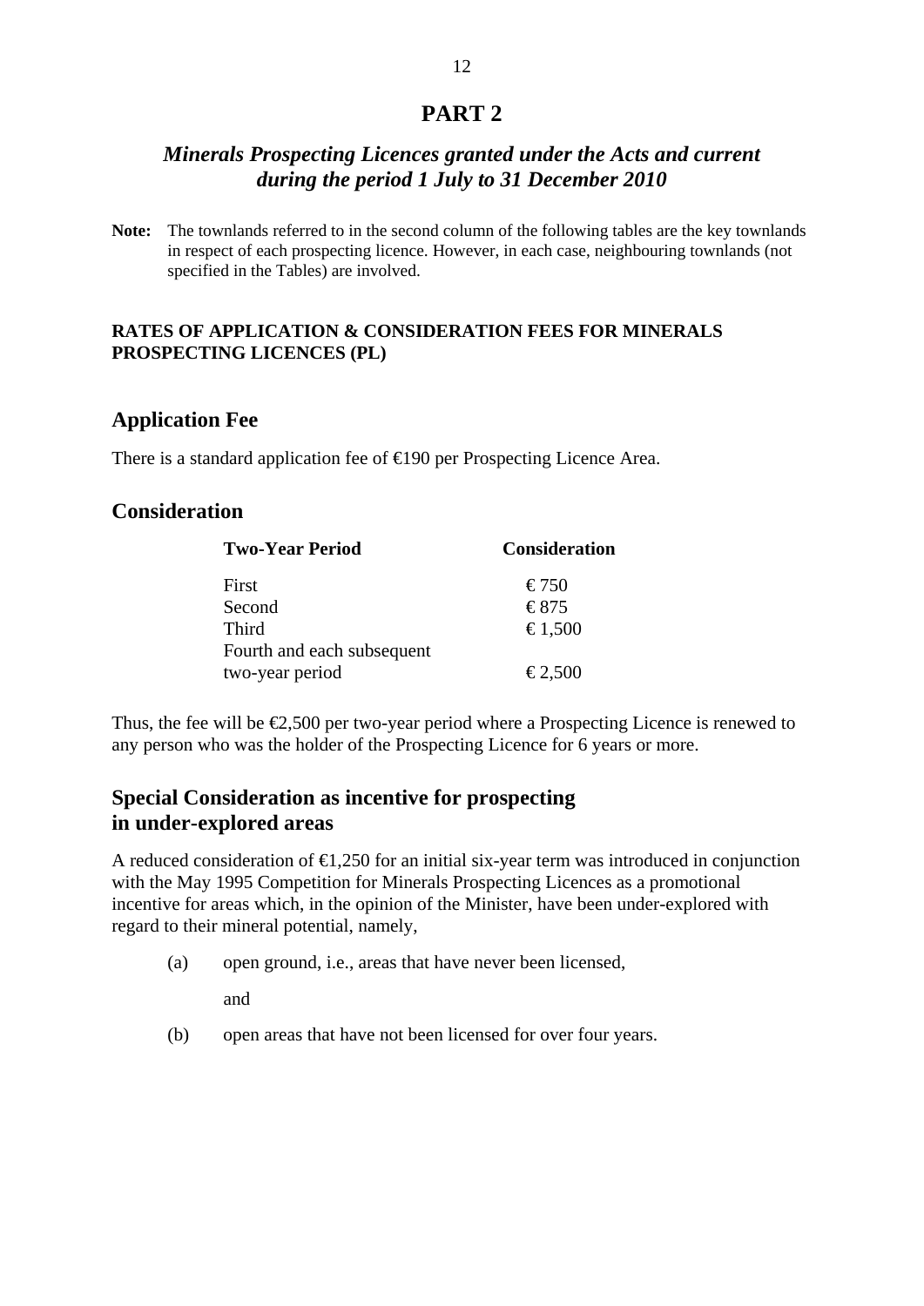# PART 2

## *Minerals Prospecting Licences granted under the Acts and current during the period 1 July to 31 December 2010*

**Note:** The townlands referred to in the second column of the following tables are the key townlands in respect of each prospecting licence. However, in each case, neighbouring townlands (not specified in the Tables) are involved.

**RATES OF APPLICATION & CONSIDERATION FEES FOR MINERALS PROSPECTING LICENCES (PL)**

### Application Fee

There is a standard application fee of €190 per Prospecting Licence Area.

### Consideration

| Two-Year Period | Consideration |
|---|---|
| First | € 750 |
| Second | € 875 |
| Third | € 1,500 |
| Fourth and each subsequent two-year period | € 2,500 |

Thus, the fee will be €2,500 per two-year period where a Prospecting Licence is renewed to any person who was the holder of the Prospecting Licence for 6 years or more.

### Special Consideration as incentive for prospecting in under-explored areas

A reduced consideration of €1,250 for an initial six-year term was introduced in conjunction with the May 1995 Competition for Minerals Prospecting Licences as a promotional incentive for areas which, in the opinion of the Minister, have been under-explored with regard to their mineral potential, namely,

(a) open ground, i.e., areas that have never been licensed,

and

(b) open areas that have not been licensed for over four years.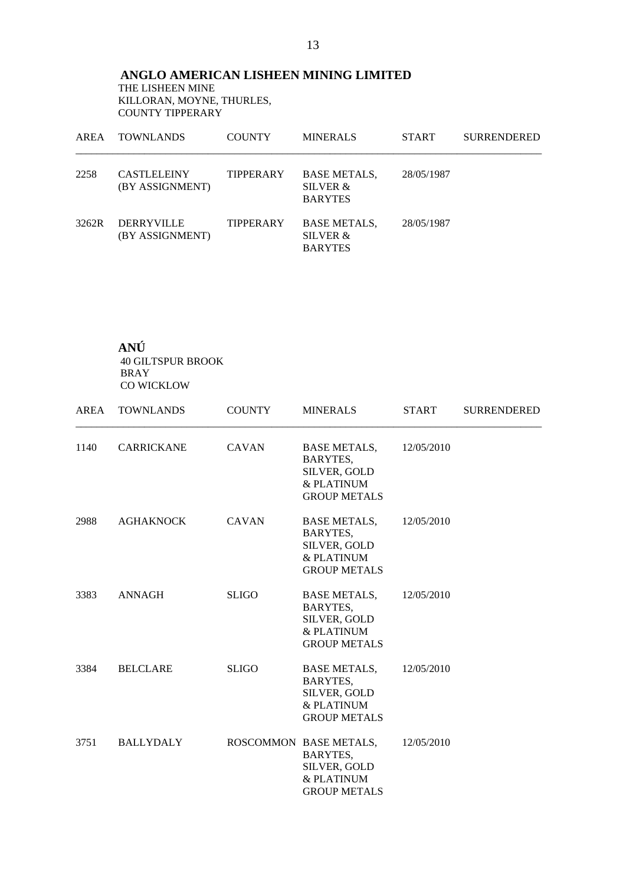## ANGLO AMERICAN LISHEEN MINING LIMITED

THE LISHEEN MINE
KILLORAN, MOYNE, THURLES,
COUNTY TIPPERARY

| AREA | TOWNLANDS | COUNTY | MINERALS | START | SURRENDERED |
|---|---|---|---|---|---|
| 2258 | CASTLELEINY (BY ASSIGNMENT) | TIPPERARY | BASE METALS, SILVER & BARYTES | 28/05/1987 | |
| 3262R | DERRYVILLE (BY ASSIGNMENT) | TIPPERARY | BASE METALS, SILVER & BARYTES | 28/05/1987 | |

## ANÚ

40 GILTSPUR BROOK
BRAY
CO WICKLOW

| AREA | TOWNLANDS | COUNTY | MINERALS | START | SURRENDERED |
|---|---|---|---|---|---|
| 1140 | CARRICKANE | CAVAN | BASE METALS, BARYTES, SILVER, GOLD & PLATINUM GROUP METALS | 12/05/2010 | |
| 2988 | AGHAKNOCK | CAVAN | BASE METALS, BARYTES, SILVER, GOLD & PLATINUM GROUP METALS | 12/05/2010 | |
| 3383 | ANNAGH | SLIGO | BASE METALS, BARYTES, SILVER, GOLD & PLATINUM GROUP METALS | 12/05/2010 | |
| 3384 | BELCLARE | SLIGO | BASE METALS, BARYTES, SILVER, GOLD & PLATINUM GROUP METALS | 12/05/2010 | |
| 3751 | BALLYDALY | ROSCOMMON | BASE METALS, BARYTES, SILVER, GOLD & PLATINUM GROUP METALS | 12/05/2010 | |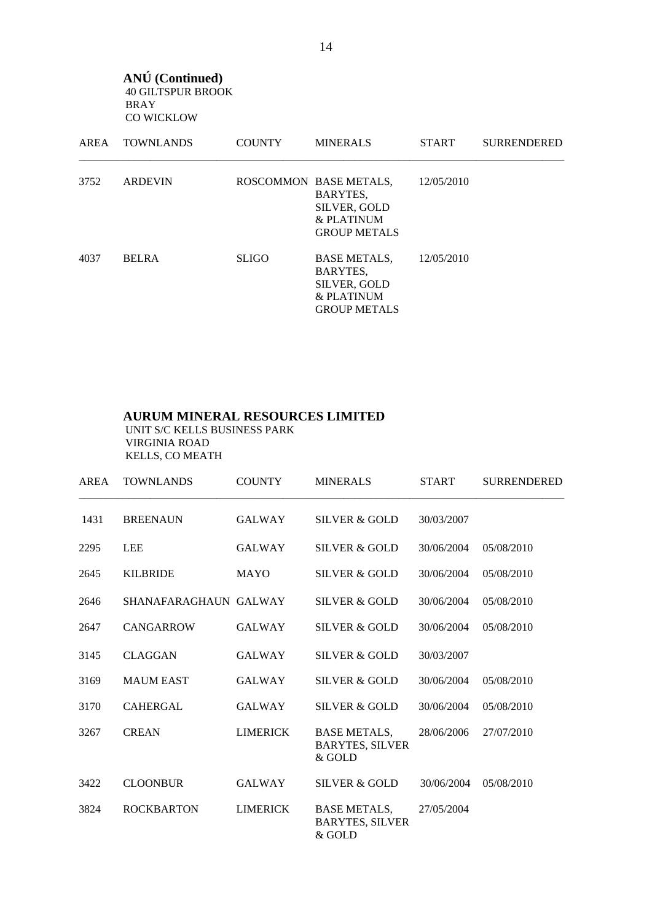**ANÚ (Continued)**
40 GILTSPUR BROOK
BRAY
CO WICKLOW

| AREA | TOWNLANDS | COUNTY | MINERALS | START | SURRENDERED |
|---|---|---|---|---|---|
| 3752 | ARDEVIN | ROSCOMMON | BASE METALS, BARYTES, SILVER, GOLD & PLATINUM GROUP METALS | 12/05/2010 | |
| 4037 | BELRA | SLIGO | BASE METALS, BARYTES, SILVER, GOLD & PLATINUM GROUP METALS | 12/05/2010 | |

**AURUM MINERAL RESOURCES LIMITED**
UNIT S/C KELLS BUSINESS PARK
VIRGINIA ROAD
KELLS, CO MEATH

| AREA | TOWNLANDS | COUNTY | MINERALS | START | SURRENDERED |
|---|---|---|---|---|---|
| 1431 | BREENAUN | GALWAY | SILVER & GOLD | 30/03/2007 | |
| 2295 | LEE | GALWAY | SILVER & GOLD | 30/06/2004 | 05/08/2010 |
| 2645 | KILBRIDE | MAYO | SILVER & GOLD | 30/06/2004 | 05/08/2010 |
| 2646 | SHANAFARAGHAUN | GALWAY | SILVER & GOLD | 30/06/2004 | 05/08/2010 |
| 2647 | CANGARROW | GALWAY | SILVER & GOLD | 30/06/2004 | 05/08/2010 |
| 3145 | CLAGGAN | GALWAY | SILVER & GOLD | 30/03/2007 | |
| 3169 | MAUM EAST | GALWAY | SILVER & GOLD | 30/06/2004 | 05/08/2010 |
| 3170 | CAHERGAL | GALWAY | SILVER & GOLD | 30/06/2004 | 05/08/2010 |
| 3267 | CREAN | LIMERICK | BASE METALS, BARYTES, SILVER & GOLD | 28/06/2006 | 27/07/2010 |
| 3422 | CLOONBUR | GALWAY | SILVER & GOLD | 30/06/2004 | 05/08/2010 |
| 3824 | ROCKBARTON | LIMERICK | BASE METALS, BARYTES, SILVER & GOLD | 27/05/2004 | |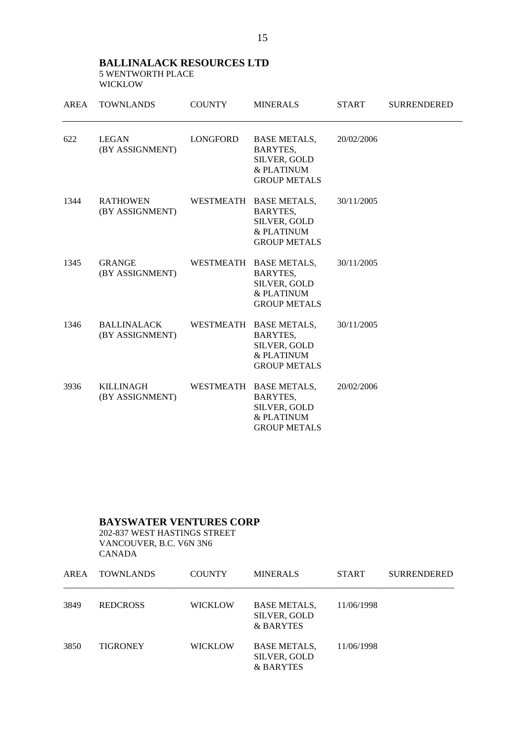**BALLINALACK RESOURCES LTD**
5 WENTWORTH PLACE
WICKLOW

| AREA | TOWNLANDS | COUNTY | MINERALS | START | SURRENDERED |
|---|---|---|---|---|---|
| 622 | LEGAN (BY ASSIGNMENT) | LONGFORD | BASE METALS, BARYTES, SILVER, GOLD & PLATINUM GROUP METALS | 20/02/2006 | |
| 1344 | RATHOWEN (BY ASSIGNMENT) | WESTMEATH | BASE METALS, BARYTES, SILVER, GOLD & PLATINUM GROUP METALS | 30/11/2005 | |
| 1345 | GRANGE (BY ASSIGNMENT) | WESTMEATH | BASE METALS, BARYTES, SILVER, GOLD & PLATINUM GROUP METALS | 30/11/2005 | |
| 1346 | BALLINALACK (BY ASSIGNMENT) | WESTMEATH | BASE METALS, BARYTES, SILVER, GOLD & PLATINUM GROUP METALS | 30/11/2005 | |
| 3936 | KILLINAGH (BY ASSIGNMENT) | WESTMEATH | BASE METALS, BARYTES, SILVER, GOLD & PLATINUM GROUP METALS | 20/02/2006 | |

**BAYSWATER VENTURES CORP**
202-837 WEST HASTINGS STREET
VANCOUVER, B.C. V6N 3N6
CANADA

| AREA | TOWNLANDS | COUNTY | MINERALS | START | SURRENDERED |
|---|---|---|---|---|---|
| 3849 | REDCROSS | WICKLOW | BASE METALS, SILVER, GOLD & BARYTES | 11/06/1998 | |
| 3850 | TIGRONEY | WICKLOW | BASE METALS, SILVER, GOLD & BARYTES | 11/06/1998 | |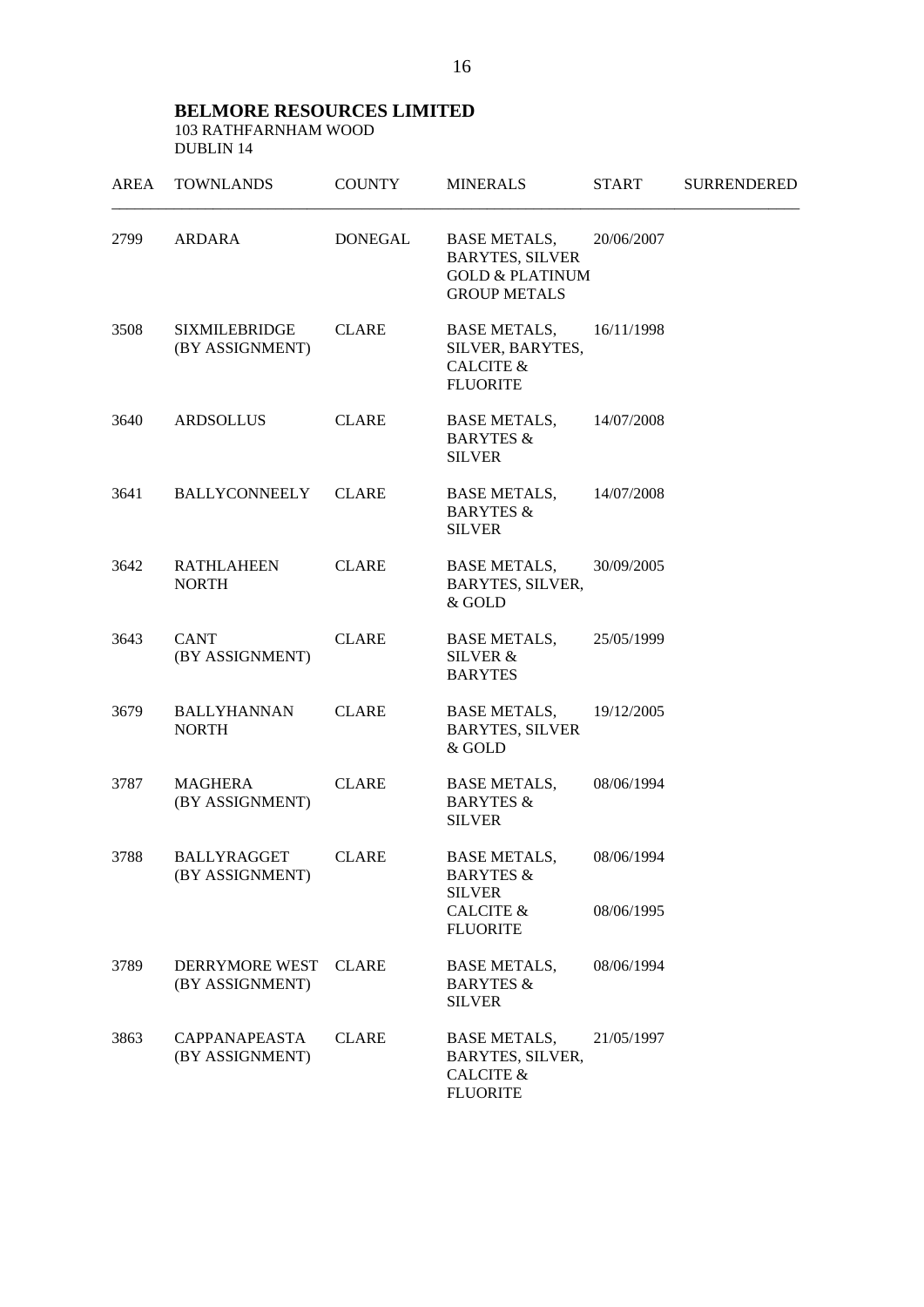**BELMORE RESOURCES LIMITED**
103 RATHFARNHAM WOOD
DUBLIN 14

| AREA | TOWNLANDS | COUNTY | MINERALS | START | SURRENDERED |
|---|---|---|---|---|---|
| 2799 | ARDARA | DONEGAL | BASE METALS, BARYTES, SILVER GOLD & PLATINUM GROUP METALS | 20/06/2007 | |
| 3508 | SIXMILEBRIDGE (BY ASSIGNMENT) | CLARE | BASE METALS, SILVER, BARYTES, CALCITE & FLUORITE | 16/11/1998 | |
| 3640 | ARDSOLLUS | CLARE | BASE METALS, BARYTES & SILVER | 14/07/2008 | |
| 3641 | BALLYCONNEELY | CLARE | BASE METALS, BARYTES & SILVER | 14/07/2008 | |
| 3642 | RATHLAHEEN NORTH | CLARE | BASE METALS, BARYTES, SILVER, & GOLD | 30/09/2005 | |
| 3643 | CANT (BY ASSIGNMENT) | CLARE | BASE METALS, SILVER & BARYTES | 25/05/1999 | |
| 3679 | BALLYHANNAN NORTH | CLARE | BASE METALS, BARYTES, SILVER & GOLD | 19/12/2005 | |
| 3787 | MAGHERA (BY ASSIGNMENT) | CLARE | BASE METALS, BARYTES & SILVER | 08/06/1994 | |
| 3788 | BALLYRAGGET (BY ASSIGNMENT) | CLARE | BASE METALS, BARYTES & SILVER | 08/06/1994 | |
| | | | CALCITE & FLUORITE | 08/06/1995 | |
| 3789 | DERRYMORE WEST (BY ASSIGNMENT) | CLARE | BASE METALS, BARYTES & SILVER | 08/06/1994 | |
| 3863 | CAPPANAPEASTA (BY ASSIGNMENT) | CLARE | BASE METALS, BARYTES, SILVER, CALCITE & FLUORITE | 21/05/1997 | |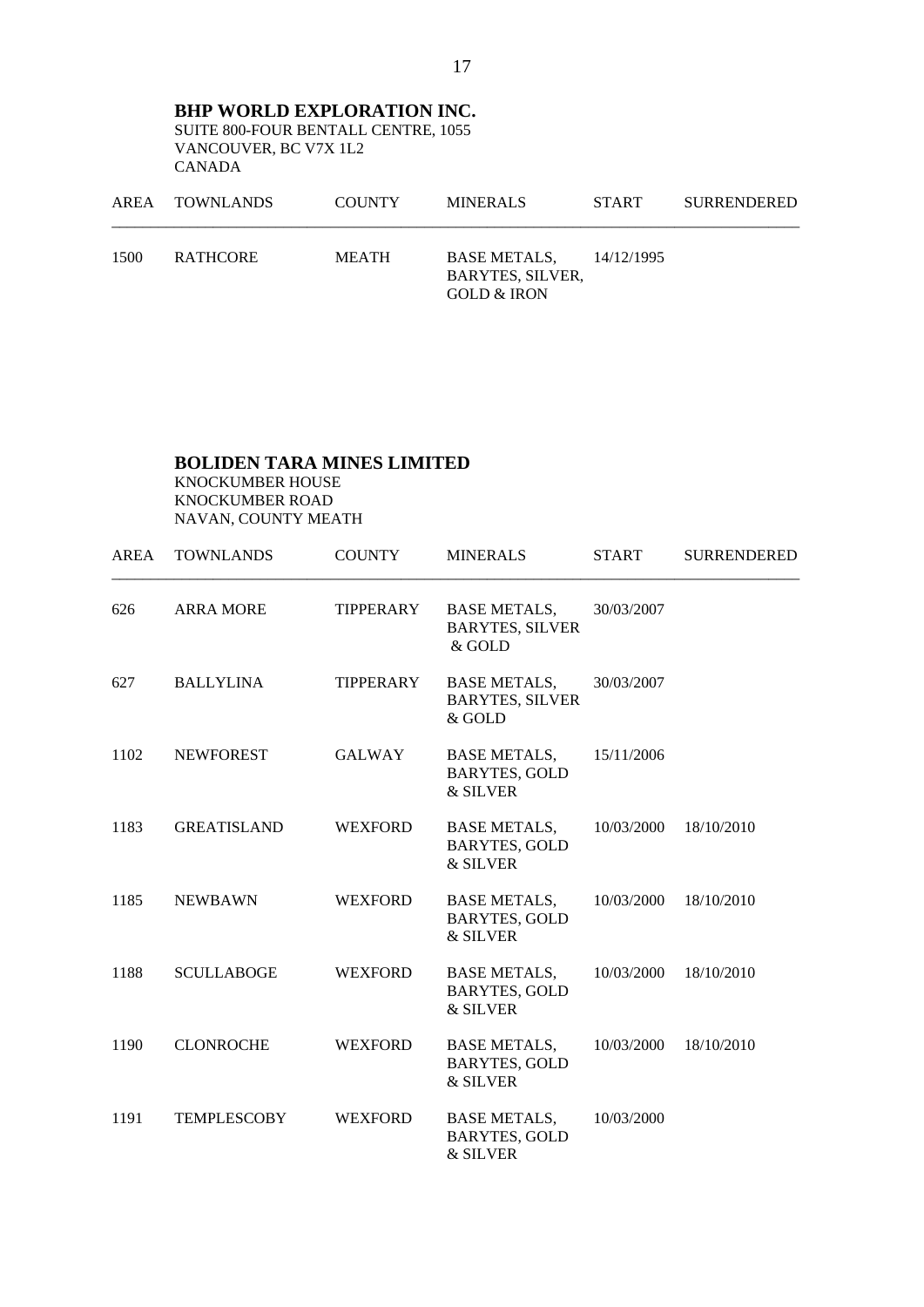**BHP WORLD EXPLORATION INC.**
SUITE 800-FOUR BENTALL CENTRE, 1055
VANCOUVER, BC V7X 1L2
CANADA

| AREA | TOWNLANDS | COUNTY | MINERALS | START | SURRENDERED |
|---|---|---|---|---|---|
| 1500 | RATHCORE | MEATH | BASE METALS, BARYTES, SILVER, GOLD & IRON | 14/12/1995 | |

**BOLIDEN TARA MINES LIMITED**
KNOCKUMBER HOUSE
KNOCKUMBER ROAD
NAVAN, COUNTY MEATH

| AREA | TOWNLANDS | COUNTY | MINERALS | START | SURRENDERED |
|---|---|---|---|---|---|
| 626 | ARRA MORE | TIPPERARY | BASE METALS, BARYTES, SILVER & GOLD | 30/03/2007 | |
| 627 | BALLYLINA | TIPPERARY | BASE METALS, BARYTES, SILVER & GOLD | 30/03/2007 | |
| 1102 | NEWFOREST | GALWAY | BASE METALS, BARYTES, GOLD & SILVER | 15/11/2006 | |
| 1183 | GREATISLAND | WEXFORD | BASE METALS, BARYTES, GOLD & SILVER | 10/03/2000 | 18/10/2010 |
| 1185 | NEWBAWN | WEXFORD | BASE METALS, BARYTES, GOLD & SILVER | 10/03/2000 | 18/10/2010 |
| 1188 | SCULLABOGE | WEXFORD | BASE METALS, BARYTES, GOLD & SILVER | 10/03/2000 | 18/10/2010 |
| 1190 | CLONROCHE | WEXFORD | BASE METALS, BARYTES, GOLD & SILVER | 10/03/2000 | 18/10/2010 |
| 1191 | TEMPLESCOBY | WEXFORD | BASE METALS, BARYTES, GOLD & SILVER | 10/03/2000 | |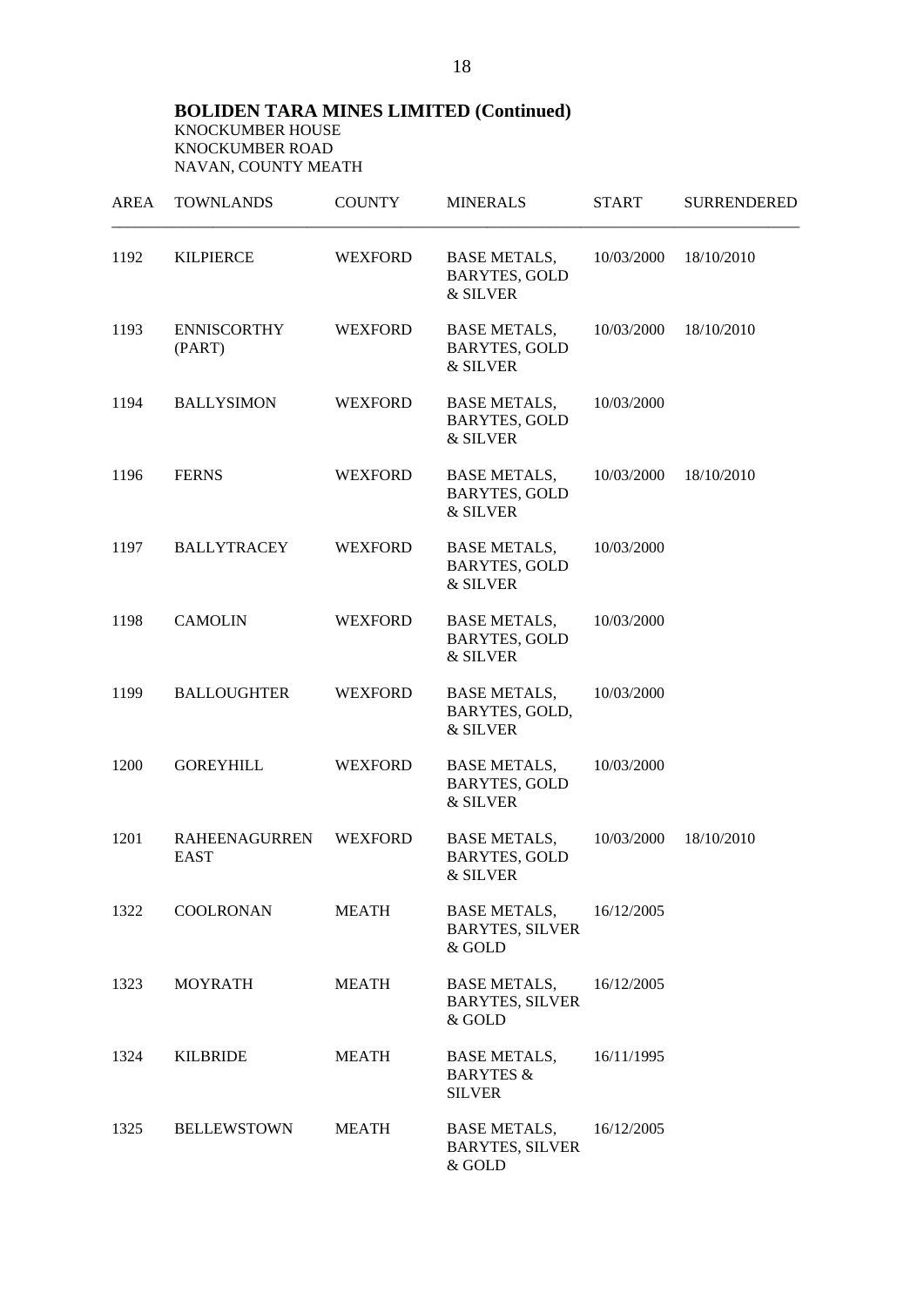**BOLIDEN TARA MINES LIMITED (Continued)**
KNOCKUMBER HOUSE
KNOCKUMBER ROAD
NAVAN, COUNTY MEATH

| AREA | TOWNLANDS | COUNTY | MINERALS | START | SURRENDERED |
|---|---|---|---|---|---|
| 1192 | KILPIERCE | WEXFORD | BASE METALS, BARYTES, GOLD & SILVER | 10/03/2000 | 18/10/2010 |
| 1193 | ENNISCORTHY (PART) | WEXFORD | BASE METALS, BARYTES, GOLD & SILVER | 10/03/2000 | 18/10/2010 |
| 1194 | BALLYSIMON | WEXFORD | BASE METALS, BARYTES, GOLD & SILVER | 10/03/2000 | |
| 1196 | FERNS | WEXFORD | BASE METALS, BARYTES, GOLD & SILVER | 10/03/2000 | 18/10/2010 |
| 1197 | BALLYTRACEY | WEXFORD | BASE METALS, BARYTES, GOLD & SILVER | 10/03/2000 | |
| 1198 | CAMOLIN | WEXFORD | BASE METALS, BARYTES, GOLD & SILVER | 10/03/2000 | |
| 1199 | BALLOUGHTER | WEXFORD | BASE METALS, BARYTES, GOLD, & SILVER | 10/03/2000 | |
| 1200 | GOREYHILL | WEXFORD | BASE METALS, BARYTES, GOLD & SILVER | 10/03/2000 | |
| 1201 | RAHEENAGURREN EAST | WEXFORD | BASE METALS, BARYTES, GOLD & SILVER | 10/03/2000 | 18/10/2010 |
| 1322 | COOLRONAN | MEATH | BASE METALS, BARYTES, SILVER & GOLD | 16/12/2005 | |
| 1323 | MOYRATH | MEATH | BASE METALS, BARYTES, SILVER & GOLD | 16/12/2005 | |
| 1324 | KILBRIDE | MEATH | BASE METALS, BARYTES & SILVER | 16/11/1995 | |
| 1325 | BELLEWSTOWN | MEATH | BASE METALS, BARYTES, SILVER & GOLD | 16/12/2005 | |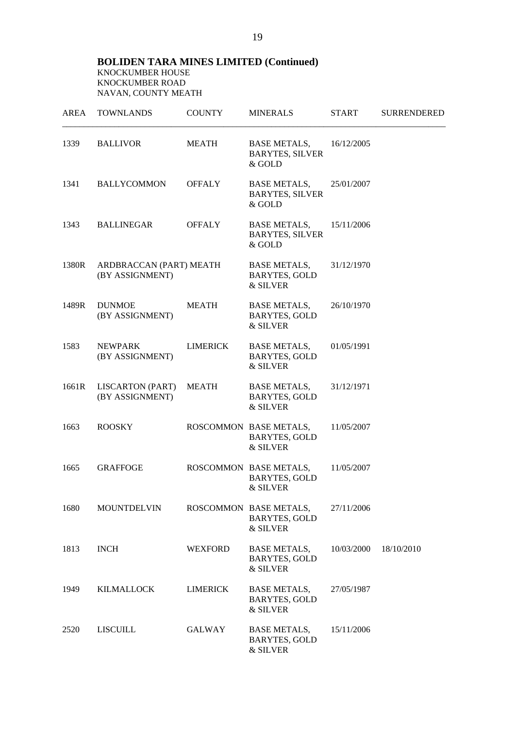**BOLIDEN TARA MINES LIMITED (Continued)**
KNOCKUMBER HOUSE
KNOCKUMBER ROAD
NAVAN, COUNTY MEATH

| AREA | TOWNLANDS | COUNTY | MINERALS | START | SURRENDERED |
|---|---|---|---|---|---|
| 1339 | BALLIVOR | MEATH | BASE METALS, BARYTES, SILVER & GOLD | 16/12/2005 | |
| 1341 | BALLYCOMMON | OFFALY | BASE METALS, BARYTES, SILVER & GOLD | 25/01/2007 | |
| 1343 | BALLINEGAR | OFFALY | BASE METALS, BARYTES, SILVER & GOLD | 15/11/2006 | |
| 1380R | ARDBRACCAN (PART) (BY ASSIGNMENT) | MEATH | BASE METALS, BARYTES, GOLD & SILVER | 31/12/1970 | |
| 1489R | DUNMOE (BY ASSIGNMENT) | MEATH | BASE METALS, BARYTES, GOLD & SILVER | 26/10/1970 | |
| 1583 | NEWPARK (BY ASSIGNMENT) | LIMERICK | BASE METALS, BARYTES, GOLD & SILVER | 01/05/1991 | |
| 1661R | LISCARTON (PART) (BY ASSIGNMENT) | MEATH | BASE METALS, BARYTES, GOLD & SILVER | 31/12/1971 | |
| 1663 | ROOSKY | ROSCOMMON | BASE METALS, BARYTES, GOLD & SILVER | 11/05/2007 | |
| 1665 | GRAFFOGE | ROSCOMMON | BASE METALS, BARYTES, GOLD & SILVER | 11/05/2007 | |
| 1680 | MOUNTDELVIN | ROSCOMMON | BASE METALS, BARYTES, GOLD & SILVER | 27/11/2006 | |
| 1813 | INCH | WEXFORD | BASE METALS, BARYTES, GOLD & SILVER | 10/03/2000 | 18/10/2010 |
| 1949 | KILMALLOCK | LIMERICK | BASE METALS, BARYTES, GOLD & SILVER | 27/05/1987 | |
| 2520 | LISCUILL | GALWAY | BASE METALS, BARYTES, GOLD & SILVER | 15/11/2006 | |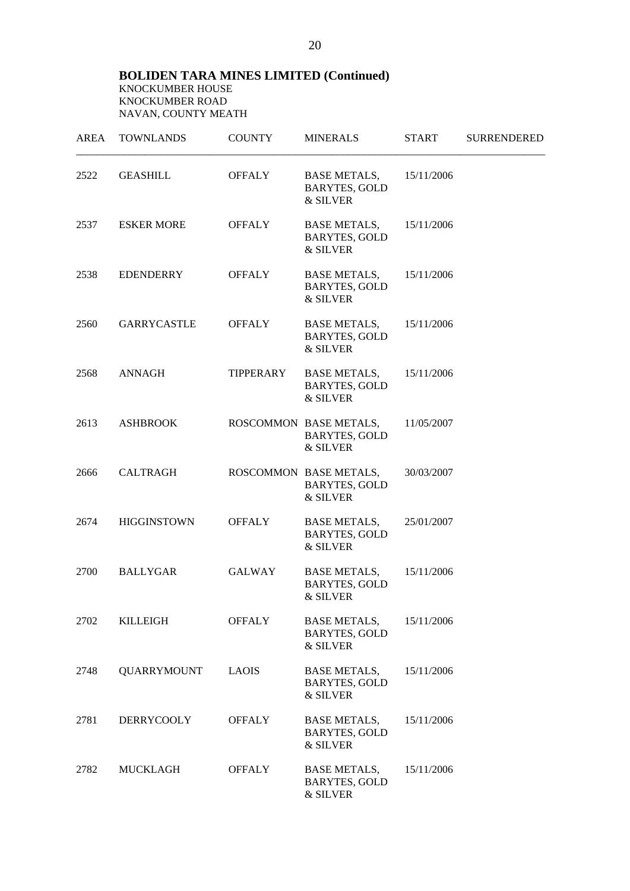**BOLIDEN TARA MINES LIMITED (Continued)**
KNOCKUMBER HOUSE
KNOCKUMBER ROAD
NAVAN, COUNTY MEATH

| AREA | TOWNLANDS | COUNTY | MINERALS | START | SURRENDERED |
|---|---|---|---|---|---|
| 2522 | GEASHILL | OFFALY | BASE METALS, BARYTES, GOLD & SILVER | 15/11/2006 | |
| 2537 | ESKER MORE | OFFALY | BASE METALS, BARYTES, GOLD & SILVER | 15/11/2006 | |
| 2538 | EDENDERRY | OFFALY | BASE METALS, BARYTES, GOLD & SILVER | 15/11/2006 | |
| 2560 | GARRYCASTLE | OFFALY | BASE METALS, BARYTES, GOLD & SILVER | 15/11/2006 | |
| 2568 | ANNAGH | TIPPERARY | BASE METALS, BARYTES, GOLD & SILVER | 15/11/2006 | |
| 2613 | ASHBROOK | ROSCOMMON | BASE METALS, BARYTES, GOLD & SILVER | 11/05/2007 | |
| 2666 | CALTRAGH | ROSCOMMON | BASE METALS, BARYTES, GOLD & SILVER | 30/03/2007 | |
| 2674 | HIGGINSTOWN | OFFALY | BASE METALS, BARYTES, GOLD & SILVER | 25/01/2007 | |
| 2700 | BALLYGAR | GALWAY | BASE METALS, BARYTES, GOLD & SILVER | 15/11/2006 | |
| 2702 | KILLEIGH | OFFALY | BASE METALS, BARYTES, GOLD & SILVER | 15/11/2006 | |
| 2748 | QUARRYMOUNT | LAOIS | BASE METALS, BARYTES, GOLD & SILVER | 15/11/2006 | |
| 2781 | DERRYCOOLY | OFFALY | BASE METALS, BARYTES, GOLD & SILVER | 15/11/2006 | |
| 2782 | MUCKLAGH | OFFALY | BASE METALS, BARYTES, GOLD & SILVER | 15/11/2006 | |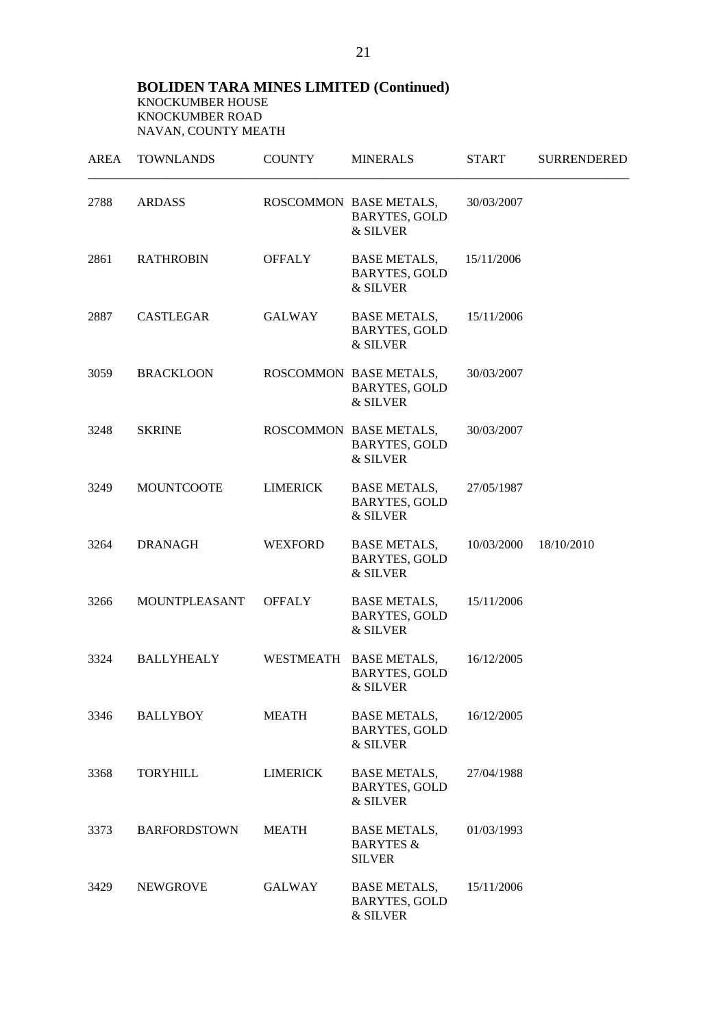**BOLIDEN TARA MINES LIMITED (Continued)**
KNOCKUMBER HOUSE
KNOCKUMBER ROAD
NAVAN, COUNTY MEATH

| AREA | TOWNLANDS | COUNTY | MINERALS | START | SURRENDERED |
|---|---|---|---|---|---|
| 2788 | ARDASS | ROSCOMMON | BASE METALS, BARYTES, GOLD & SILVER | 30/03/2007 | |
| 2861 | RATHROBIN | OFFALY | BASE METALS, BARYTES, GOLD & SILVER | 15/11/2006 | |
| 2887 | CASTLEGAR | GALWAY | BASE METALS, BARYTES, GOLD & SILVER | 15/11/2006 | |
| 3059 | BRACKLOON | ROSCOMMON | BASE METALS, BARYTES, GOLD & SILVER | 30/03/2007 | |
| 3248 | SKRINE | ROSCOMMON | BASE METALS, BARYTES, GOLD & SILVER | 30/03/2007 | |
| 3249 | MOUNTCOOTE | LIMERICK | BASE METALS, BARYTES, GOLD & SILVER | 27/05/1987 | |
| 3264 | DRANAGH | WEXFORD | BASE METALS, BARYTES, GOLD & SILVER | 10/03/2000 | 18/10/2010 |
| 3266 | MOUNTPLEASANT | OFFALY | BASE METALS, BARYTES, GOLD & SILVER | 15/11/2006 | |
| 3324 | BALLYHEALY | WESTMEATH | BASE METALS, BARYTES, GOLD & SILVER | 16/12/2005 | |
| 3346 | BALLYBOY | MEATH | BASE METALS, BARYTES, GOLD & SILVER | 16/12/2005 | |
| 3368 | TORYHILL | LIMERICK | BASE METALS, BARYTES, GOLD & SILVER | 27/04/1988 | |
| 3373 | BARFORDSTOWN | MEATH | BASE METALS, BARYTES & SILVER | 01/03/1993 | |
| 3429 | NEWGROVE | GALWAY | BASE METALS, BARYTES, GOLD & SILVER | 15/11/2006 | |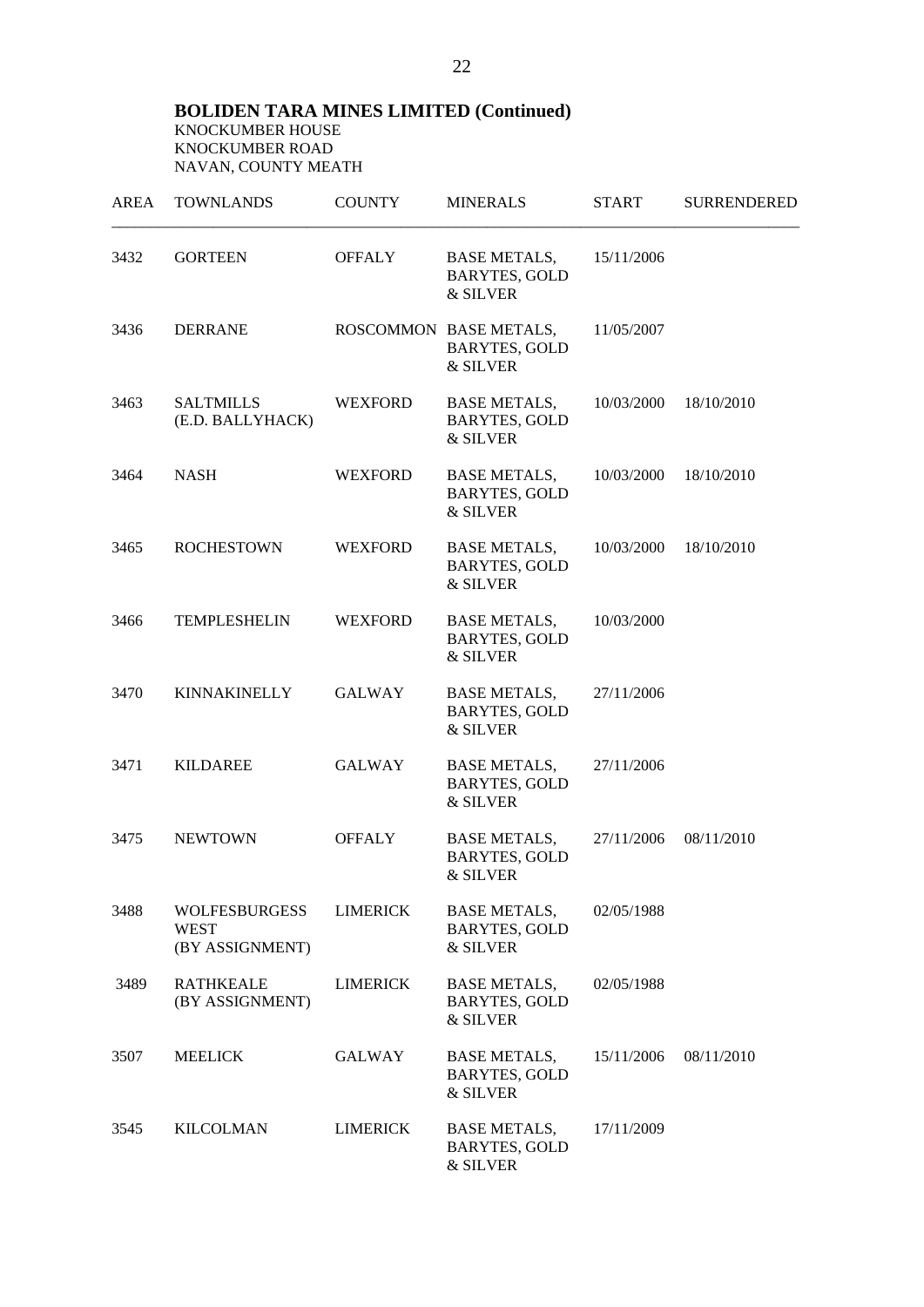**BOLIDEN TARA MINES LIMITED (Continued)**
KNOCKUMBER HOUSE
KNOCKUMBER ROAD
NAVAN, COUNTY MEATH

| AREA | TOWNLANDS | COUNTY | MINERALS | START | SURRENDERED |
|---|---|---|---|---|---|
| 3432 | GORTEEN | OFFALY | BASE METALS, BARYTES, GOLD & SILVER | 15/11/2006 | |
| 3436 | DERRANE | ROSCOMMON | BASE METALS, BARYTES, GOLD & SILVER | 11/05/2007 | |
| 3463 | SALTMILLS (E.D. BALLYHACK) | WEXFORD | BASE METALS, BARYTES, GOLD & SILVER | 10/03/2000 | 18/10/2010 |
| 3464 | NASH | WEXFORD | BASE METALS, BARYTES, GOLD & SILVER | 10/03/2000 | 18/10/2010 |
| 3465 | ROCHESTOWN | WEXFORD | BASE METALS, BARYTES, GOLD & SILVER | 10/03/2000 | 18/10/2010 |
| 3466 | TEMPLESHELIN | WEXFORD | BASE METALS, BARYTES, GOLD & SILVER | 10/03/2000 | |
| 3470 | KINNAKINELLY | GALWAY | BASE METALS, BARYTES, GOLD & SILVER | 27/11/2006 | |
| 3471 | KILDAREE | GALWAY | BASE METALS, BARYTES, GOLD & SILVER | 27/11/2006 | |
| 3475 | NEWTOWN | OFFALY | BASE METALS, BARYTES, GOLD & SILVER | 27/11/2006 | 08/11/2010 |
| 3488 | WOLFESBURGESS WEST (BY ASSIGNMENT) | LIMERICK | BASE METALS, BARYTES, GOLD & SILVER | 02/05/1988 | |
| 3489 | RATHKEALE (BY ASSIGNMENT) | LIMERICK | BASE METALS, BARYTES, GOLD & SILVER | 02/05/1988 | |
| 3507 | MEELICK | GALWAY | BASE METALS, BARYTES, GOLD & SILVER | 15/11/2006 | 08/11/2010 |
| 3545 | KILCOLMAN | LIMERICK | BASE METALS, BARYTES, GOLD & SILVER | 17/11/2009 | |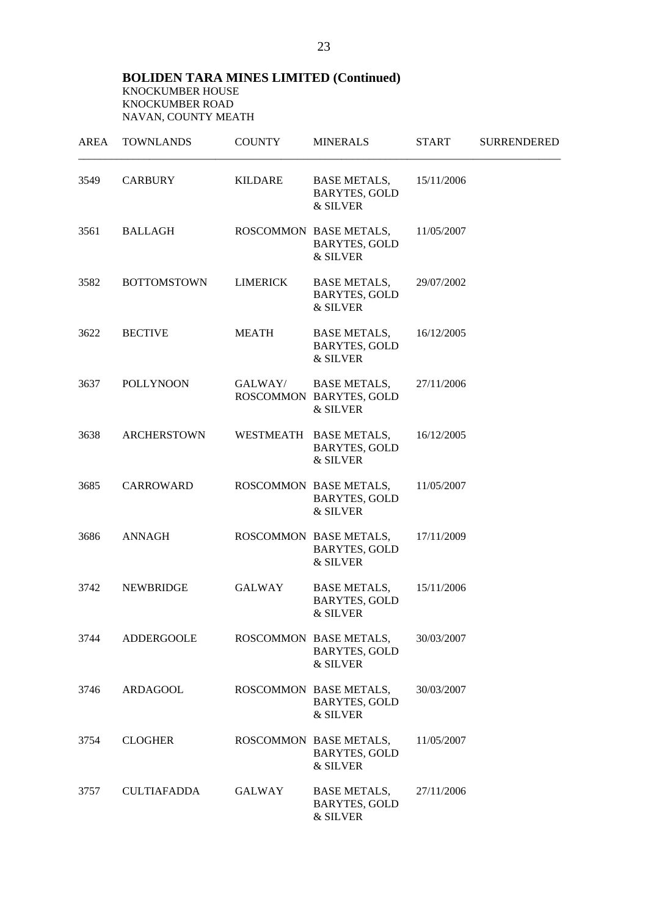**BOLIDEN TARA MINES LIMITED (Continued)**
KNOCKUMBER HOUSE
KNOCKUMBER ROAD
NAVAN, COUNTY MEATH

| AREA | TOWNLANDS | COUNTY | MINERALS | START | SURRENDERED |
|---|---|---|---|---|---|
| 3549 | CARBURY | KILDARE | BASE METALS, BARYTES, GOLD & SILVER | 15/11/2006 | |
| 3561 | BALLAGH | ROSCOMMON | BASE METALS, BARYTES, GOLD & SILVER | 11/05/2007 | |
| 3582 | BOTTOMSTOWN | LIMERICK | BASE METALS, BARYTES, GOLD & SILVER | 29/07/2002 | |
| 3622 | BECTIVE | MEATH | BASE METALS, BARYTES, GOLD & SILVER | 16/12/2005 | |
| 3637 | POLLYNOON | GALWAY/ ROSCOMMON | BASE METALS, BARYTES, GOLD & SILVER | 27/11/2006 | |
| 3638 | ARCHERSTOWN | WESTMEATH | BASE METALS, BARYTES, GOLD & SILVER | 16/12/2005 | |
| 3685 | CARROWARD | ROSCOMMON | BASE METALS, BARYTES, GOLD & SILVER | 11/05/2007 | |
| 3686 | ANNAGH | ROSCOMMON | BASE METALS, BARYTES, GOLD & SILVER | 17/11/2009 | |
| 3742 | NEWBRIDGE | GALWAY | BASE METALS, BARYTES, GOLD & SILVER | 15/11/2006 | |
| 3744 | ADDERGOOLE | ROSCOMMON | BASE METALS, BARYTES, GOLD & SILVER | 30/03/2007 | |
| 3746 | ARDAGOOL | ROSCOMMON | BASE METALS, BARYTES, GOLD & SILVER | 30/03/2007 | |
| 3754 | CLOGHER | ROSCOMMON | BASE METALS, BARYTES, GOLD & SILVER | 11/05/2007 | |
| 3757 | CULTIAFADDA | GALWAY | BASE METALS, BARYTES, GOLD & SILVER | 27/11/2006 | |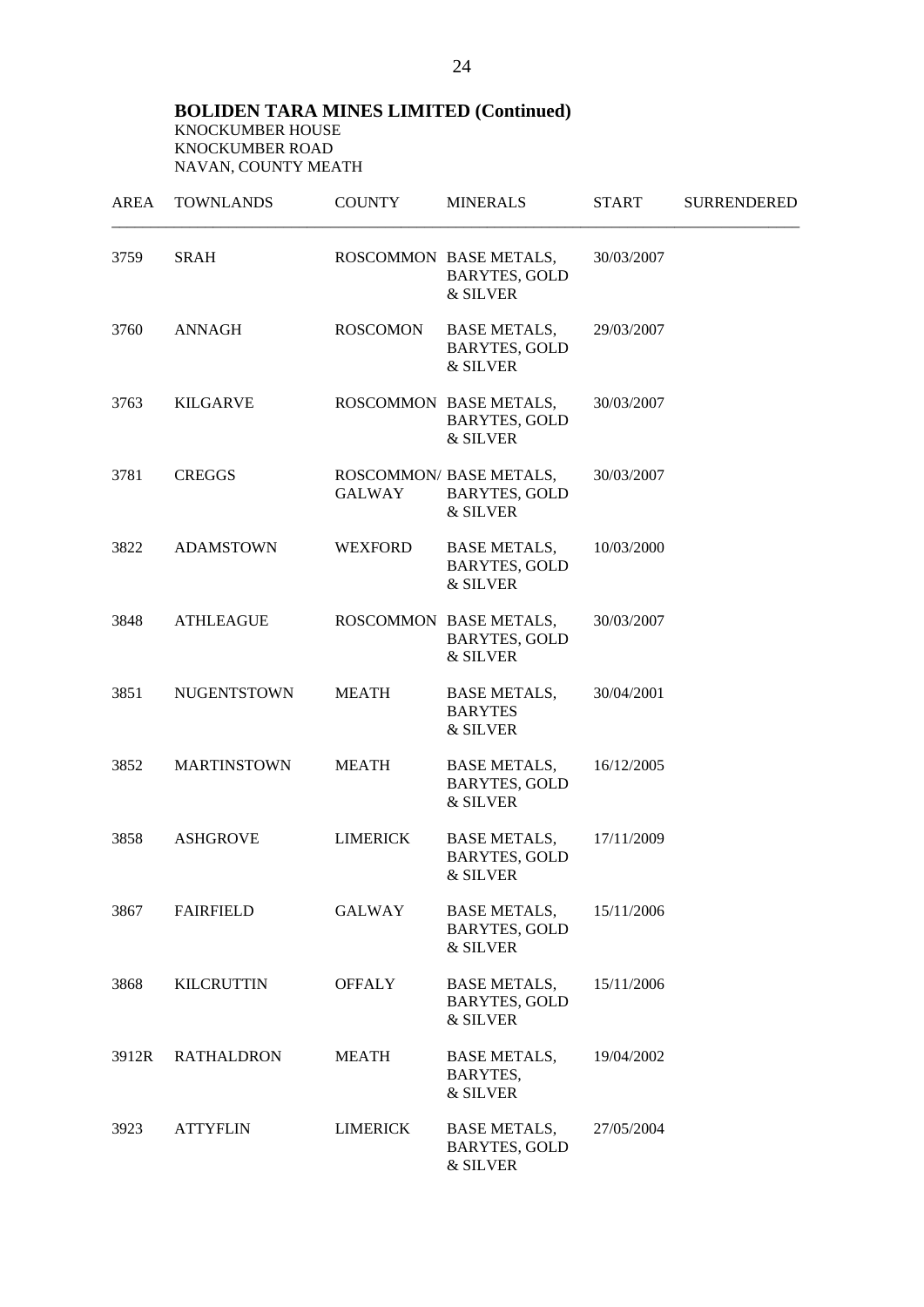## BOLIDEN TARA MINES LIMITED (Continued)

KNOCKUMBER HOUSE
KNOCKUMBER ROAD
NAVAN, COUNTY MEATH

| AREA | TOWNLANDS | COUNTY | MINERALS | START | SURRENDERED |
|---|---|---|---|---|---|
| 3759 | SRAH | ROSCOMMON | BASE METALS, BARYTES, GOLD & SILVER | 30/03/2007 | |
| 3760 | ANNAGH | ROSCOMON | BASE METALS, BARYTES, GOLD & SILVER | 29/03/2007 | |
| 3763 | KILGARVE | ROSCOMMON | BASE METALS, BARYTES, GOLD & SILVER | 30/03/2007 | |
| 3781 | CREGGS | ROSCOMMON/ GALWAY | BASE METALS, BARYTES, GOLD & SILVER | 30/03/2007 | |
| 3822 | ADAMSTOWN | WEXFORD | BASE METALS, BARYTES, GOLD & SILVER | 10/03/2000 | |
| 3848 | ATHLEAGUE | ROSCOMMON | BASE METALS, BARYTES, GOLD & SILVER | 30/03/2007 | |
| 3851 | NUGENTSTOWN | MEATH | BASE METALS, BARYTES & SILVER | 30/04/2001 | |
| 3852 | MARTINSTOWN | MEATH | BASE METALS, BARYTES, GOLD & SILVER | 16/12/2005 | |
| 3858 | ASHGROVE | LIMERICK | BASE METALS, BARYTES, GOLD & SILVER | 17/11/2009 | |
| 3867 | FAIRFIELD | GALWAY | BASE METALS, BARYTES, GOLD & SILVER | 15/11/2006 | |
| 3868 | KILCRUTTIN | OFFALY | BASE METALS, BARYTES, GOLD & SILVER | 15/11/2006 | |
| 3912R | RATHALDRON | MEATH | BASE METALS, BARYTES, & SILVER | 19/04/2002 | |
| 3923 | ATTYFLIN | LIMERICK | BASE METALS, BARYTES, GOLD & SILVER | 27/05/2004 | |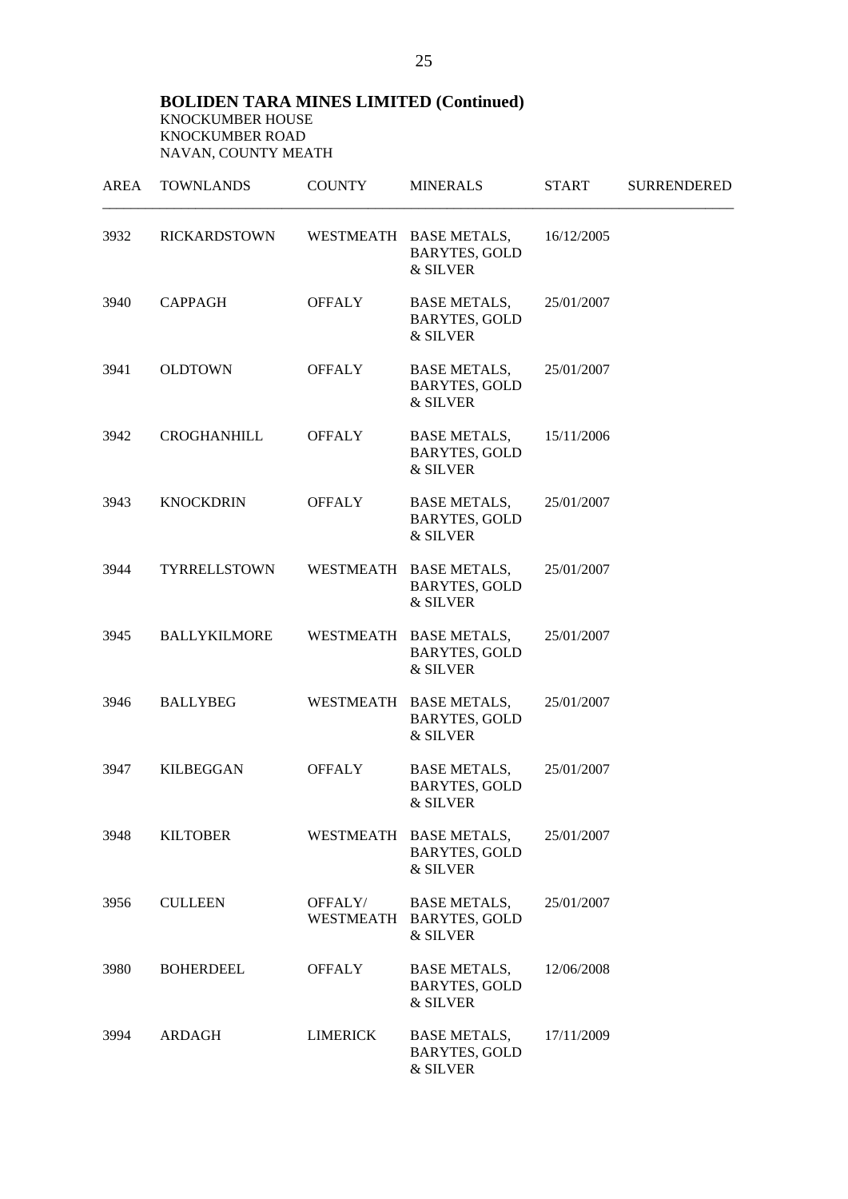**BOLIDEN TARA MINES LIMITED (Continued)**
KNOCKUMBER HOUSE
KNOCKUMBER ROAD
NAVAN, COUNTY MEATH

| AREA | TOWNLANDS | COUNTY | MINERALS | START | SURRENDERED |
|---|---|---|---|---|---|
| 3932 | RICKARDSTOWN | WESTMEATH | BASE METALS, BARYTES, GOLD & SILVER | 16/12/2005 | |
| 3940 | CAPPAGH | OFFALY | BASE METALS, BARYTES, GOLD & SILVER | 25/01/2007 | |
| 3941 | OLDTOWN | OFFALY | BASE METALS, BARYTES, GOLD & SILVER | 25/01/2007 | |
| 3942 | CROGHANHILL | OFFALY | BASE METALS, BARYTES, GOLD & SILVER | 15/11/2006 | |
| 3943 | KNOCKDRIN | OFFALY | BASE METALS, BARYTES, GOLD & SILVER | 25/01/2007 | |
| 3944 | TYRRELLSTOWN | WESTMEATH | BASE METALS, BARYTES, GOLD & SILVER | 25/01/2007 | |
| 3945 | BALLYKILMORE | WESTMEATH | BASE METALS, BARYTES, GOLD & SILVER | 25/01/2007 | |
| 3946 | BALLYBEG | WESTMEATH | BASE METALS, BARYTES, GOLD & SILVER | 25/01/2007 | |
| 3947 | KILBEGGAN | OFFALY | BASE METALS, BARYTES, GOLD & SILVER | 25/01/2007 | |
| 3948 | KILTOBER | WESTMEATH | BASE METALS, BARYTES, GOLD & SILVER | 25/01/2007 | |
| 3956 | CULLEEN | OFFALY/ WESTMEATH | BASE METALS, BARYTES, GOLD & SILVER | 25/01/2007 | |
| 3980 | BOHERDEEL | OFFALY | BASE METALS, BARYTES, GOLD & SILVER | 12/06/2008 | |
| 3994 | ARDAGH | LIMERICK | BASE METALS, BARYTES, GOLD & SILVER | 17/11/2009 | |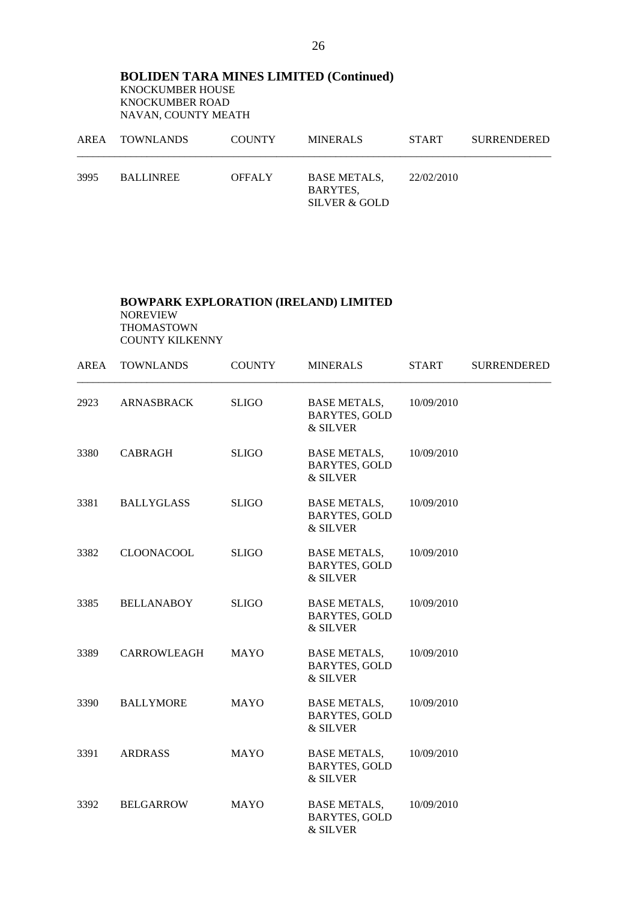**BOLIDEN TARA MINES LIMITED (Continued)**
KNOCKUMBER HOUSE
KNOCKUMBER ROAD
NAVAN, COUNTY MEATH

| AREA | TOWNLANDS | COUNTY | MINERALS | START | SURRENDERED |
|---|---|---|---|---|---|
| 3995 | BALLINREE | OFFALY | BASE METALS, BARYTES, SILVER & GOLD | 22/02/2010 | |

**BOWPARK EXPLORATION (IRELAND) LIMITED**
NOREVIEW
THOMASTOWN
COUNTY KILKENNY

| AREA | TOWNLANDS | COUNTY | MINERALS | START | SURRENDERED |
|---|---|---|---|---|---|
| 2923 | ARNASBRACK | SLIGO | BASE METALS, BARYTES, GOLD & SILVER | 10/09/2010 | |
| 3380 | CABRAGH | SLIGO | BASE METALS, BARYTES, GOLD & SILVER | 10/09/2010 | |
| 3381 | BALLYGLASS | SLIGO | BASE METALS, BARYTES, GOLD & SILVER | 10/09/2010 | |
| 3382 | CLOONACOOL | SLIGO | BASE METALS, BARYTES, GOLD & SILVER | 10/09/2010 | |
| 3385 | BELLANABOY | SLIGO | BASE METALS, BARYTES, GOLD & SILVER | 10/09/2010 | |
| 3389 | CARROWLEAGH | MAYO | BASE METALS, BARYTES, GOLD & SILVER | 10/09/2010 | |
| 3390 | BALLYMORE | MAYO | BASE METALS, BARYTES, GOLD & SILVER | 10/09/2010 | |
| 3391 | ARDRASS | MAYO | BASE METALS, BARYTES, GOLD & SILVER | 10/09/2010 | |
| 3392 | BELGARROW | MAYO | BASE METALS, BARYTES, GOLD & SILVER | 10/09/2010 | |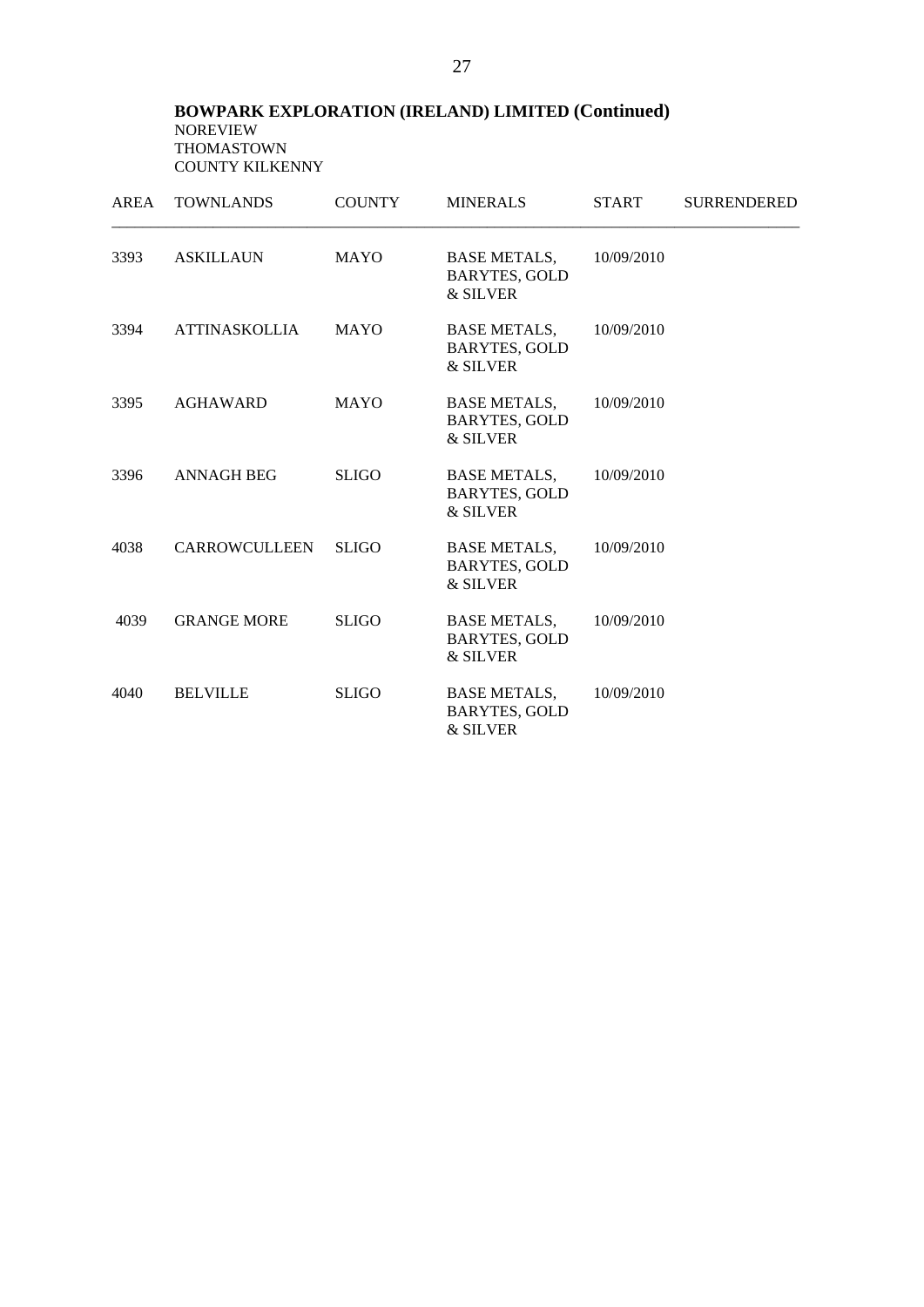**BOWPARK EXPLORATION (IRELAND) LIMITED (Continued)**
NOREVIEW
THOMASTOWN
COUNTY KILKENNY

| AREA | TOWNLANDS | COUNTY | MINERALS | START | SURRENDERED |
|---|---|---|---|---|---|
| 3393 | ASKILLAUN | MAYO | BASE METALS, BARYTES, GOLD & SILVER | 10/09/2010 | |
| 3394 | ATTINASKOLLIA | MAYO | BASE METALS, BARYTES, GOLD & SILVER | 10/09/2010 | |
| 3395 | AGHAWARD | MAYO | BASE METALS, BARYTES, GOLD & SILVER | 10/09/2010 | |
| 3396 | ANNAGH BEG | SLIGO | BASE METALS, BARYTES, GOLD & SILVER | 10/09/2010 | |
| 4038 | CARROWCULLEEN | SLIGO | BASE METALS, BARYTES, GOLD & SILVER | 10/09/2010 | |
| 4039 | GRANGE MORE | SLIGO | BASE METALS, BARYTES, GOLD & SILVER | 10/09/2010 | |
| 4040 | BELVILLE | SLIGO | BASE METALS, BARYTES, GOLD & SILVER | 10/09/2010 | |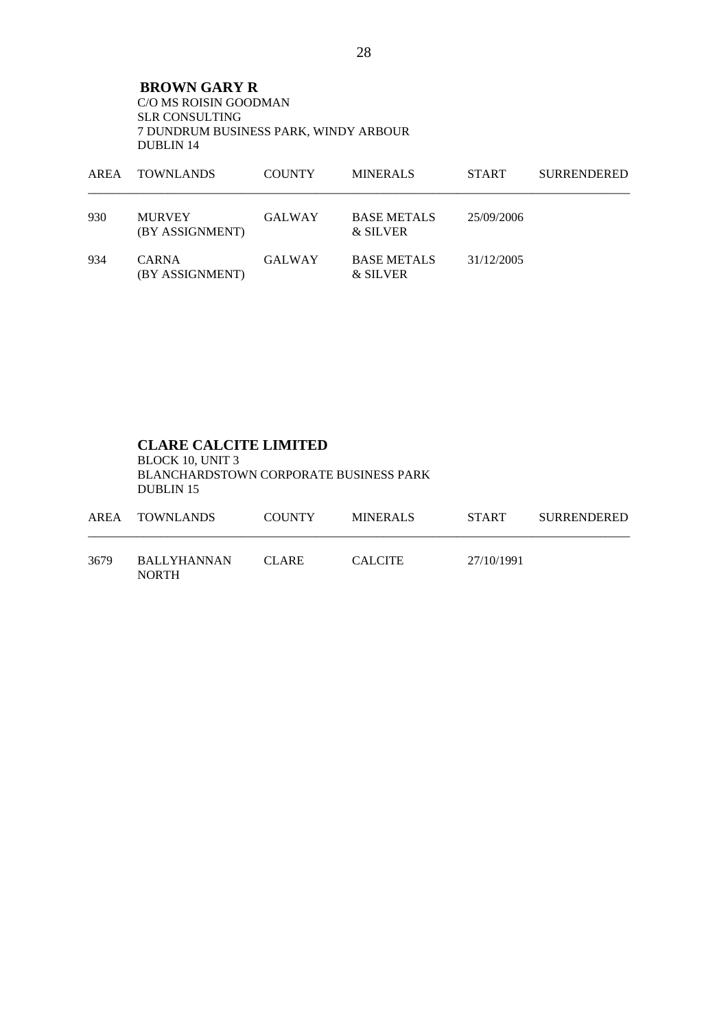**BROWN GARY R**
C/O MS ROISIN GOODMAN
SLR CONSULTING
7 DUNDRUM BUSINESS PARK, WINDY ARBOUR
DUBLIN 14

| AREA | TOWNLANDS | COUNTY | MINERALS | START | SURRENDERED |
|---|---|---|---|---|---|
| 930 | MURVEY (BY ASSIGNMENT) | GALWAY | BASE METALS & SILVER | 25/09/2006 | |
| 934 | CARNA (BY ASSIGNMENT) | GALWAY | BASE METALS & SILVER | 31/12/2005 | |

**CLARE CALCITE LIMITED**
BLOCK 10, UNIT 3
BLANCHARDSTOWN CORPORATE BUSINESS PARK
DUBLIN 15

| AREA | TOWNLANDS | COUNTY | MINERALS | START | SURRENDERED |
|---|---|---|---|---|---|
| 3679 | BALLYHANNAN NORTH | CLARE | CALCITE | 27/10/1991 | |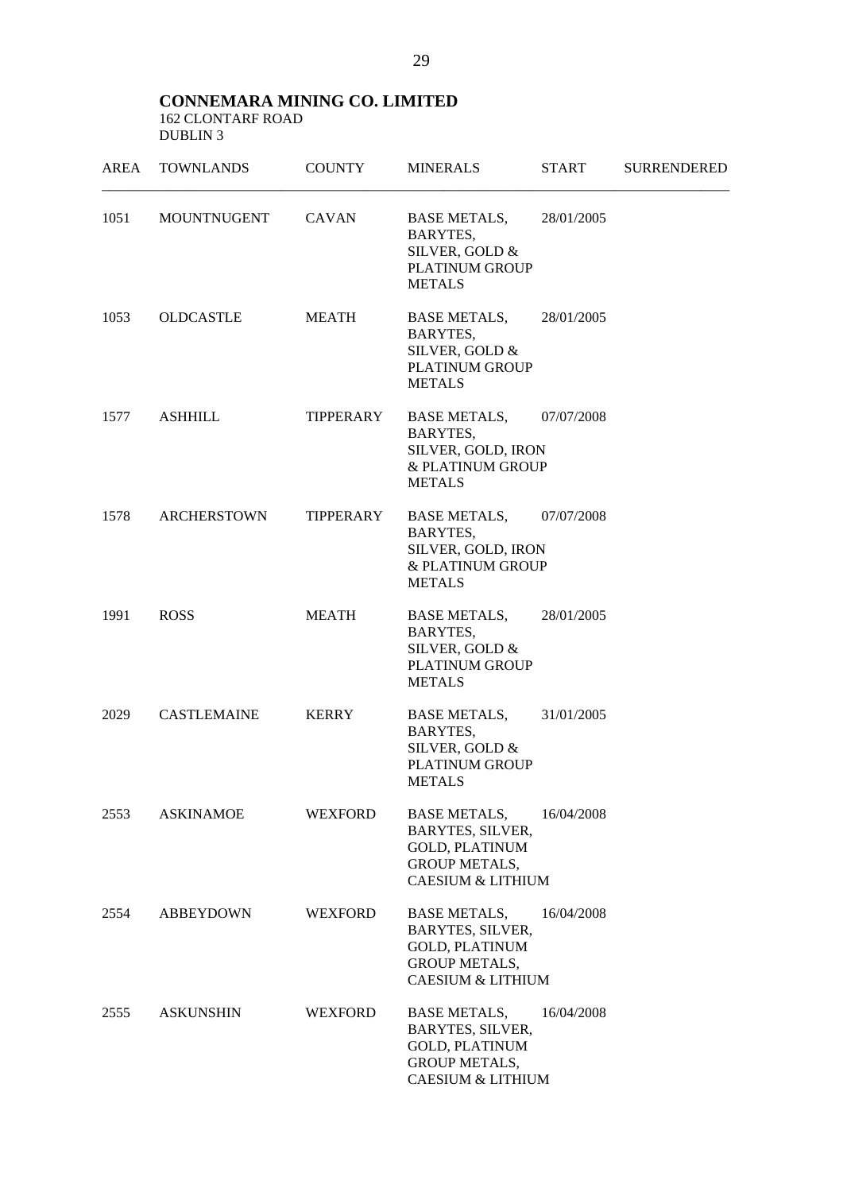**CONNEMARA MINING CO. LIMITED**
162 CLONTARF ROAD
DUBLIN 3

| AREA | TOWNLANDS | COUNTY | MINERALS | START | SURRENDERED |
|---|---|---|---|---|---|
| 1051 | MOUNTNUGENT | CAVAN | BASE METALS, BARYTES, SILVER, GOLD & PLATINUM GROUP METALS | 28/01/2005 | |
| 1053 | OLDCASTLE | MEATH | BASE METALS, BARYTES, SILVER, GOLD & PLATINUM GROUP METALS | 28/01/2005 | |
| 1577 | ASHHILL | TIPPERARY | BASE METALS, BARYTES, SILVER, GOLD, IRON & PLATINUM GROUP METALS | 07/07/2008 | |
| 1578 | ARCHERSTOWN | TIPPERARY | BASE METALS, BARYTES, SILVER, GOLD, IRON & PLATINUM GROUP METALS | 07/07/2008 | |
| 1991 | ROSS | MEATH | BASE METALS, BARYTES, SILVER, GOLD & PLATINUM GROUP METALS | 28/01/2005 | |
| 2029 | CASTLEMAINE | KERRY | BASE METALS, BARYTES, SILVER, GOLD & PLATINUM GROUP METALS | 31/01/2005 | |
| 2553 | ASKINAMOE | WEXFORD | BASE METALS, BARYTES, SILVER, GOLD, PLATINUM GROUP METALS, CAESIUM & LITHIUM | 16/04/2008 | |
| 2554 | ABBEYDOWN | WEXFORD | BASE METALS, BARYTES, SILVER, GOLD, PLATINUM GROUP METALS, CAESIUM & LITHIUM | 16/04/2008 | |
| 2555 | ASKUNSHIN | WEXFORD | BASE METALS, BARYTES, SILVER, GOLD, PLATINUM GROUP METALS, CAESIUM & LITHIUM | 16/04/2008 | |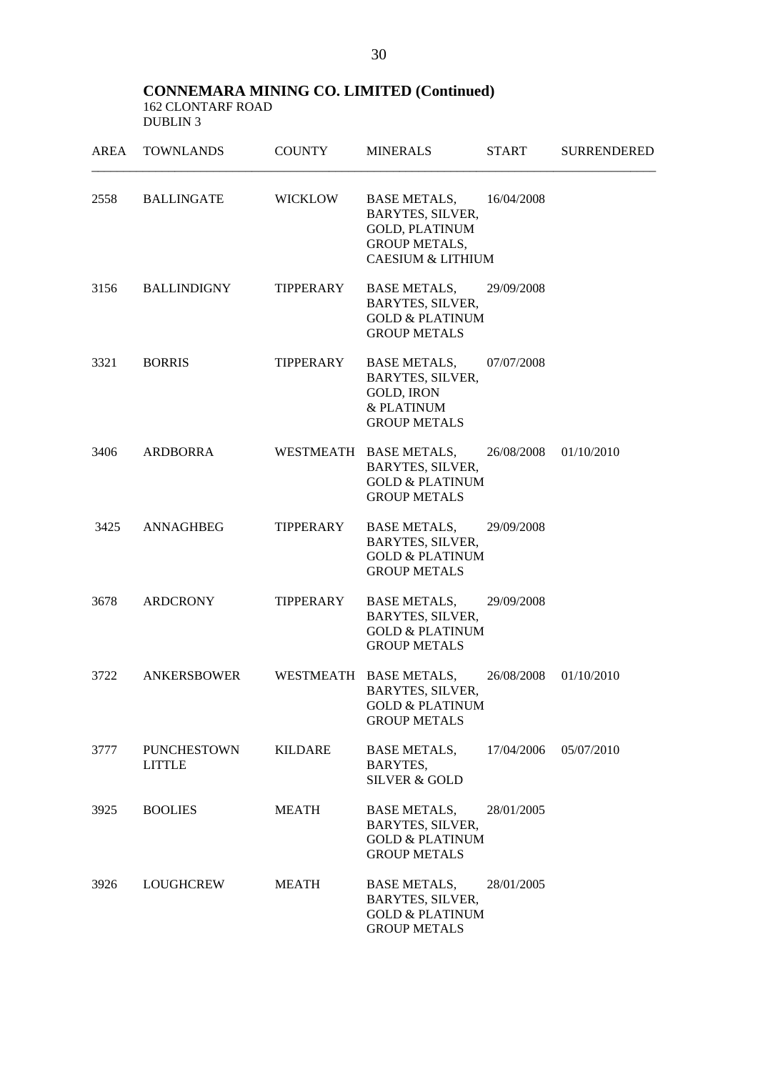**CONNEMARA MINING CO. LIMITED (Continued)**
162 CLONTARF ROAD
DUBLIN 3

| AREA | TOWNLANDS | COUNTY | MINERALS | START | SURRENDERED |
|---|---|---|---|---|---|
| 2558 | BALLINGATE | WICKLOW | BASE METALS, BARYTES, SILVER, GOLD, PLATINUM GROUP METALS, CAESIUM & LITHIUM | 16/04/2008 | |
| 3156 | BALLINDIGNY | TIPPERARY | BASE METALS, BARYTES, SILVER, GOLD & PLATINUM GROUP METALS | 29/09/2008 | |
| 3321 | BORRIS | TIPPERARY | BASE METALS, BARYTES, SILVER, GOLD, IRON & PLATINUM GROUP METALS | 07/07/2008 | |
| 3406 | ARDBORRA | WESTMEATH | BASE METALS, BARYTES, SILVER, GOLD & PLATINUM GROUP METALS | 26/08/2008 | 01/10/2010 |
| 3425 | ANNAGHBEG | TIPPERARY | BASE METALS, BARYTES, SILVER, GOLD & PLATINUM GROUP METALS | 29/09/2008 | |
| 3678 | ARDCRONY | TIPPERARY | BASE METALS, BARYTES, SILVER, GOLD & PLATINUM GROUP METALS | 29/09/2008 | |
| 3722 | ANKERSBOWER | WESTMEATH | BASE METALS, BARYTES, SILVER, GOLD & PLATINUM GROUP METALS | 26/08/2008 | 01/10/2010 |
| 3777 | PUNCHESTOWN LITTLE | KILDARE | BASE METALS, BARYTES, SILVER & GOLD | 17/04/2006 | 05/07/2010 |
| 3925 | BOOLIES | MEATH | BASE METALS, BARYTES, SILVER, GOLD & PLATINUM GROUP METALS | 28/01/2005 | |
| 3926 | LOUGHCREW | MEATH | BASE METALS, BARYTES, SILVER, GOLD & PLATINUM GROUP METALS | 28/01/2005 | |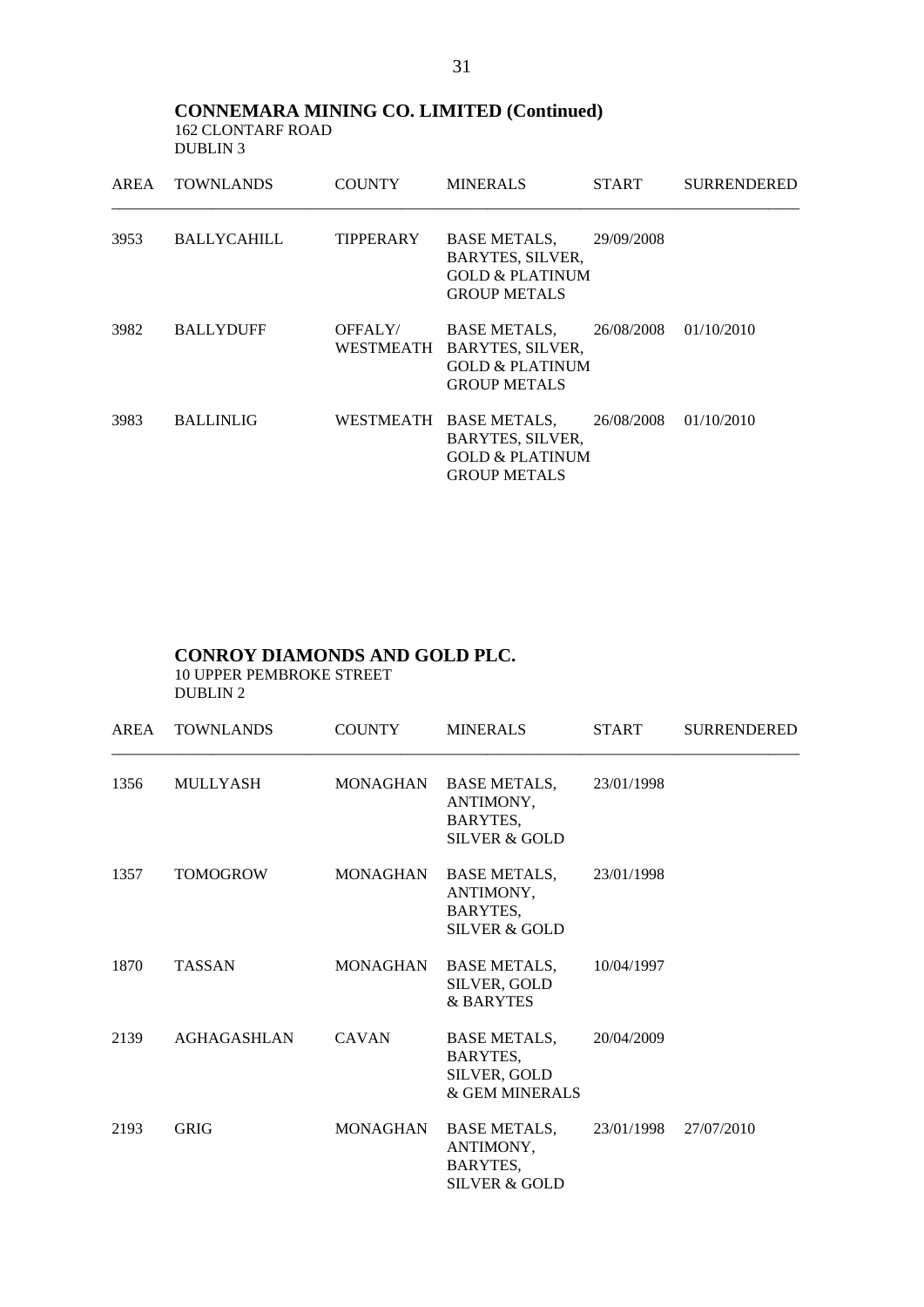## CONNEMARA MINING CO. LIMITED (Continued)

162 CLONTARF ROAD
DUBLIN 3

| AREA | TOWNLANDS | COUNTY | MINERALS | START | SURRENDERED |
|---|---|---|---|---|---|
| 3953 | BALLYCAHILL | TIPPERARY | BASE METALS, BARYTES, SILVER, GOLD & PLATINUM GROUP METALS | 29/09/2008 | |
| 3982 | BALLYDUFF | OFFALY/ WESTMEATH | BASE METALS, BARYTES, SILVER, GOLD & PLATINUM GROUP METALS | 26/08/2008 | 01/10/2010 |
| 3983 | BALLINLIG | WESTMEATH | BASE METALS, BARYTES, SILVER, GOLD & PLATINUM GROUP METALS | 26/08/2008 | 01/10/2010 |

## CONROY DIAMONDS AND GOLD PLC.

10 UPPER PEMBROKE STREET
DUBLIN 2

| AREA | TOWNLANDS | COUNTY | MINERALS | START | SURRENDERED |
|---|---|---|---|---|---|
| 1356 | MULLYASH | MONAGHAN | BASE METALS, ANTIMONY, BARYTES, SILVER & GOLD | 23/01/1998 | |
| 1357 | TOMOGROW | MONAGHAN | BASE METALS, ANTIMONY, BARYTES, SILVER & GOLD | 23/01/1998 | |
| 1870 | TASSAN | MONAGHAN | BASE METALS, SILVER, GOLD & BARYTES | 10/04/1997 | |
| 2139 | AGHAGASHLAN | CAVAN | BASE METALS, BARYTES, SILVER, GOLD & GEM MINERALS | 20/04/2009 | |
| 2193 | GRIG | MONAGHAN | BASE METALS, ANTIMONY, BARYTES, SILVER & GOLD | 23/01/1998 | 27/07/2010 |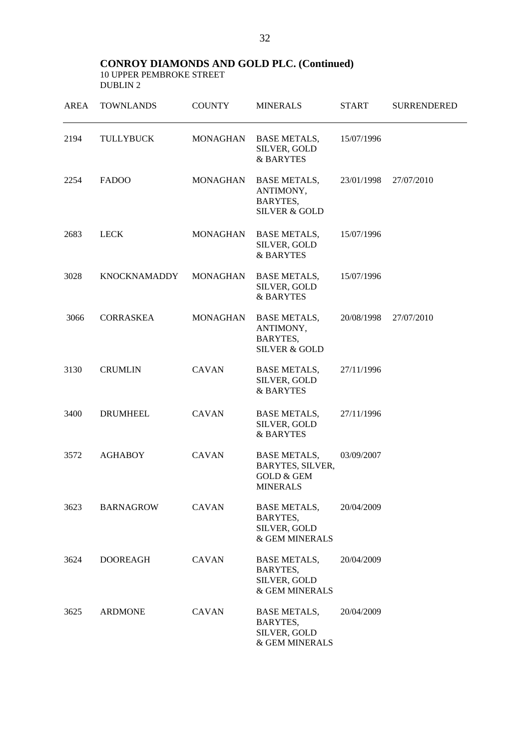**CONROY DIAMONDS AND GOLD PLC. (Continued)**
10 UPPER PEMBROKE STREET
DUBLIN 2

| AREA | TOWNLANDS | COUNTY | MINERALS | START | SURRENDERED |
|---|---|---|---|---|---|
| 2194 | TULLYBUCK | MONAGHAN | BASE METALS, SILVER, GOLD & BARYTES | 15/07/1996 | |
| 2254 | FADOO | MONAGHAN | BASE METALS, ANTIMONY, BARYTES, SILVER & GOLD | 23/01/1998 | 27/07/2010 |
| 2683 | LECK | MONAGHAN | BASE METALS, SILVER, GOLD & BARYTES | 15/07/1996 | |
| 3028 | KNOCKNAMADDY | MONAGHAN | BASE METALS, SILVER, GOLD & BARYTES | 15/07/1996 | |
| 3066 | CORRASKEA | MONAGHAN | BASE METALS, ANTIMONY, BARYTES, SILVER & GOLD | 20/08/1998 | 27/07/2010 |
| 3130 | CRUMLIN | CAVAN | BASE METALS, SILVER, GOLD & BARYTES | 27/11/1996 | |
| 3400 | DRUMHEEL | CAVAN | BASE METALS, SILVER, GOLD & BARYTES | 27/11/1996 | |
| 3572 | AGHABOY | CAVAN | BASE METALS, BARYTES, SILVER, GOLD & GEM MINERALS | 03/09/2007 | |
| 3623 | BARNAGROW | CAVAN | BASE METALS, BARYTES, SILVER, GOLD & GEM MINERALS | 20/04/2009 | |
| 3624 | DOOREAGH | CAVAN | BASE METALS, BARYTES, SILVER, GOLD & GEM MINERALS | 20/04/2009 | |
| 3625 | ARDMONE | CAVAN | BASE METALS, BARYTES, SILVER, GOLD & GEM MINERALS | 20/04/2009 | |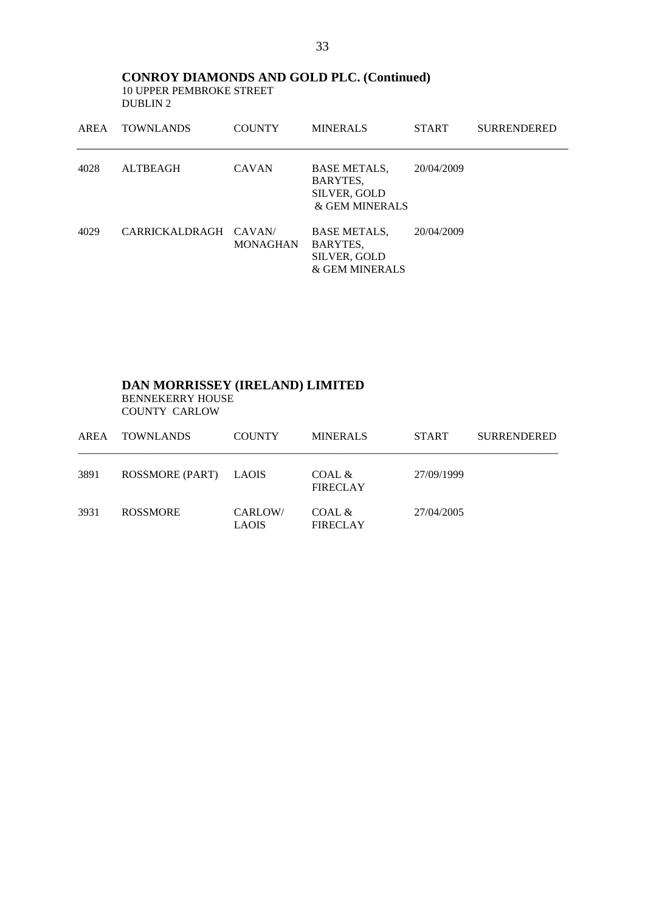## CONROY DIAMONDS AND GOLD PLC. (Continued)

10 UPPER PEMBROKE STREET
DUBLIN 2

| AREA | TOWNLANDS | COUNTY | MINERALS | START | SURRENDERED |
|---|---|---|---|---|---|
| 4028 | ALTBEAGH | CAVAN | BASE METALS, BARYTES, SILVER, GOLD & GEM MINERALS | 20/04/2009 | |
| 4029 | CARRICKALDRAGH | CAVAN/ MONAGHAN | BASE METALS, BARYTES, SILVER, GOLD & GEM MINERALS | 20/04/2009 | |

## DAN MORRISSEY (IRELAND) LIMITED

BENNEKERRY HOUSE
COUNTY CARLOW

| AREA | TOWNLANDS | COUNTY | MINERALS | START | SURRENDERED |
|---|---|---|---|---|---|
| 3891 | ROSSMORE (PART) | LAOIS | COAL & FIRECLAY | 27/09/1999 | |
| 3931 | ROSSMORE | CARLOW/ LAOIS | COAL & FIRECLAY | 27/04/2005 | |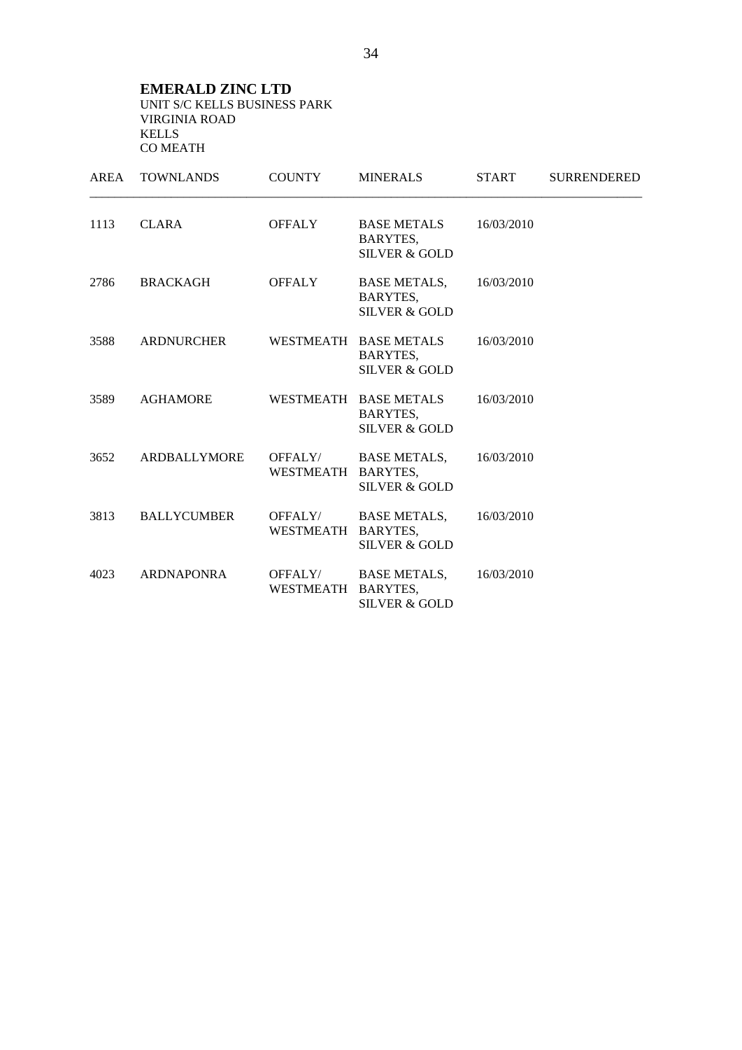**EMERALD ZINC LTD**
UNIT S/C KELLS BUSINESS PARK
VIRGINIA ROAD
KELLS
CO MEATH

| AREA | TOWNLANDS | COUNTY | MINERALS | START | SURRENDERED |
|---|---|---|---|---|---|
| 1113 | CLARA | OFFALY | BASE METALS BARYTES, SILVER & GOLD | 16/03/2010 | |
| 2786 | BRACKAGH | OFFALY | BASE METALS, BARYTES, SILVER & GOLD | 16/03/2010 | |
| 3588 | ARDNURCHER | WESTMEATH | BASE METALS BARYTES, SILVER & GOLD | 16/03/2010 | |
| 3589 | AGHAMORE | WESTMEATH | BASE METALS BARYTES, SILVER & GOLD | 16/03/2010 | |
| 3652 | ARDBALLYMORE | OFFALY/ WESTMEATH | BASE METALS, BARYTES, SILVER & GOLD | 16/03/2010 | |
| 3813 | BALLYCUMBER | OFFALY/ WESTMEATH | BASE METALS, BARYTES, SILVER & GOLD | 16/03/2010 | |
| 4023 | ARDNAPONRA | OFFALY/ WESTMEATH | BASE METALS, BARYTES, SILVER & GOLD | 16/03/2010 | |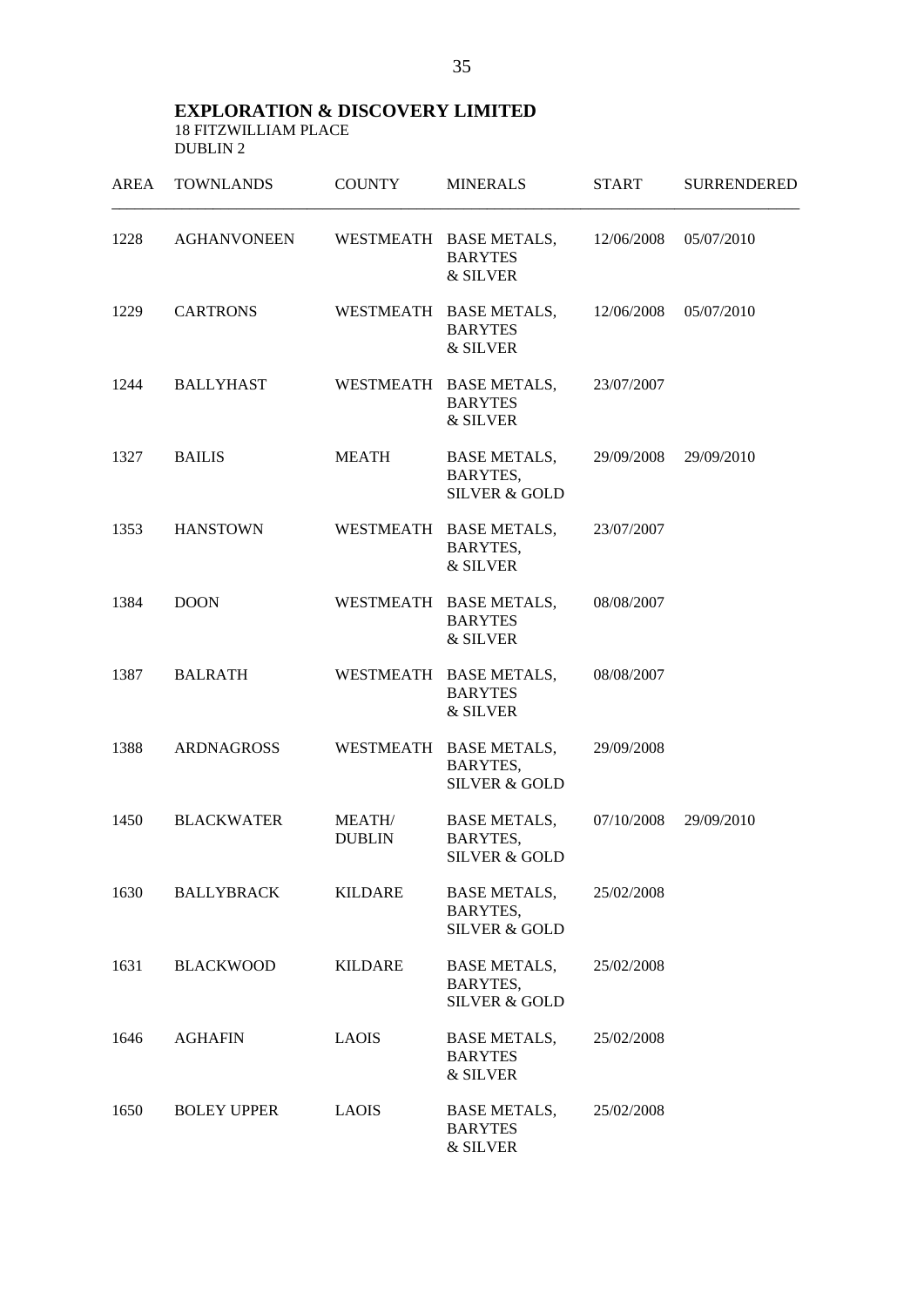**EXPLORATION & DISCOVERY LIMITED**
18 FITZWILLIAM PLACE
DUBLIN 2

| AREA | TOWNLANDS | COUNTY | MINERALS | START | SURRENDERED |
|---|---|---|---|---|---|
| 1228 | AGHANVONEEN | WESTMEATH | BASE METALS, BARYTES & SILVER | 12/06/2008 | 05/07/2010 |
| 1229 | CARTRONS | WESTMEATH | BASE METALS, BARYTES & SILVER | 12/06/2008 | 05/07/2010 |
| 1244 | BALLYHAST | WESTMEATH | BASE METALS, BARYTES & SILVER | 23/07/2007 | |
| 1327 | BAILIS | MEATH | BASE METALS, BARYTES, SILVER & GOLD | 29/09/2008 | 29/09/2010 |
| 1353 | HANSTOWN | WESTMEATH | BASE METALS, BARYTES, & SILVER | 23/07/2007 | |
| 1384 | DOON | WESTMEATH | BASE METALS, BARYTES & SILVER | 08/08/2007 | |
| 1387 | BALRATH | WESTMEATH | BASE METALS, BARYTES & SILVER | 08/08/2007 | |
| 1388 | ARDNAGROSS | WESTMEATH | BASE METALS, BARYTES, SILVER & GOLD | 29/09/2008 | |
| 1450 | BLACKWATER | MEATH/ DUBLIN | BASE METALS, BARYTES, SILVER & GOLD | 07/10/2008 | 29/09/2010 |
| 1630 | BALLYBRACK | KILDARE | BASE METALS, BARYTES, SILVER & GOLD | 25/02/2008 | |
| 1631 | BLACKWOOD | KILDARE | BASE METALS, BARYTES, SILVER & GOLD | 25/02/2008 | |
| 1646 | AGHAFIN | LAOIS | BASE METALS, BARYTES & SILVER | 25/02/2008 | |
| 1650 | BOLEY UPPER | LAOIS | BASE METALS, BARYTES & SILVER | 25/02/2008 | |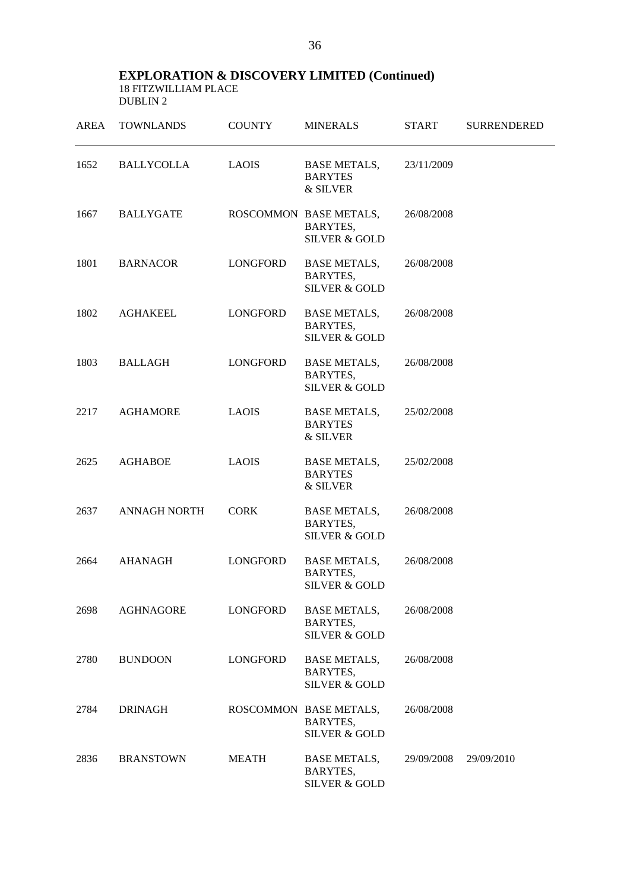**EXPLORATION & DISCOVERY LIMITED (Continued)**
18 FITZWILLIAM PLACE
DUBLIN 2

| AREA | TOWNLANDS | COUNTY | MINERALS | START | SURRENDERED |
|---|---|---|---|---|---|
| 1652 | BALLYCOLLA | LAOIS | BASE METALS, BARYTES & SILVER | 23/11/2009 | |
| 1667 | BALLYGATE | ROSCOMMON | BASE METALS, BARYTES, SILVER & GOLD | 26/08/2008 | |
| 1801 | BARNACOR | LONGFORD | BASE METALS, BARYTES, SILVER & GOLD | 26/08/2008 | |
| 1802 | AGHAKEEL | LONGFORD | BASE METALS, BARYTES, SILVER & GOLD | 26/08/2008 | |
| 1803 | BALLAGH | LONGFORD | BASE METALS, BARYTES, SILVER & GOLD | 26/08/2008 | |
| 2217 | AGHAMORE | LAOIS | BASE METALS, BARYTES & SILVER | 25/02/2008 | |
| 2625 | AGHABOE | LAOIS | BASE METALS, BARYTES & SILVER | 25/02/2008 | |
| 2637 | ANNAGH NORTH | CORK | BASE METALS, BARYTES, SILVER & GOLD | 26/08/2008 | |
| 2664 | AHANAGH | LONGFORD | BASE METALS, BARYTES, SILVER & GOLD | 26/08/2008 | |
| 2698 | AGHNAGORE | LONGFORD | BASE METALS, BARYTES, SILVER & GOLD | 26/08/2008 | |
| 2780 | BUNDOON | LONGFORD | BASE METALS, BARYTES, SILVER & GOLD | 26/08/2008 | |
| 2784 | DRINAGH | ROSCOMMON | BASE METALS, BARYTES, SILVER & GOLD | 26/08/2008 | |
| 2836 | BRANSTOWN | MEATH | BASE METALS, BARYTES, SILVER & GOLD | 29/09/2008 | 29/09/2010 |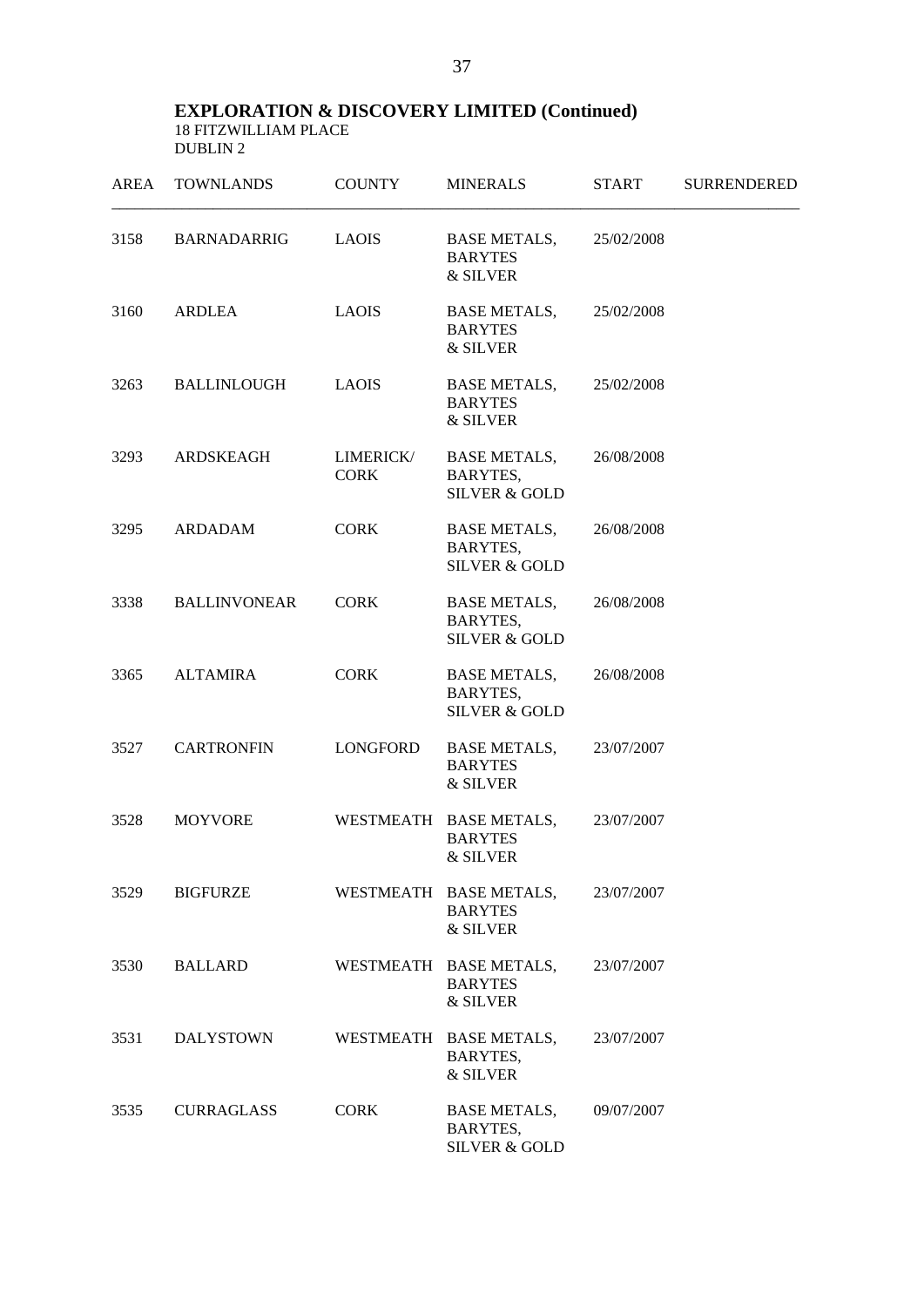**EXPLORATION & DISCOVERY LIMITED (Continued)**
18 FITZWILLIAM PLACE
DUBLIN 2

| AREA | TOWNLANDS | COUNTY | MINERALS | START | SURRENDERED |
|---|---|---|---|---|---|
| 3158 | BARNADARRIG | LAOIS | BASE METALS, BARYTES & SILVER | 25/02/2008 | |
| 3160 | ARDLEA | LAOIS | BASE METALS, BARYTES & SILVER | 25/02/2008 | |
| 3263 | BALLINLOUGH | LAOIS | BASE METALS, BARYTES & SILVER | 25/02/2008 | |
| 3293 | ARDSKEAGH | LIMERICK/ CORK | BASE METALS, BARYTES, SILVER & GOLD | 26/08/2008 | |
| 3295 | ARDADAM | CORK | BASE METALS, BARYTES, SILVER & GOLD | 26/08/2008 | |
| 3338 | BALLINVONEAR | CORK | BASE METALS, BARYTES, SILVER & GOLD | 26/08/2008 | |
| 3365 | ALTAMIRA | CORK | BASE METALS, BARYTES, SILVER & GOLD | 26/08/2008 | |
| 3527 | CARTRONFIN | LONGFORD | BASE METALS, BARYTES & SILVER | 23/07/2007 | |
| 3528 | MOYVORE | WESTMEATH | BASE METALS, BARYTES & SILVER | 23/07/2007 | |
| 3529 | BIGFURZE | WESTMEATH | BASE METALS, BARYTES & SILVER | 23/07/2007 | |
| 3530 | BALLARD | WESTMEATH | BASE METALS, BARYTES & SILVER | 23/07/2007 | |
| 3531 | DALYSTOWN | WESTMEATH | BASE METALS, BARYTES, & SILVER | 23/07/2007 | |
| 3535 | CURRAGLASS | CORK | BASE METALS, BARYTES, SILVER & GOLD | 09/07/2007 | |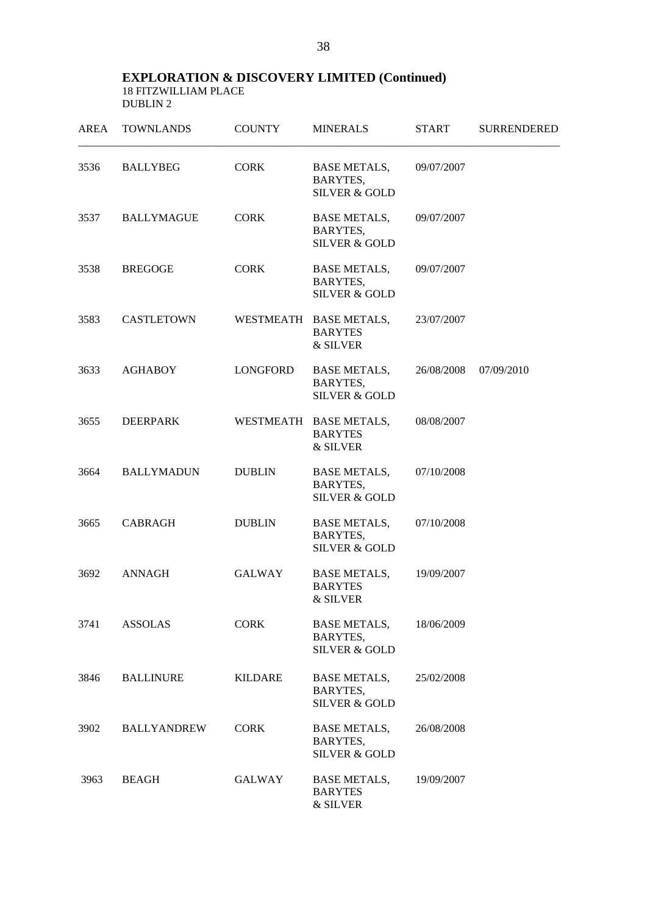## EXPLORATION & DISCOVERY LIMITED (Continued)

18 FITZWILLIAM PLACE
DUBLIN 2

| AREA | TOWNLANDS | COUNTY | MINERALS | START | SURRENDERED |
|---|---|---|---|---|---|
| 3536 | BALLYBEG | CORK | BASE METALS, BARYTES, SILVER & GOLD | 09/07/2007 | |
| 3537 | BALLYMAGUE | CORK | BASE METALS, BARYTES, SILVER & GOLD | 09/07/2007 | |
| 3538 | BREGOGE | CORK | BASE METALS, BARYTES, SILVER & GOLD | 09/07/2007 | |
| 3583 | CASTLETOWN | WESTMEATH | BASE METALS, BARYTES & SILVER | 23/07/2007 | |
| 3633 | AGHABOY | LONGFORD | BASE METALS, BARYTES, SILVER & GOLD | 26/08/2008 | 07/09/2010 |
| 3655 | DEERPARK | WESTMEATH | BASE METALS, BARYTES & SILVER | 08/08/2007 | |
| 3664 | BALLYMADUN | DUBLIN | BASE METALS, BARYTES, SILVER & GOLD | 07/10/2008 | |
| 3665 | CABRAGH | DUBLIN | BASE METALS, BARYTES, SILVER & GOLD | 07/10/2008 | |
| 3692 | ANNAGH | GALWAY | BASE METALS, BARYTES & SILVER | 19/09/2007 | |
| 3741 | ASSOLAS | CORK | BASE METALS, BARYTES, SILVER & GOLD | 18/06/2009 | |
| 3846 | BALLINURE | KILDARE | BASE METALS, BARYTES, SILVER & GOLD | 25/02/2008 | |
| 3902 | BALLYANDREW | CORK | BASE METALS, BARYTES, SILVER & GOLD | 26/08/2008 | |
| 3963 | BEAGH | GALWAY | BASE METALS, BARYTES & SILVER | 19/09/2007 | |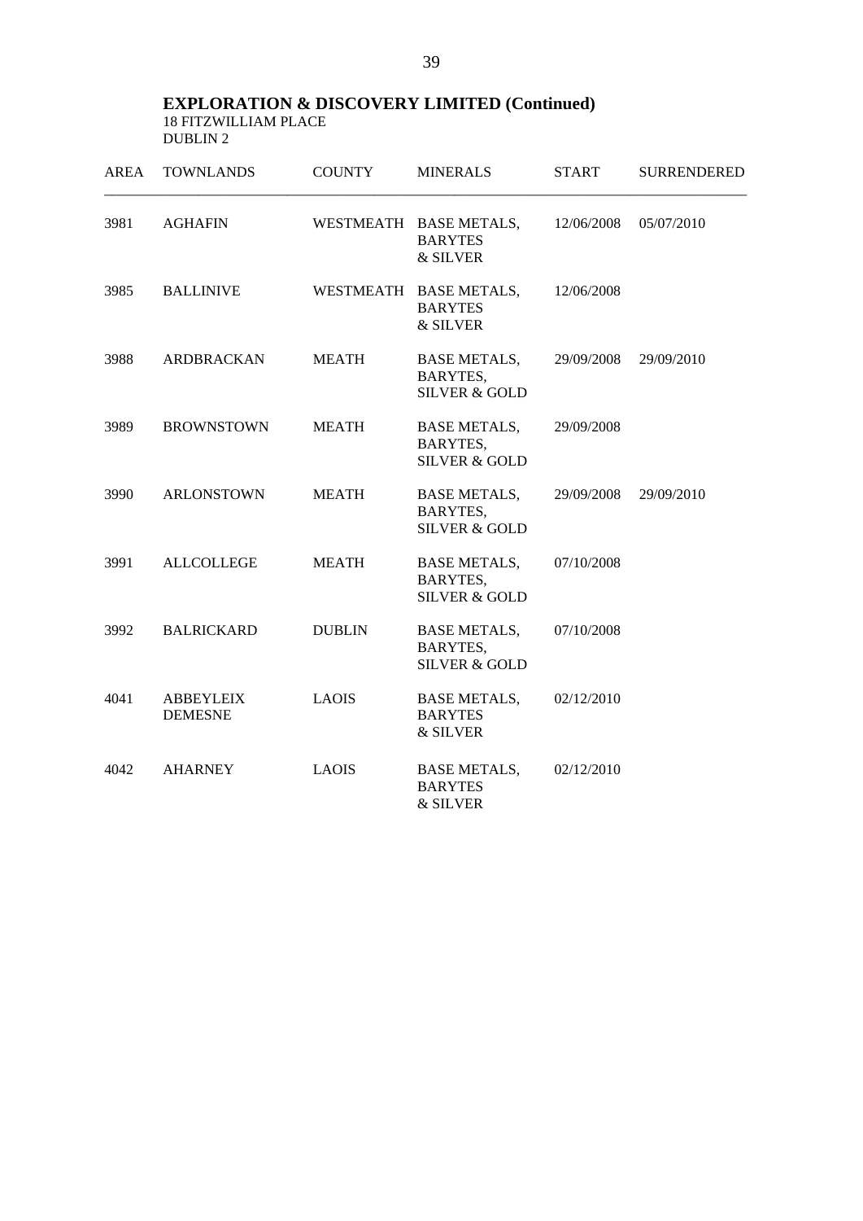**EXPLORATION & DISCOVERY LIMITED (Continued)**
18 FITZWILLIAM PLACE
DUBLIN 2

| AREA | TOWNLANDS | COUNTY | MINERALS | START | SURRENDERED |
|---|---|---|---|---|---|
| 3981 | AGHAFIN | WESTMEATH | BASE METALS, BARYTES & SILVER | 12/06/2008 | 05/07/2010 |
| 3985 | BALLINIVE | WESTMEATH | BASE METALS, BARYTES & SILVER | 12/06/2008 | |
| 3988 | ARDBRACKAN | MEATH | BASE METALS, BARYTES, SILVER & GOLD | 29/09/2008 | 29/09/2010 |
| 3989 | BROWNSTOWN | MEATH | BASE METALS, BARYTES, SILVER & GOLD | 29/09/2008 | |
| 3990 | ARLONSTOWN | MEATH | BASE METALS, BARYTES, SILVER & GOLD | 29/09/2008 | 29/09/2010 |
| 3991 | ALLCOLLEGE | MEATH | BASE METALS, BARYTES, SILVER & GOLD | 07/10/2008 | |
| 3992 | BALRICKARD | DUBLIN | BASE METALS, BARYTES, SILVER & GOLD | 07/10/2008 | |
| 4041 | ABBEYLEIX DEMESNE | LAOIS | BASE METALS, BARYTES & SILVER | 02/12/2010 | |
| 4042 | AHARNEY | LAOIS | BASE METALS, BARYTES & SILVER | 02/12/2010 | |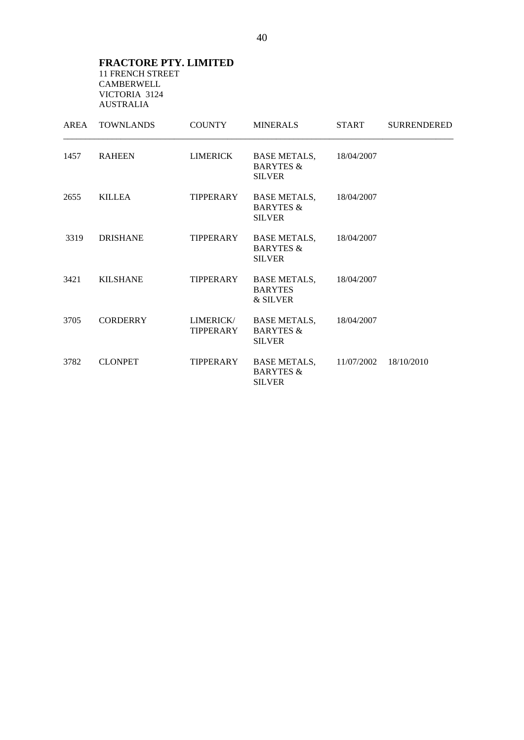**FRACTORE PTY. LIMITED**
11 FRENCH STREET
CAMBERWELL
VICTORIA 3124
AUSTRALIA

| AREA | TOWNLANDS | COUNTY | MINERALS | START | SURRENDERED |
|---|---|---|---|---|---|
| 1457 | RAHEEN | LIMERICK | BASE METALS, BARYTES & SILVER | 18/04/2007 | |
| 2655 | KILLEA | TIPPERARY | BASE METALS, BARYTES & SILVER | 18/04/2007 | |
| 3319 | DRISHANE | TIPPERARY | BASE METALS, BARYTES & SILVER | 18/04/2007 | |
| 3421 | KILSHANE | TIPPERARY | BASE METALS, BARYTES & SILVER | 18/04/2007 | |
| 3705 | CORDERRY | LIMERICK/ TIPPERARY | BASE METALS, BARYTES & SILVER | 18/04/2007 | |
| 3782 | CLONPET | TIPPERARY | BASE METALS, BARYTES & SILVER | 11/07/2002 | 18/10/2010 |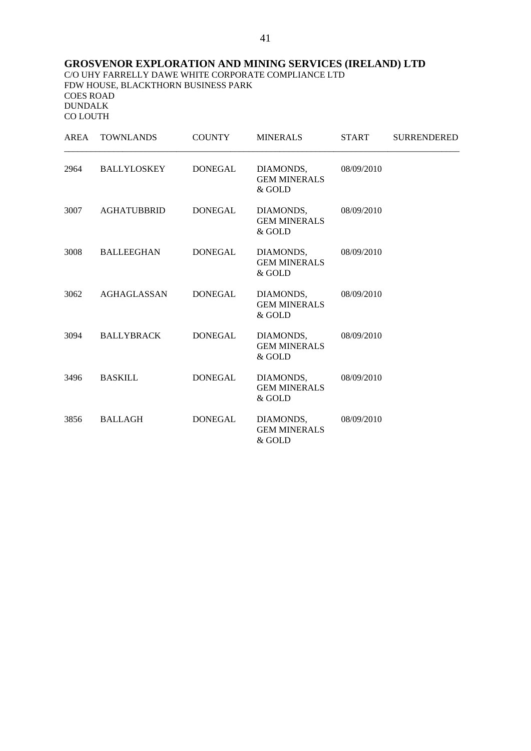**GROSVENOR EXPLORATION AND MINING SERVICES (IRELAND) LTD**
C/O UHY FARRELLY DAWE WHITE CORPORATE COMPLIANCE LTD
FDW HOUSE, BLACKTHORN BUSINESS PARK
COES ROAD
DUNDALK
CO LOUTH

| AREA | TOWNLANDS | COUNTY | MINERALS | START | SURRENDERED |
|---|---|---|---|---|---|
| 2964 | BALLYLOSKEY | DONEGAL | DIAMONDS, GEM MINERALS & GOLD | 08/09/2010 | |
| 3007 | AGHATUBBRID | DONEGAL | DIAMONDS, GEM MINERALS & GOLD | 08/09/2010 | |
| 3008 | BALLEEGHAN | DONEGAL | DIAMONDS, GEM MINERALS & GOLD | 08/09/2010 | |
| 3062 | AGHAGLASSAN | DONEGAL | DIAMONDS, GEM MINERALS & GOLD | 08/09/2010 | |
| 3094 | BALLYBRACK | DONEGAL | DIAMONDS, GEM MINERALS & GOLD | 08/09/2010 | |
| 3496 | BASKILL | DONEGAL | DIAMONDS, GEM MINERALS & GOLD | 08/09/2010 | |
| 3856 | BALLAGH | DONEGAL | DIAMONDS, GEM MINERALS & GOLD | 08/09/2010 | |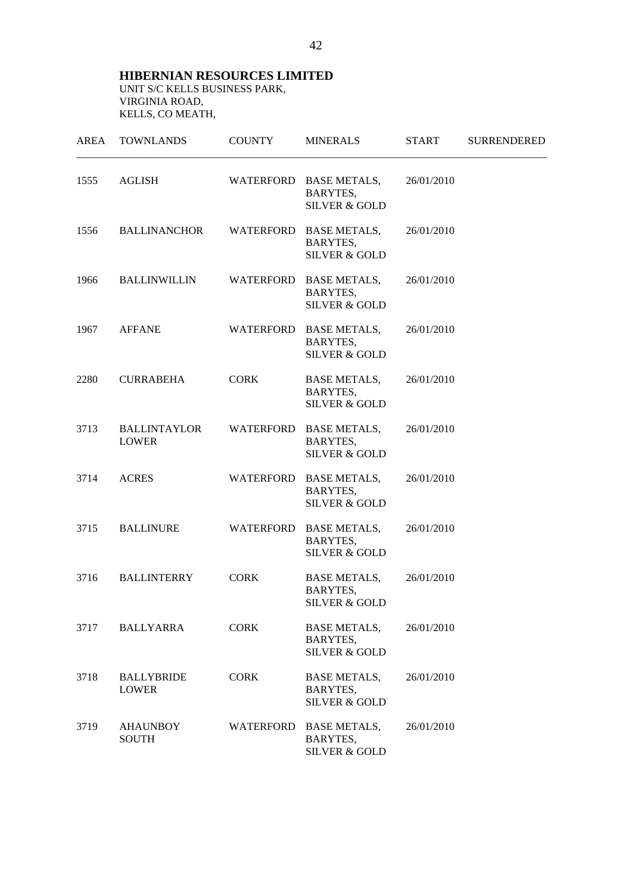**HIBERNIAN RESOURCES LIMITED**
UNIT S/C KELLS BUSINESS PARK,
VIRGINIA ROAD,
KELLS, CO MEATH,

| AREA | TOWNLANDS | COUNTY | MINERALS | START | SURRENDERED |
|---|---|---|---|---|---|
| 1555 | AGLISH | WATERFORD | BASE METALS, BARYTES, SILVER & GOLD | 26/01/2010 | |
| 1556 | BALLINANCHOR | WATERFORD | BASE METALS, BARYTES, SILVER & GOLD | 26/01/2010 | |
| 1966 | BALLINWILLIN | WATERFORD | BASE METALS, BARYTES, SILVER & GOLD | 26/01/2010 | |
| 1967 | AFFANE | WATERFORD | BASE METALS, BARYTES, SILVER & GOLD | 26/01/2010 | |
| 2280 | CURRABEHA | CORK | BASE METALS, BARYTES, SILVER & GOLD | 26/01/2010 | |
| 3713 | BALLINTAYLOR LOWER | WATERFORD | BASE METALS, BARYTES, SILVER & GOLD | 26/01/2010 | |
| 3714 | ACRES | WATERFORD | BASE METALS, BARYTES, SILVER & GOLD | 26/01/2010 | |
| 3715 | BALLINURE | WATERFORD | BASE METALS, BARYTES, SILVER & GOLD | 26/01/2010 | |
| 3716 | BALLINTERRY | CORK | BASE METALS, BARYTES, SILVER & GOLD | 26/01/2010 | |
| 3717 | BALLYARRA | CORK | BASE METALS, BARYTES, SILVER & GOLD | 26/01/2010 | |
| 3718 | BALLYBRIDE LOWER | CORK | BASE METALS, BARYTES, SILVER & GOLD | 26/01/2010 | |
| 3719 | AHAUNBOY SOUTH | WATERFORD | BASE METALS, BARYTES, SILVER & GOLD | 26/01/2010 | |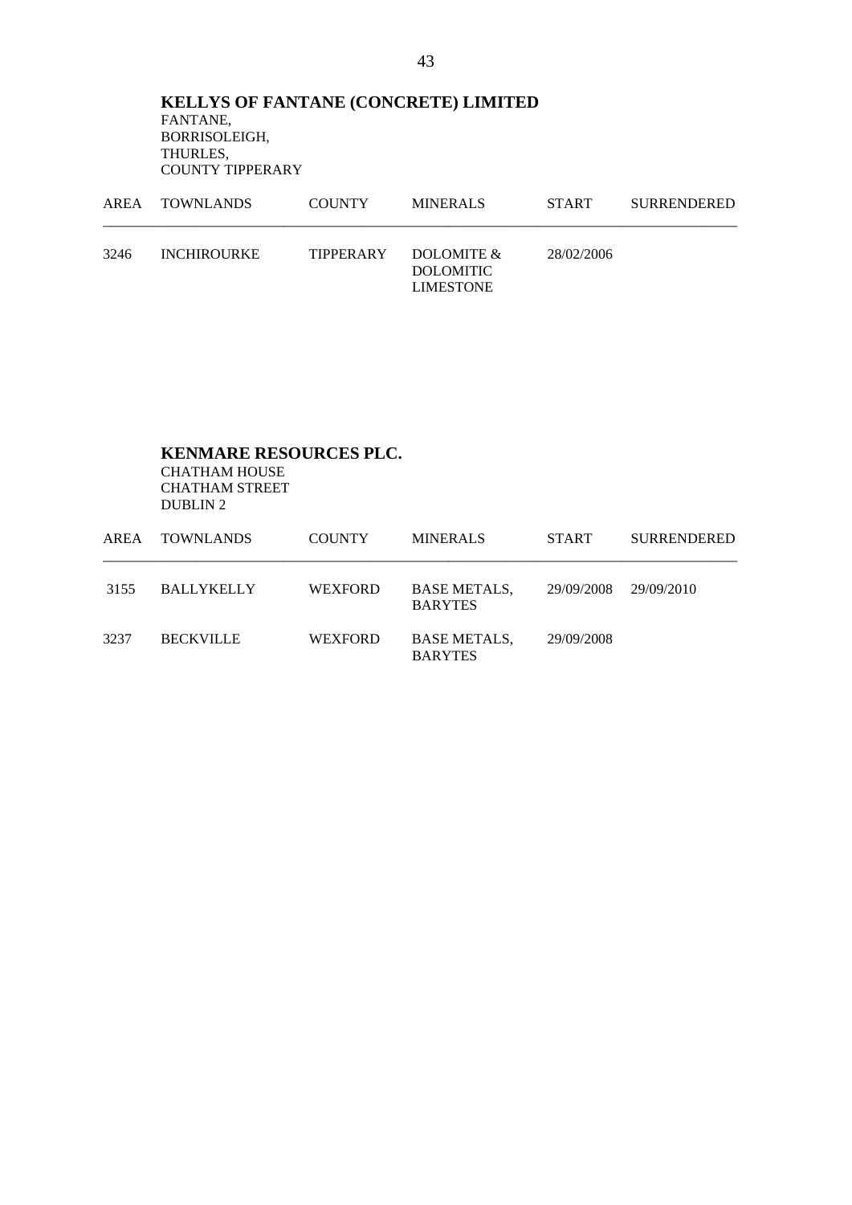## KELLYS OF FANTANE (CONCRETE) LIMITED

FANTANE,
BORRISOLEIGH,
THURLES,
COUNTY TIPPERARY

| AREA | TOWNLANDS | COUNTY | MINERALS | START | SURRENDERED |
|---|---|---|---|---|---|
| 3246 | INCHIROURKE | TIPPERARY | DOLOMITE & DOLOMITIC LIMESTONE | 28/02/2006 | |

## KENMARE RESOURCES PLC.

CHATHAM HOUSE
CHATHAM STREET
DUBLIN 2

| AREA | TOWNLANDS | COUNTY | MINERALS | START | SURRENDERED |
|---|---|---|---|---|---|
| 3155 | BALLYKELLY | WEXFORD | BASE METALS, BARYTES | 29/09/2008 | 29/09/2010 |
| 3237 | BECKVILLE | WEXFORD | BASE METALS, BARYTES | 29/09/2008 | |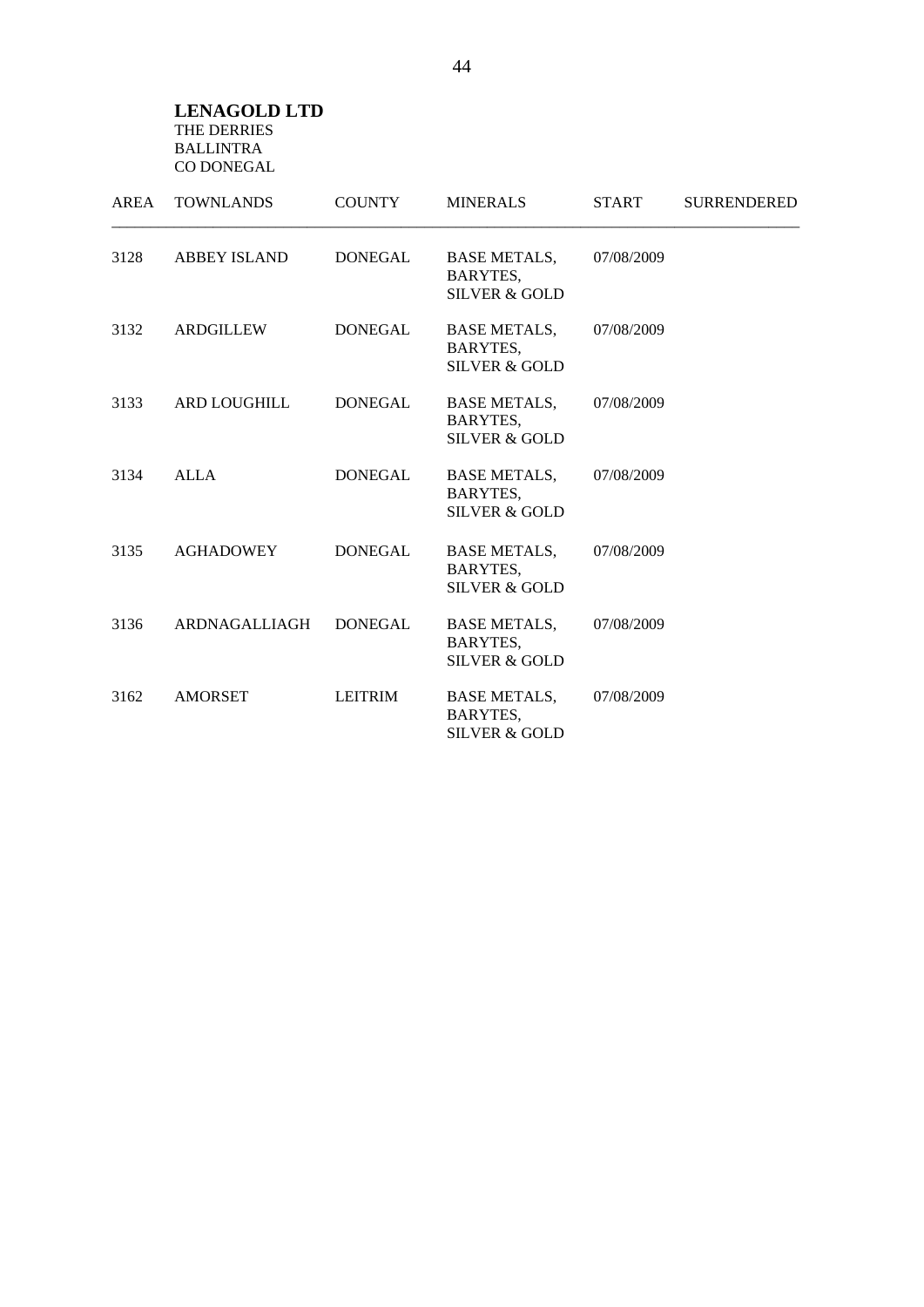**LENAGOLD LTD**
THE DERRIES
BALLINTRA
CO DONEGAL

| AREA | TOWNLANDS | COUNTY | MINERALS | START | SURRENDERED |
|---|---|---|---|---|---|
| 3128 | ABBEY ISLAND | DONEGAL | BASE METALS, BARYTES, SILVER & GOLD | 07/08/2009 | |
| 3132 | ARDGILLEW | DONEGAL | BASE METALS, BARYTES, SILVER & GOLD | 07/08/2009 | |
| 3133 | ARD LOUGHILL | DONEGAL | BASE METALS, BARYTES, SILVER & GOLD | 07/08/2009 | |
| 3134 | ALLA | DONEGAL | BASE METALS, BARYTES, SILVER & GOLD | 07/08/2009 | |
| 3135 | AGHADOWEY | DONEGAL | BASE METALS, BARYTES, SILVER & GOLD | 07/08/2009 | |
| 3136 | ARDNAGALLIAGH | DONEGAL | BASE METALS, BARYTES, SILVER & GOLD | 07/08/2009 | |
| 3162 | AMORSET | LEITRIM | BASE METALS, BARYTES, SILVER & GOLD | 07/08/2009 | |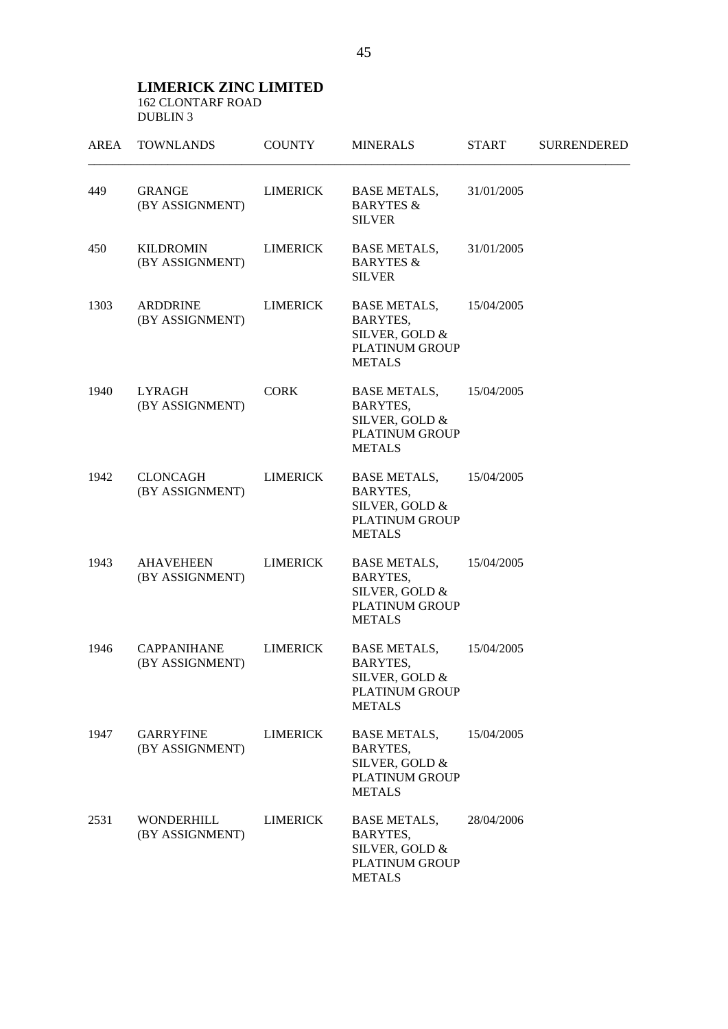**LIMERICK ZINC LIMITED**
162 CLONTARF ROAD
DUBLIN 3

| AREA | TOWNLANDS | COUNTY | MINERALS | START | SURRENDERED |
|---|---|---|---|---|---|
| 449 | GRANGE (BY ASSIGNMENT) | LIMERICK | BASE METALS, BARYTES & SILVER | 31/01/2005 | |
| 450 | KILDROMIN (BY ASSIGNMENT) | LIMERICK | BASE METALS, BARYTES & SILVER | 31/01/2005 | |
| 1303 | ARDDRINE (BY ASSIGNMENT) | LIMERICK | BASE METALS, BARYTES, SILVER, GOLD & PLATINUM GROUP METALS | 15/04/2005 | |
| 1940 | LYRAGH (BY ASSIGNMENT) | CORK | BASE METALS, BARYTES, SILVER, GOLD & PLATINUM GROUP METALS | 15/04/2005 | |
| 1942 | CLONCAGH (BY ASSIGNMENT) | LIMERICK | BASE METALS, BARYTES, SILVER, GOLD & PLATINUM GROUP METALS | 15/04/2005 | |
| 1943 | AHAVEHEEN (BY ASSIGNMENT) | LIMERICK | BASE METALS, BARYTES, SILVER, GOLD & PLATINUM GROUP METALS | 15/04/2005 | |
| 1946 | CAPPANIHANE (BY ASSIGNMENT) | LIMERICK | BASE METALS, BARYTES, SILVER, GOLD & PLATINUM GROUP METALS | 15/04/2005 | |
| 1947 | GARRYFINE (BY ASSIGNMENT) | LIMERICK | BASE METALS, BARYTES, SILVER, GOLD & PLATINUM GROUP METALS | 15/04/2005 | |
| 2531 | WONDERHILL (BY ASSIGNMENT) | LIMERICK | BASE METALS, BARYTES, SILVER, GOLD & PLATINUM GROUP METALS | 28/04/2006 | |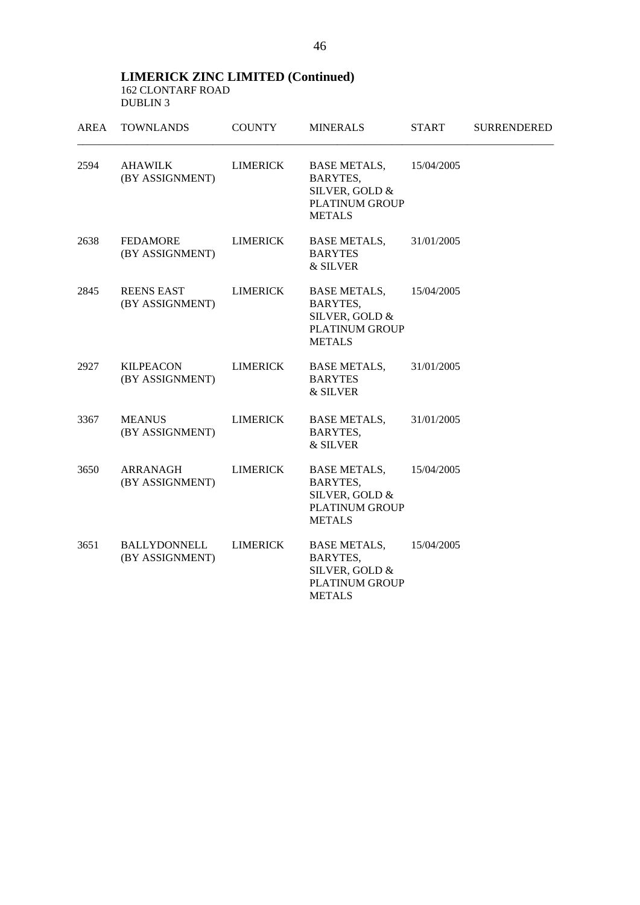**LIMERICK ZINC LIMITED (Continued)**
162 CLONTARF ROAD
DUBLIN 3

| AREA | TOWNLANDS | COUNTY | MINERALS | START | SURRENDERED |
|---|---|---|---|---|---|
| 2594 | AHAWILK (BY ASSIGNMENT) | LIMERICK | BASE METALS, BARYTES, SILVER, GOLD & PLATINUM GROUP METALS | 15/04/2005 | |
| 2638 | FEDAMORE (BY ASSIGNMENT) | LIMERICK | BASE METALS, BARYTES & SILVER | 31/01/2005 | |
| 2845 | REENS EAST (BY ASSIGNMENT) | LIMERICK | BASE METALS, BARYTES, SILVER, GOLD & PLATINUM GROUP METALS | 15/04/2005 | |
| 2927 | KILPEACON (BY ASSIGNMENT) | LIMERICK | BASE METALS, BARYTES & SILVER | 31/01/2005 | |
| 3367 | MEANUS (BY ASSIGNMENT) | LIMERICK | BASE METALS, BARYTES, & SILVER | 31/01/2005 | |
| 3650 | ARRANAGH (BY ASSIGNMENT) | LIMERICK | BASE METALS, BARYTES, SILVER, GOLD & PLATINUM GROUP METALS | 15/04/2005 | |
| 3651 | BALLYDONNELL (BY ASSIGNMENT) | LIMERICK | BASE METALS, BARYTES, SILVER, GOLD & PLATINUM GROUP METALS | 15/04/2005 | |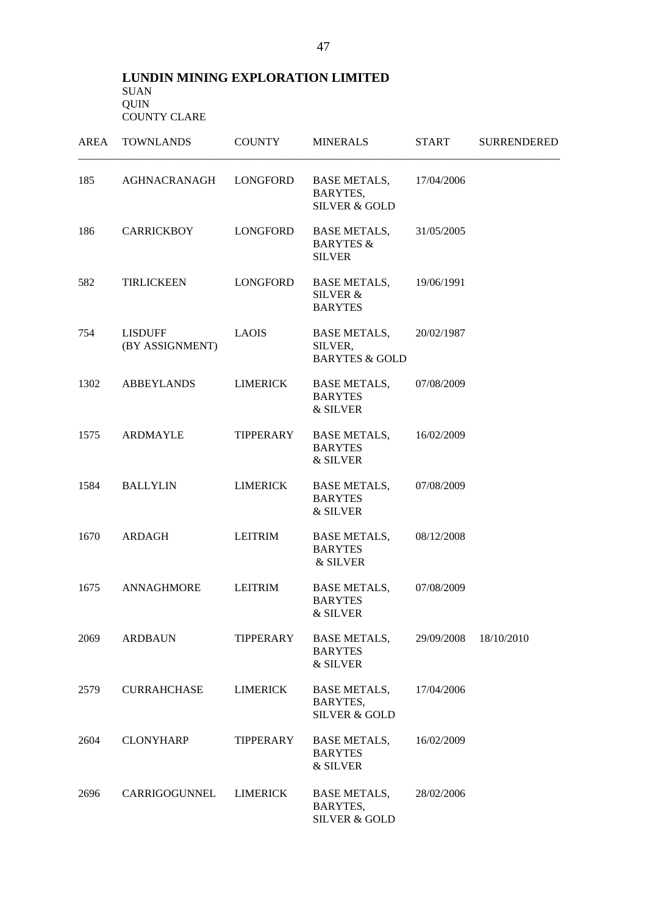**LUNDIN MINING EXPLORATION LIMITED**
SUAN
QUIN
COUNTY CLARE

| AREA | TOWNLANDS | COUNTY | MINERALS | START | SURRENDERED |
|---|---|---|---|---|---|
| 185 | AGHNACRANAGH | LONGFORD | BASE METALS, BARYTES, SILVER & GOLD | 17/04/2006 | |
| 186 | CARRICKBOY | LONGFORD | BASE METALS, BARYTES & SILVER | 31/05/2005 | |
| 582 | TIRLICKEEN | LONGFORD | BASE METALS, SILVER & BARYTES | 19/06/1991 | |
| 754 | LISDUFF (BY ASSIGNMENT) | LAOIS | BASE METALS, SILVER, BARYTES & GOLD | 20/02/1987 | |
| 1302 | ABBEYLANDS | LIMERICK | BASE METALS, BARYTES & SILVER | 07/08/2009 | |
| 1575 | ARDMAYLE | TIPPERARY | BASE METALS, BARYTES & SILVER | 16/02/2009 | |
| 1584 | BALLYLIN | LIMERICK | BASE METALS, BARYTES & SILVER | 07/08/2009 | |
| 1670 | ARDAGH | LEITRIM | BASE METALS, BARYTES & SILVER | 08/12/2008 | |
| 1675 | ANNAGHMORE | LEITRIM | BASE METALS, BARYTES & SILVER | 07/08/2009 | |
| 2069 | ARDBAUN | TIPPERARY | BASE METALS, BARYTES & SILVER | 29/09/2008 | 18/10/2010 |
| 2579 | CURRAHCHASE | LIMERICK | BASE METALS, BARYTES, SILVER & GOLD | 17/04/2006 | |
| 2604 | CLONYHARP | TIPPERARY | BASE METALS, BARYTES & SILVER | 16/02/2009 | |
| 2696 | CARRIGOGUNNEL | LIMERICK | BASE METALS, BARYTES, SILVER & GOLD | 28/02/2006 | |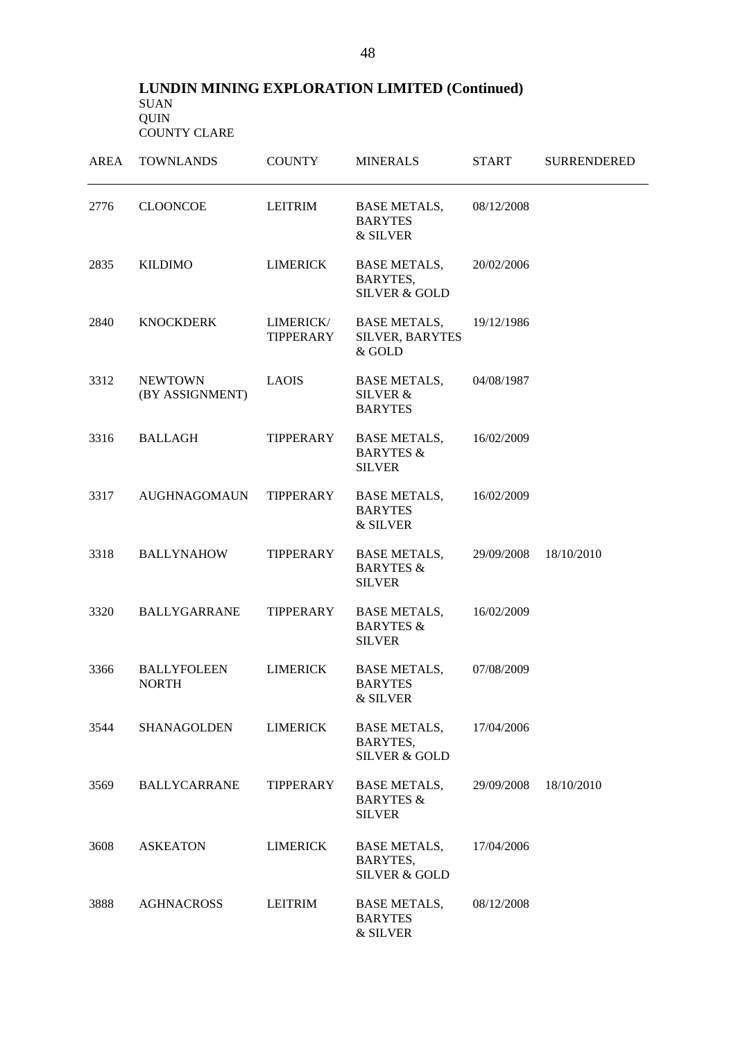## LUNDIN MINING EXPLORATION LIMITED (Continued)

SUAN
QUIN
COUNTY CLARE

| AREA | TOWNLANDS | COUNTY | MINERALS | START | SURRENDERED |
|---|---|---|---|---|---|
| 2776 | CLOONCOE | LEITRIM | BASE METALS, BARYTES & SILVER | 08/12/2008 | |
| 2835 | KILDIMO | LIMERICK | BASE METALS, BARYTES, SILVER & GOLD | 20/02/2006 | |
| 2840 | KNOCKDERK | LIMERICK/ TIPPERARY | BASE METALS, SILVER, BARYTES & GOLD | 19/12/1986 | |
| 3312 | NEWTOWN (BY ASSIGNMENT) | LAOIS | BASE METALS, SILVER & BARYTES | 04/08/1987 | |
| 3316 | BALLAGH | TIPPERARY | BASE METALS, BARYTES & SILVER | 16/02/2009 | |
| 3317 | AUGHNAGOMAUN | TIPPERARY | BASE METALS, BARYTES & SILVER | 16/02/2009 | |
| 3318 | BALLYNAHOW | TIPPERARY | BASE METALS, BARYTES & SILVER | 29/09/2008 | 18/10/2010 |
| 3320 | BALLYGARRANE | TIPPERARY | BASE METALS, BARYTES & SILVER | 16/02/2009 | |
| 3366 | BALLYFOLEEN NORTH | LIMERICK | BASE METALS, BARYTES & SILVER | 07/08/2009 | |
| 3544 | SHANAGOLDEN | LIMERICK | BASE METALS, BARYTES, SILVER & GOLD | 17/04/2006 | |
| 3569 | BALLYCARRANE | TIPPERARY | BASE METALS, BARYTES & SILVER | 29/09/2008 | 18/10/2010 |
| 3608 | ASKEATON | LIMERICK | BASE METALS, BARYTES, SILVER & GOLD | 17/04/2006 | |
| 3888 | AGHNACROSS | LEITRIM | BASE METALS, BARYTES & SILVER | 08/12/2008 | |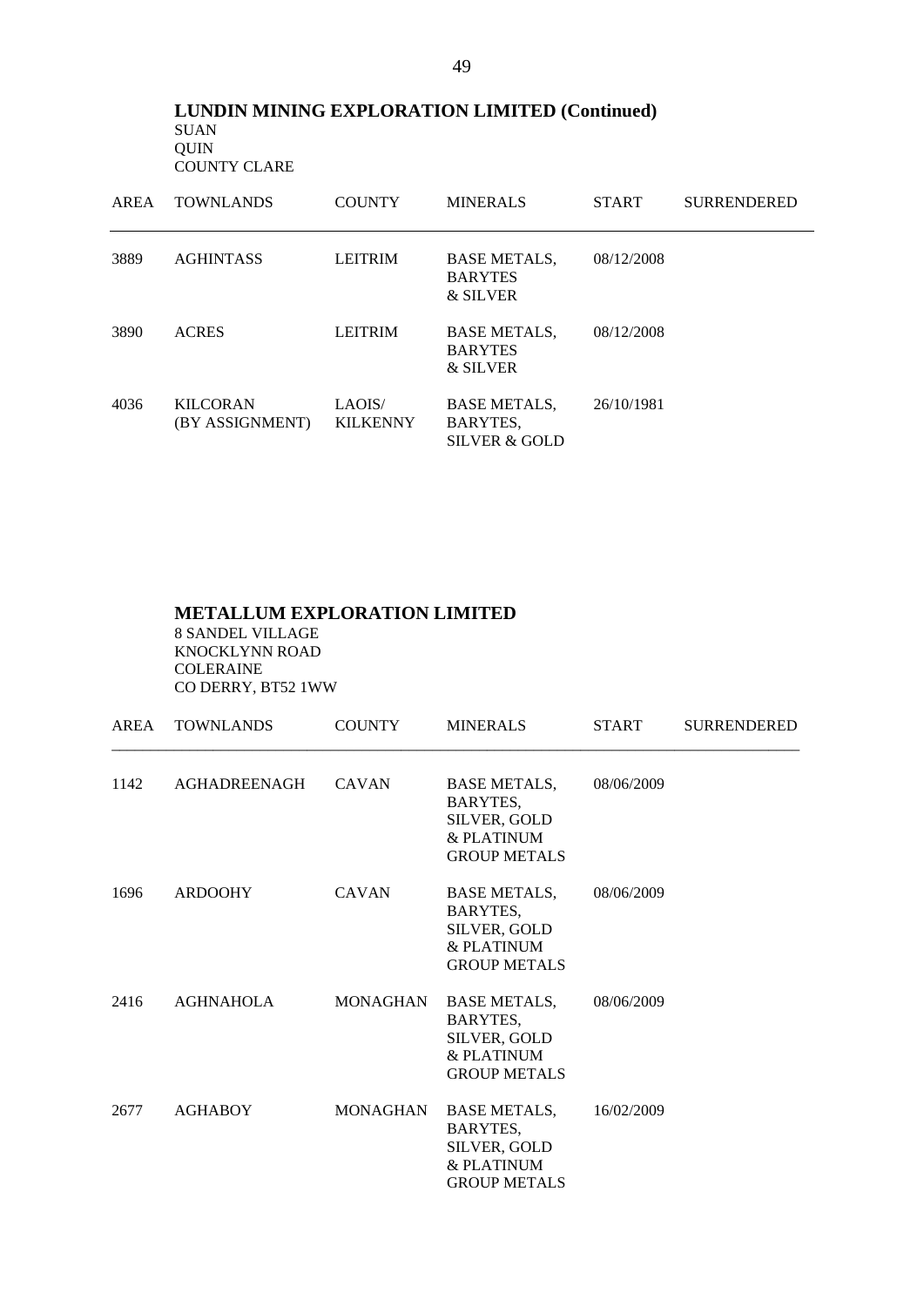## LUNDIN MINING EXPLORATION LIMITED (Continued)

SUAN
QUIN
COUNTY CLARE

| AREA | TOWNLANDS | COUNTY | MINERALS | START | SURRENDERED |
|---|---|---|---|---|---|
| 3889 | AGHINTASS | LEITRIM | BASE METALS, BARYTES & SILVER | 08/12/2008 | |
| 3890 | ACRES | LEITRIM | BASE METALS, BARYTES & SILVER | 08/12/2008 | |
| 4036 | KILCORAN (BY ASSIGNMENT) | LAOIS/ KILKENNY | BASE METALS, BARYTES, SILVER & GOLD | 26/10/1981 | |

## METALLUM EXPLORATION LIMITED

8 SANDEL VILLAGE
KNOCKLYNN ROAD
COLERAINE
CO DERRY, BT52 1WW

| AREA | TOWNLANDS | COUNTY | MINERALS | START | SURRENDERED |
|---|---|---|---|---|---|
| 1142 | AGHADREENAGH | CAVAN | BASE METALS, BARYTES, SILVER, GOLD & PLATINUM GROUP METALS | 08/06/2009 | |
| 1696 | ARDOOHY | CAVAN | BASE METALS, BARYTES, SILVER, GOLD & PLATINUM GROUP METALS | 08/06/2009 | |
| 2416 | AGHNAHOLA | MONAGHAN | BASE METALS, BARYTES, SILVER, GOLD & PLATINUM GROUP METALS | 08/06/2009 | |
| 2677 | AGHABOY | MONAGHAN | BASE METALS, BARYTES, SILVER, GOLD & PLATINUM GROUP METALS | 16/02/2009 | |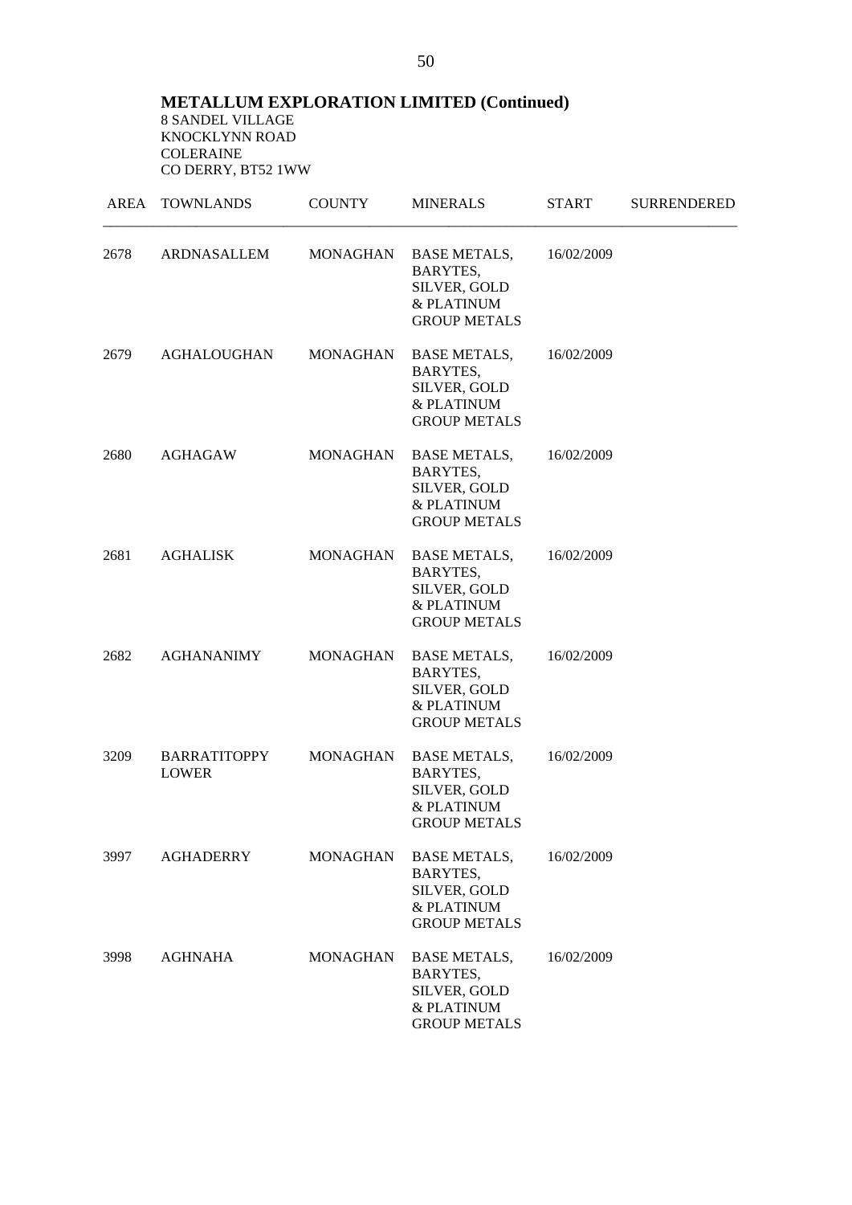## METALLUM EXPLORATION LIMITED (Continued)

8 SANDEL VILLAGE
KNOCKLYNN ROAD
COLERAINE
CO DERRY, BT52 1WW

| AREA | TOWNLANDS | COUNTY | MINERALS | START | SURRENDERED |
|---|---|---|---|---|---|
| 2678 | ARDNASALLEM | MONAGHAN | BASE METALS, BARYTES, SILVER, GOLD & PLATINUM GROUP METALS | 16/02/2009 | |
| 2679 | AGHALOUGHAN | MONAGHAN | BASE METALS, BARYTES, SILVER, GOLD & PLATINUM GROUP METALS | 16/02/2009 | |
| 2680 | AGHAGAW | MONAGHAN | BASE METALS, BARYTES, SILVER, GOLD & PLATINUM GROUP METALS | 16/02/2009 | |
| 2681 | AGHALISK | MONAGHAN | BASE METALS, BARYTES, SILVER, GOLD & PLATINUM GROUP METALS | 16/02/2009 | |
| 2682 | AGHANANIMY | MONAGHAN | BASE METALS, BARYTES, SILVER, GOLD & PLATINUM GROUP METALS | 16/02/2009 | |
| 3209 | BARRATITOPPY LOWER | MONAGHAN | BASE METALS, BARYTES, SILVER, GOLD & PLATINUM GROUP METALS | 16/02/2009 | |
| 3997 | AGHADERRY | MONAGHAN | BASE METALS, BARYTES, SILVER, GOLD & PLATINUM GROUP METALS | 16/02/2009 | |
| 3998 | AGHNAHA | MONAGHAN | BASE METALS, BARYTES, SILVER, GOLD & PLATINUM GROUP METALS | 16/02/2009 | |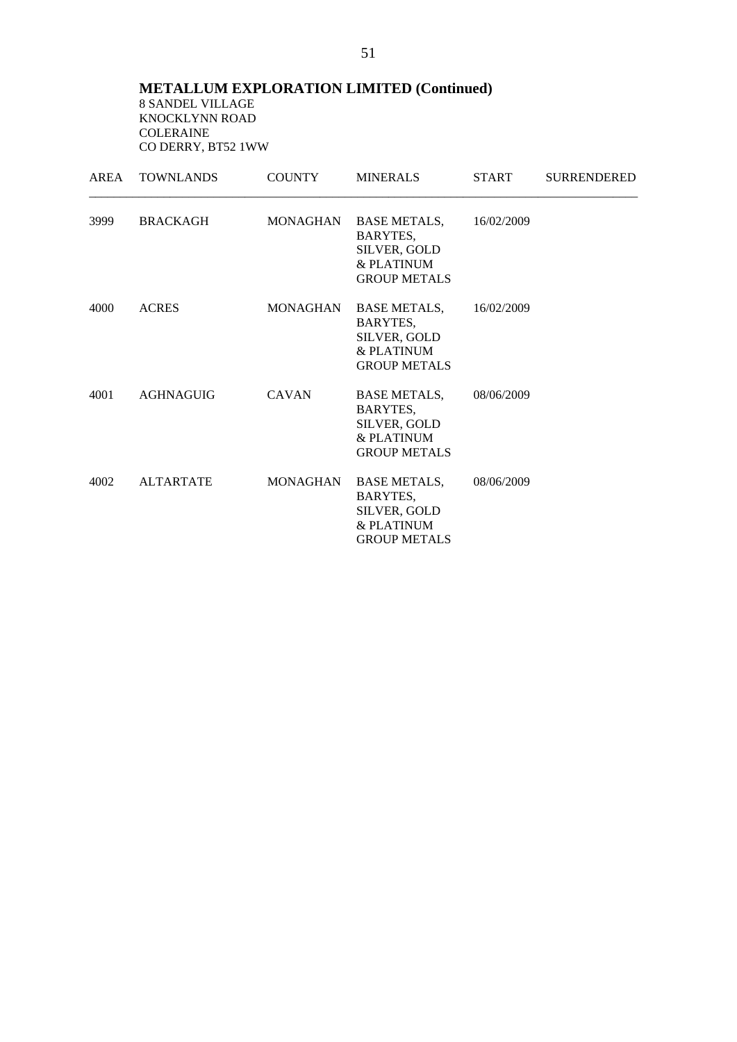**METALLUM EXPLORATION LIMITED (Continued)**
8 SANDEL VILLAGE
KNOCKLYNN ROAD
COLERAINE
CO DERRY, BT52 1WW

| AREA | TOWNLANDS | COUNTY | MINERALS | START | SURRENDERED |
|---|---|---|---|---|---|
| 3999 | BRACKAGH | MONAGHAN | BASE METALS, BARYTES, SILVER, GOLD & PLATINUM GROUP METALS | 16/02/2009 | |
| 4000 | ACRES | MONAGHAN | BASE METALS, BARYTES, SILVER, GOLD & PLATINUM GROUP METALS | 16/02/2009 | |
| 4001 | AGHNAGUIG | CAVAN | BASE METALS, BARYTES, SILVER, GOLD & PLATINUM GROUP METALS | 08/06/2009 | |
| 4002 | ALTARTATE | MONAGHAN | BASE METALS, BARYTES, SILVER, GOLD & PLATINUM GROUP METALS | 08/06/2009 | |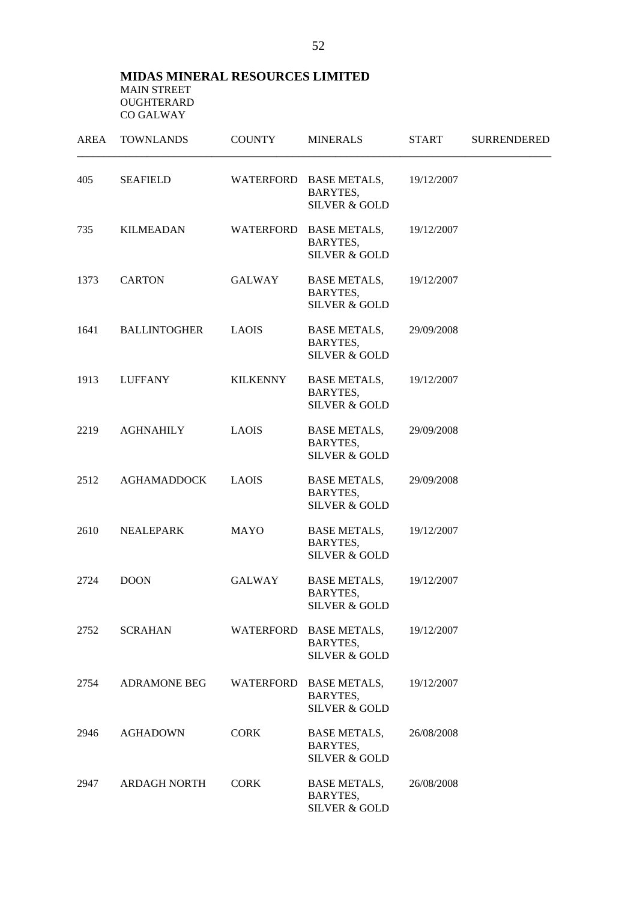**MIDAS MINERAL RESOURCES LIMITED**
MAIN STREET
OUGHTERARD
CO GALWAY

| AREA | TOWNLANDS | COUNTY | MINERALS | START | SURRENDERED |
|---|---|---|---|---|---|
| 405 | SEAFIELD | WATERFORD | BASE METALS, BARYTES, SILVER & GOLD | 19/12/2007 | |
| 735 | KILMEADAN | WATERFORD | BASE METALS, BARYTES, SILVER & GOLD | 19/12/2007 | |
| 1373 | CARTON | GALWAY | BASE METALS, BARYTES, SILVER & GOLD | 19/12/2007 | |
| 1641 | BALLINTOGHER | LAOIS | BASE METALS, BARYTES, SILVER & GOLD | 29/09/2008 | |
| 1913 | LUFFANY | KILKENNY | BASE METALS, BARYTES, SILVER & GOLD | 19/12/2007 | |
| 2219 | AGHNAHILY | LAOIS | BASE METALS, BARYTES, SILVER & GOLD | 29/09/2008 | |
| 2512 | AGHAMADDOCK | LAOIS | BASE METALS, BARYTES, SILVER & GOLD | 29/09/2008 | |
| 2610 | NEALEPARK | MAYO | BASE METALS, BARYTES, SILVER & GOLD | 19/12/2007 | |
| 2724 | DOON | GALWAY | BASE METALS, BARYTES, SILVER & GOLD | 19/12/2007 | |
| 2752 | SCRAHAN | WATERFORD | BASE METALS, BARYTES, SILVER & GOLD | 19/12/2007 | |
| 2754 | ADRAMONE BEG | WATERFORD | BASE METALS, BARYTES, SILVER & GOLD | 19/12/2007 | |
| 2946 | AGHADOWN | CORK | BASE METALS, BARYTES, SILVER & GOLD | 26/08/2008 | |
| 2947 | ARDAGH NORTH | CORK | BASE METALS, BARYTES, SILVER & GOLD | 26/08/2008 | |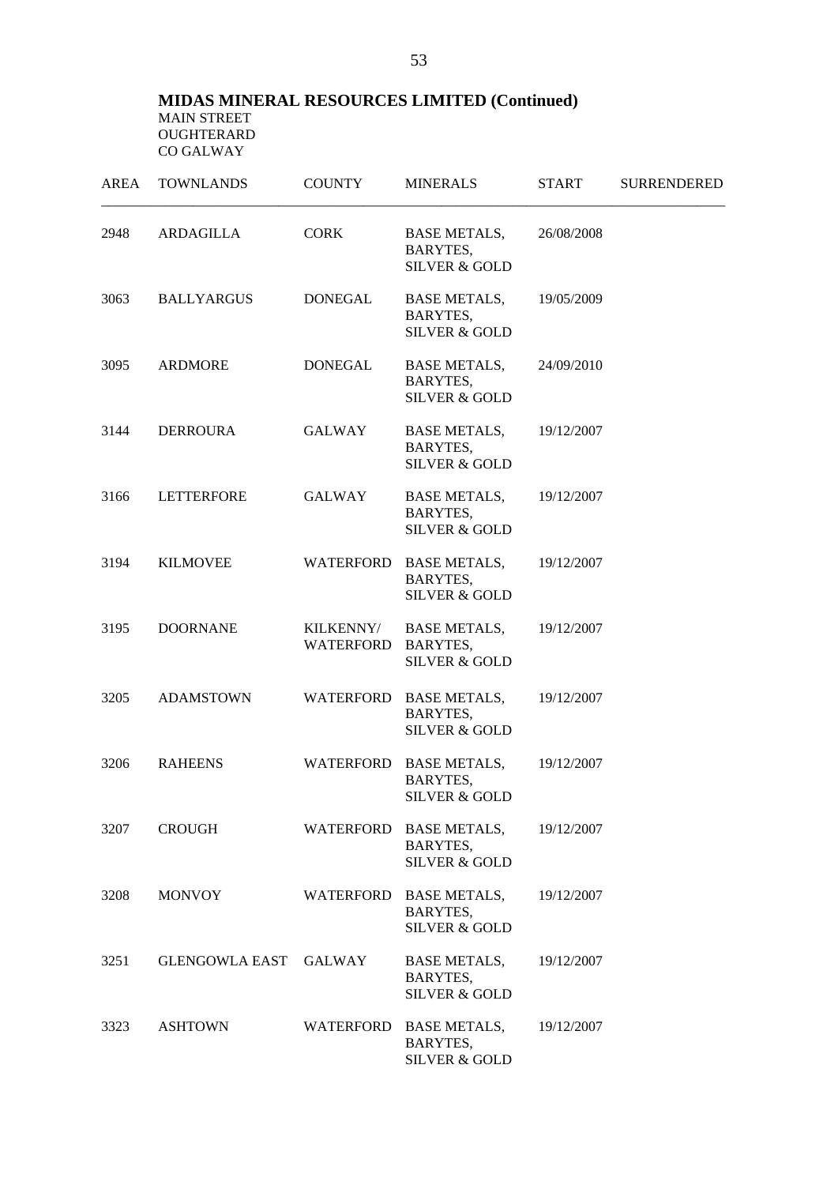**MIDAS MINERAL RESOURCES LIMITED (Continued)**
MAIN STREET
OUGHTERARD
CO GALWAY

| AREA | TOWNLANDS | COUNTY | MINERALS | START | SURRENDERED |
|---|---|---|---|---|---|
| 2948 | ARDAGILLA | CORK | BASE METALS, BARYTES, SILVER & GOLD | 26/08/2008 | |
| 3063 | BALLYARGUS | DONEGAL | BASE METALS, BARYTES, SILVER & GOLD | 19/05/2009 | |
| 3095 | ARDMORE | DONEGAL | BASE METALS, BARYTES, SILVER & GOLD | 24/09/2010 | |
| 3144 | DERROURA | GALWAY | BASE METALS, BARYTES, SILVER & GOLD | 19/12/2007 | |
| 3166 | LETTERFORE | GALWAY | BASE METALS, BARYTES, SILVER & GOLD | 19/12/2007 | |
| 3194 | KILMOVEE | WATERFORD | BASE METALS, BARYTES, SILVER & GOLD | 19/12/2007 | |
| 3195 | DOORNANE | KILKENNY/ WATERFORD | BASE METALS, BARYTES, SILVER & GOLD | 19/12/2007 | |
| 3205 | ADAMSTOWN | WATERFORD | BASE METALS, BARYTES, SILVER & GOLD | 19/12/2007 | |
| 3206 | RAHEENS | WATERFORD | BASE METALS, BARYTES, SILVER & GOLD | 19/12/2007 | |
| 3207 | CROUGH | WATERFORD | BASE METALS, BARYTES, SILVER & GOLD | 19/12/2007 | |
| 3208 | MONVOY | WATERFORD | BASE METALS, BARYTES, SILVER & GOLD | 19/12/2007 | |
| 3251 | GLENGOWLA EAST | GALWAY | BASE METALS, BARYTES, SILVER & GOLD | 19/12/2007 | |
| 3323 | ASHTOWN | WATERFORD | BASE METALS, BARYTES, SILVER & GOLD | 19/12/2007 | |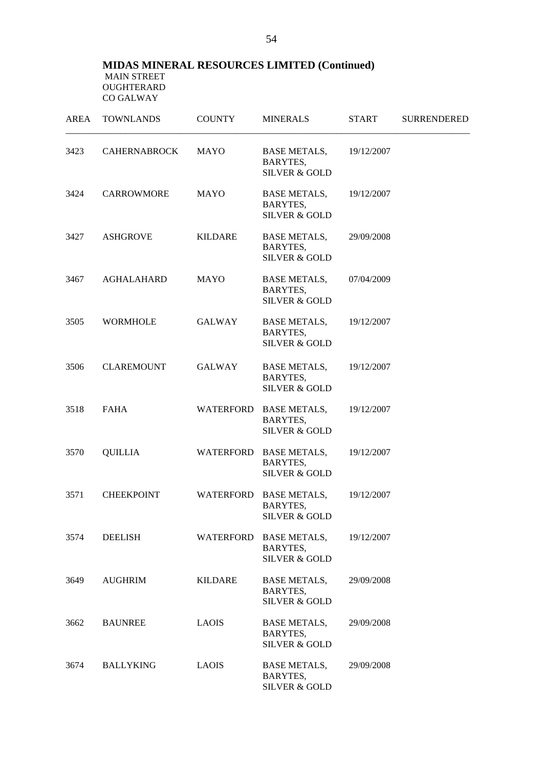## MIDAS MINERAL RESOURCES LIMITED (Continued)

MAIN STREET
OUGHTERARD
CO GALWAY

| AREA | TOWNLANDS | COUNTY | MINERALS | START | SURRENDERED |
|---|---|---|---|---|---|
| 3423 | CAHERNABROCK | MAYO | BASE METALS, BARYTES, SILVER & GOLD | 19/12/2007 | |
| 3424 | CARROWMORE | MAYO | BASE METALS, BARYTES, SILVER & GOLD | 19/12/2007 | |
| 3427 | ASHGROVE | KILDARE | BASE METALS, BARYTES, SILVER & GOLD | 29/09/2008 | |
| 3467 | AGHALAHARD | MAYO | BASE METALS, BARYTES, SILVER & GOLD | 07/04/2009 | |
| 3505 | WORMHOLE | GALWAY | BASE METALS, BARYTES, SILVER & GOLD | 19/12/2007 | |
| 3506 | CLAREMOUNT | GALWAY | BASE METALS, BARYTES, SILVER & GOLD | 19/12/2007 | |
| 3518 | FAHA | WATERFORD | BASE METALS, BARYTES, SILVER & GOLD | 19/12/2007 | |
| 3570 | QUILLIA | WATERFORD | BASE METALS, BARYTES, SILVER & GOLD | 19/12/2007 | |
| 3571 | CHEEKPOINT | WATERFORD | BASE METALS, BARYTES, SILVER & GOLD | 19/12/2007 | |
| 3574 | DEELISH | WATERFORD | BASE METALS, BARYTES, SILVER & GOLD | 19/12/2007 | |
| 3649 | AUGHRIM | KILDARE | BASE METALS, BARYTES, SILVER & GOLD | 29/09/2008 | |
| 3662 | BAUNREE | LAOIS | BASE METALS, BARYTES, SILVER & GOLD | 29/09/2008 | |
| 3674 | BALLYKING | LAOIS | BASE METALS, BARYTES, SILVER & GOLD | 29/09/2008 | |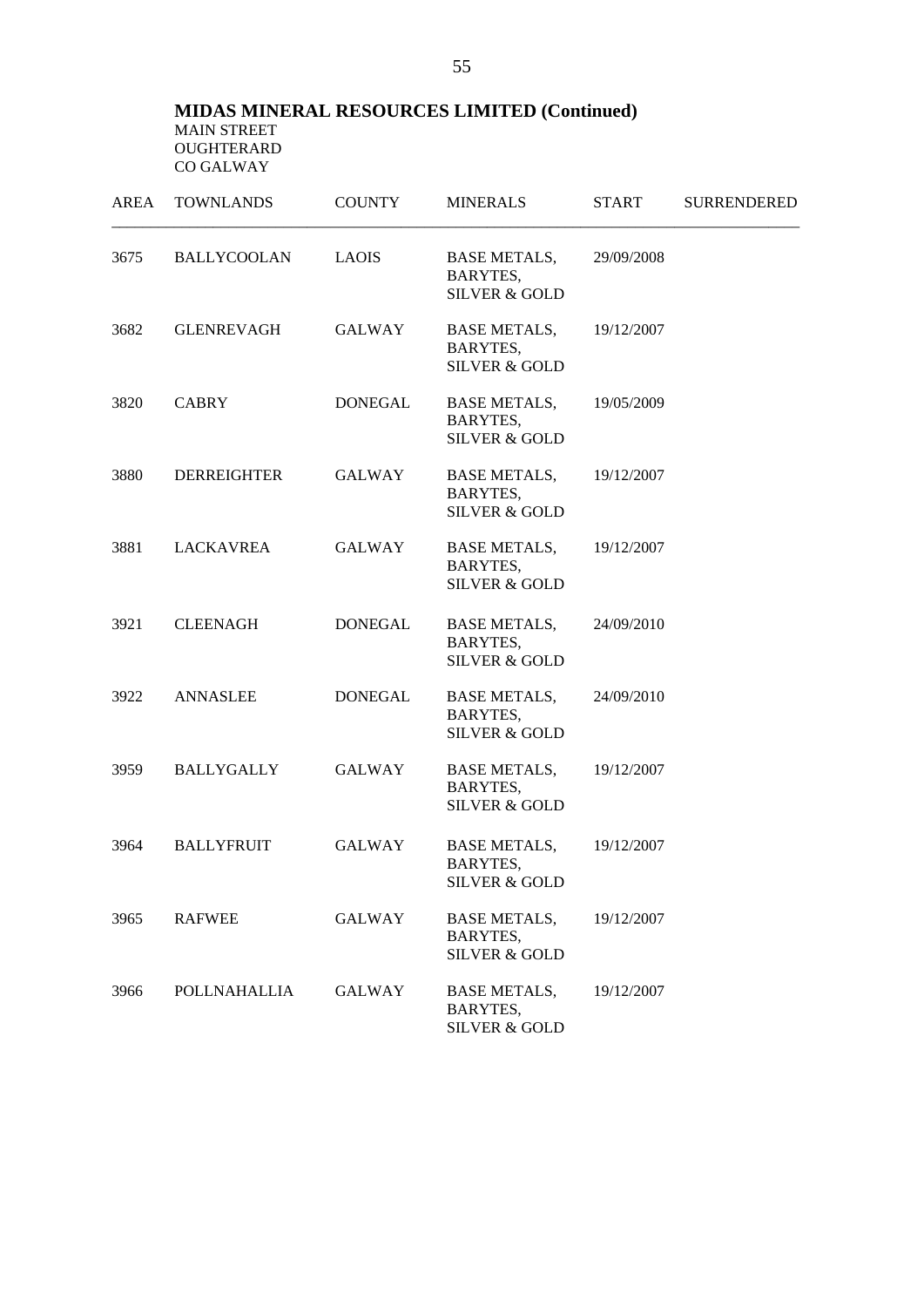**MIDAS MINERAL RESOURCES LIMITED (Continued)**
MAIN STREET
OUGHTERARD
CO GALWAY

| AREA | TOWNLANDS | COUNTY | MINERALS | START | SURRENDERED |
|---|---|---|---|---|---|
| 3675 | BALLYCOOLAN | LAOIS | BASE METALS, BARYTES, SILVER & GOLD | 29/09/2008 | |
| 3682 | GLENREVAGH | GALWAY | BASE METALS, BARYTES, SILVER & GOLD | 19/12/2007 | |
| 3820 | CABRY | DONEGAL | BASE METALS, BARYTES, SILVER & GOLD | 19/05/2009 | |
| 3880 | DERREIGHTER | GALWAY | BASE METALS, BARYTES, SILVER & GOLD | 19/12/2007 | |
| 3881 | LACKAVREA | GALWAY | BASE METALS, BARYTES, SILVER & GOLD | 19/12/2007 | |
| 3921 | CLEENAGH | DONEGAL | BASE METALS, BARYTES, SILVER & GOLD | 24/09/2010 | |
| 3922 | ANNASLEE | DONEGAL | BASE METALS, BARYTES, SILVER & GOLD | 24/09/2010 | |
| 3959 | BALLYGALLY | GALWAY | BASE METALS, BARYTES, SILVER & GOLD | 19/12/2007 | |
| 3964 | BALLYFRUIT | GALWAY | BASE METALS, BARYTES, SILVER & GOLD | 19/12/2007 | |
| 3965 | RAFWEE | GALWAY | BASE METALS, BARYTES, SILVER & GOLD | 19/12/2007 | |
| 3966 | POLLNAHALLIA | GALWAY | BASE METALS, BARYTES, SILVER & GOLD | 19/12/2007 | |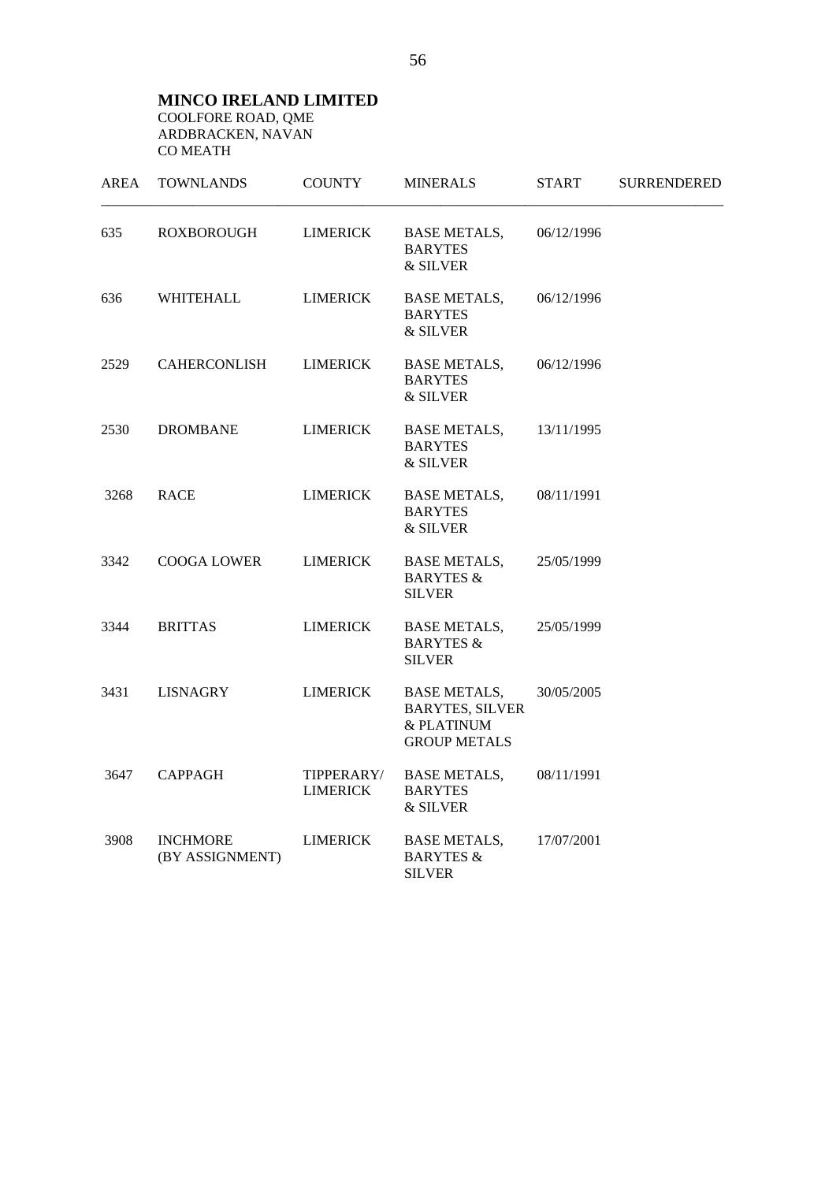**MINCO IRELAND LIMITED**
COOLFORE ROAD, QME
ARDBRACKEN, NAVAN
CO MEATH

| AREA | TOWNLANDS | COUNTY | MINERALS | START | SURRENDERED |
|---|---|---|---|---|---|
| 635 | ROXBOROUGH | LIMERICK | BASE METALS, BARYTES & SILVER | 06/12/1996 | |
| 636 | WHITEHALL | LIMERICK | BASE METALS, BARYTES & SILVER | 06/12/1996 | |
| 2529 | CAHERCONLISH | LIMERICK | BASE METALS, BARYTES & SILVER | 06/12/1996 | |
| 2530 | DROMBANE | LIMERICK | BASE METALS, BARYTES & SILVER | 13/11/1995 | |
| 3268 | RACE | LIMERICK | BASE METALS, BARYTES & SILVER | 08/11/1991 | |
| 3342 | COOGA LOWER | LIMERICK | BASE METALS, BARYTES & SILVER | 25/05/1999 | |
| 3344 | BRITTAS | LIMERICK | BASE METALS, BARYTES & SILVER | 25/05/1999 | |
| 3431 | LISNAGRY | LIMERICK | BASE METALS, BARYTES, SILVER & PLATINUM GROUP METALS | 30/05/2005 | |
| 3647 | CAPPAGH | TIPPERARY/ LIMERICK | BASE METALS, BARYTES & SILVER | 08/11/1991 | |
| 3908 | INCHMORE (BY ASSIGNMENT) | LIMERICK | BASE METALS, BARYTES & SILVER | 17/07/2001 | |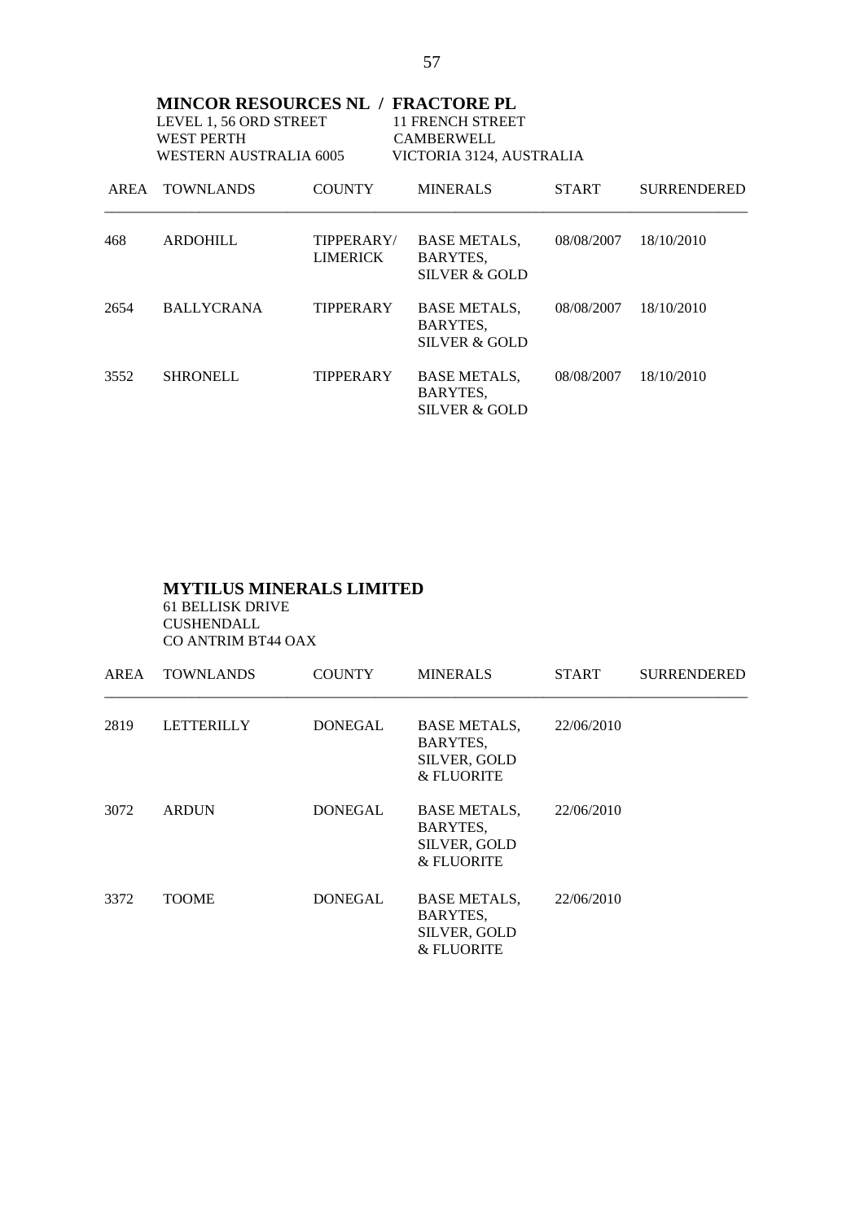**MINCOR RESOURCES NL / FRACTORE PL**

LEVEL 1, 56 ORD STREET
WEST PERTH
WESTERN AUSTRALIA 6005

11 FRENCH STREET
CAMBERWELL
VICTORIA 3124, AUSTRALIA

| AREA | TOWNLANDS | COUNTY | MINERALS | START | SURRENDERED |
|---|---|---|---|---|---|
| 468 | ARDOHILL | TIPPERARY/ LIMERICK | BASE METALS, BARYTES, SILVER & GOLD | 08/08/2007 | 18/10/2010 |
| 2654 | BALLYCRANA | TIPPERARY | BASE METALS, BARYTES, SILVER & GOLD | 08/08/2007 | 18/10/2010 |
| 3552 | SHRONELL | TIPPERARY | BASE METALS, BARYTES, SILVER & GOLD | 08/08/2007 | 18/10/2010 |

**MYTILUS MINERALS LIMITED**

61 BELLISK DRIVE
CUSHENDALL
CO ANTRIM BT44 OAX

| AREA | TOWNLANDS | COUNTY | MINERALS | START | SURRENDERED |
|---|---|---|---|---|---|
| 2819 | LETTERILLY | DONEGAL | BASE METALS, BARYTES, SILVER, GOLD & FLUORITE | 22/06/2010 | |
| 3072 | ARDUN | DONEGAL | BASE METALS, BARYTES, SILVER, GOLD & FLUORITE | 22/06/2010 | |
| 3372 | TOOME | DONEGAL | BASE METALS, BARYTES, SILVER, GOLD & FLUORITE | 22/06/2010 | |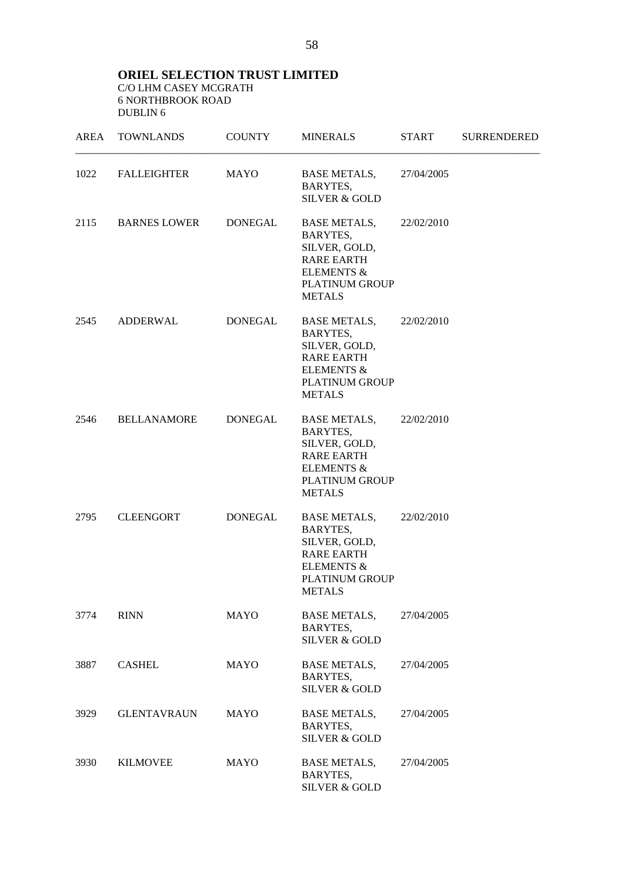**ORIEL SELECTION TRUST LIMITED**
C/O LHM CASEY MCGRATH
6 NORTHBROOK ROAD
DUBLIN 6

| AREA | TOWNLANDS | COUNTY | MINERALS | START | SURRENDERED |
|---|---|---|---|---|---|
| 1022 | FALLEIGHTER | MAYO | BASE METALS, BARYTES, SILVER & GOLD | 27/04/2005 | |
| 2115 | BARNES LOWER | DONEGAL | BASE METALS, BARYTES, SILVER, GOLD, RARE EARTH ELEMENTS & PLATINUM GROUP METALS | 22/02/2010 | |
| 2545 | ADDERWAL | DONEGAL | BASE METALS, BARYTES, SILVER, GOLD, RARE EARTH ELEMENTS & PLATINUM GROUP METALS | 22/02/2010 | |
| 2546 | BELLANAMORE | DONEGAL | BASE METALS, BARYTES, SILVER, GOLD, RARE EARTH ELEMENTS & PLATINUM GROUP METALS | 22/02/2010 | |
| 2795 | CLEENGORT | DONEGAL | BASE METALS, BARYTES, SILVER, GOLD, RARE EARTH ELEMENTS & PLATINUM GROUP METALS | 22/02/2010 | |
| 3774 | RINN | MAYO | BASE METALS, BARYTES, SILVER & GOLD | 27/04/2005 | |
| 3887 | CASHEL | MAYO | BASE METALS, BARYTES, SILVER & GOLD | 27/04/2005 | |
| 3929 | GLENTAVRAUN | MAYO | BASE METALS, BARYTES, SILVER & GOLD | 27/04/2005 | |
| 3930 | KILMOVEE | MAYO | BASE METALS, BARYTES, SILVER & GOLD | 27/04/2005 | |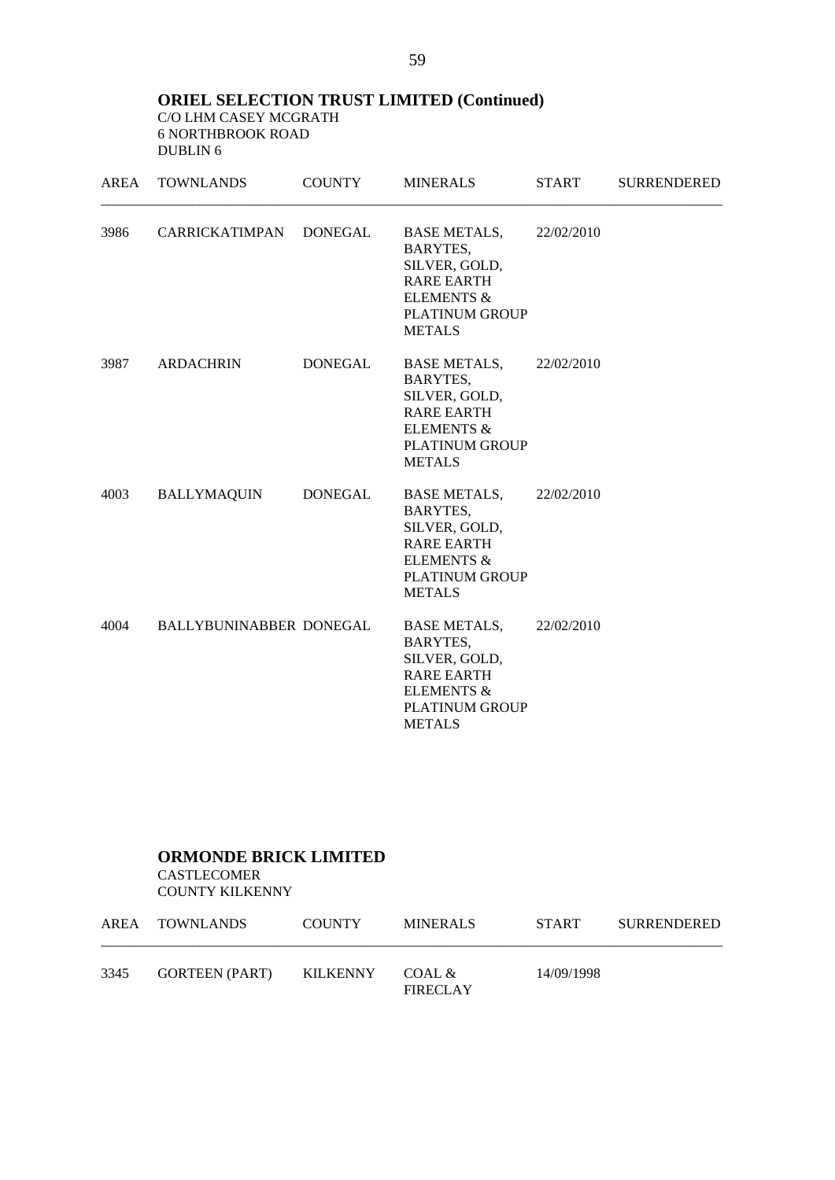## ORIEL SELECTION TRUST LIMITED (Continued)

C/O LHM CASEY MCGRATH
6 NORTHBROOK ROAD
DUBLIN 6

| AREA | TOWNLANDS | COUNTY | MINERALS | START | SURRENDERED |
|---|---|---|---|---|---|
| 3986 | CARRICKATIMPAN | DONEGAL | BASE METALS, BARYTES, SILVER, GOLD, RARE EARTH ELEMENTS & PLATINUM GROUP METALS | 22/02/2010 | |
| 3987 | ARDACHRIN | DONEGAL | BASE METALS, BARYTES, SILVER, GOLD, RARE EARTH ELEMENTS & PLATINUM GROUP METALS | 22/02/2010 | |
| 4003 | BALLYMAQUIN | DONEGAL | BASE METALS, BARYTES, SILVER, GOLD, RARE EARTH ELEMENTS & PLATINUM GROUP METALS | 22/02/2010 | |
| 4004 | BALLYBUNINABBER | DONEGAL | BASE METALS, BARYTES, SILVER, GOLD, RARE EARTH ELEMENTS & PLATINUM GROUP METALS | 22/02/2010 | |

## ORMONDE BRICK LIMITED

CASTLECOMER
COUNTY KILKENNY

| AREA | TOWNLANDS | COUNTY | MINERALS | START | SURRENDERED |
|---|---|---|---|---|---|
| 3345 | GORTEEN (PART) | KILKENNY | COAL & FIRECLAY | 14/09/1998 | |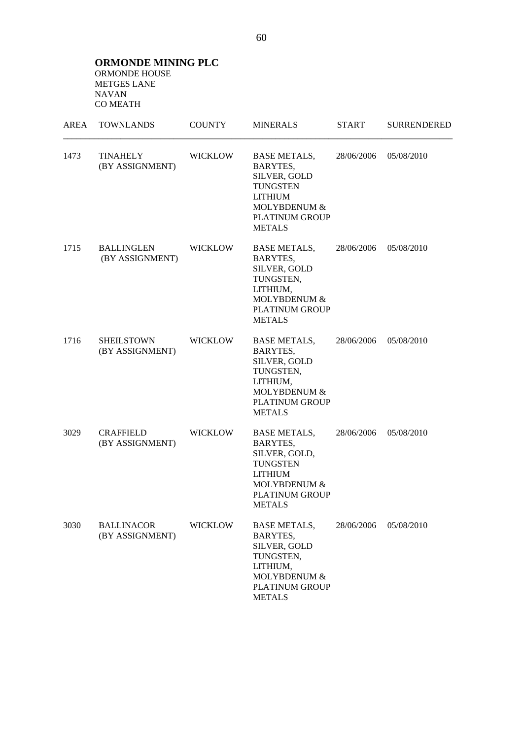**ORMONDE MINING PLC**
ORMONDE HOUSE
METGES LANE
NAVAN
CO MEATH

| AREA | TOWNLANDS | COUNTY | MINERALS | START | SURRENDERED |
|---|---|---|---|---|---|
| 1473 | TINAHELY (BY ASSIGNMENT) | WICKLOW | BASE METALS, BARYTES, SILVER, GOLD TUNGSTEN LITHIUM MOLYBDENUM & PLATINUM GROUP METALS | 28/06/2006 | 05/08/2010 |
| 1715 | BALLINGLEN (BY ASSIGNMENT) | WICKLOW | BASE METALS, BARYTES, SILVER, GOLD TUNGSTEN, LITHIUM, MOLYBDENUM & PLATINUM GROUP METALS | 28/06/2006 | 05/08/2010 |
| 1716 | SHEILSTOWN (BY ASSIGNMENT) | WICKLOW | BASE METALS, BARYTES, SILVER, GOLD TUNGSTEN, LITHIUM, MOLYBDENUM & PLATINUM GROUP METALS | 28/06/2006 | 05/08/2010 |
| 3029 | CRAFFIELD (BY ASSIGNMENT) | WICKLOW | BASE METALS, BARYTES, SILVER, GOLD, TUNGSTEN LITHIUM MOLYBDENUM & PLATINUM GROUP METALS | 28/06/2006 | 05/08/2010 |
| 3030 | BALLINACOR (BY ASSIGNMENT) | WICKLOW | BASE METALS, BARYTES, SILVER, GOLD TUNGSTEN, LITHIUM, MOLYBDENUM & PLATINUM GROUP METALS | 28/06/2006 | 05/08/2010 |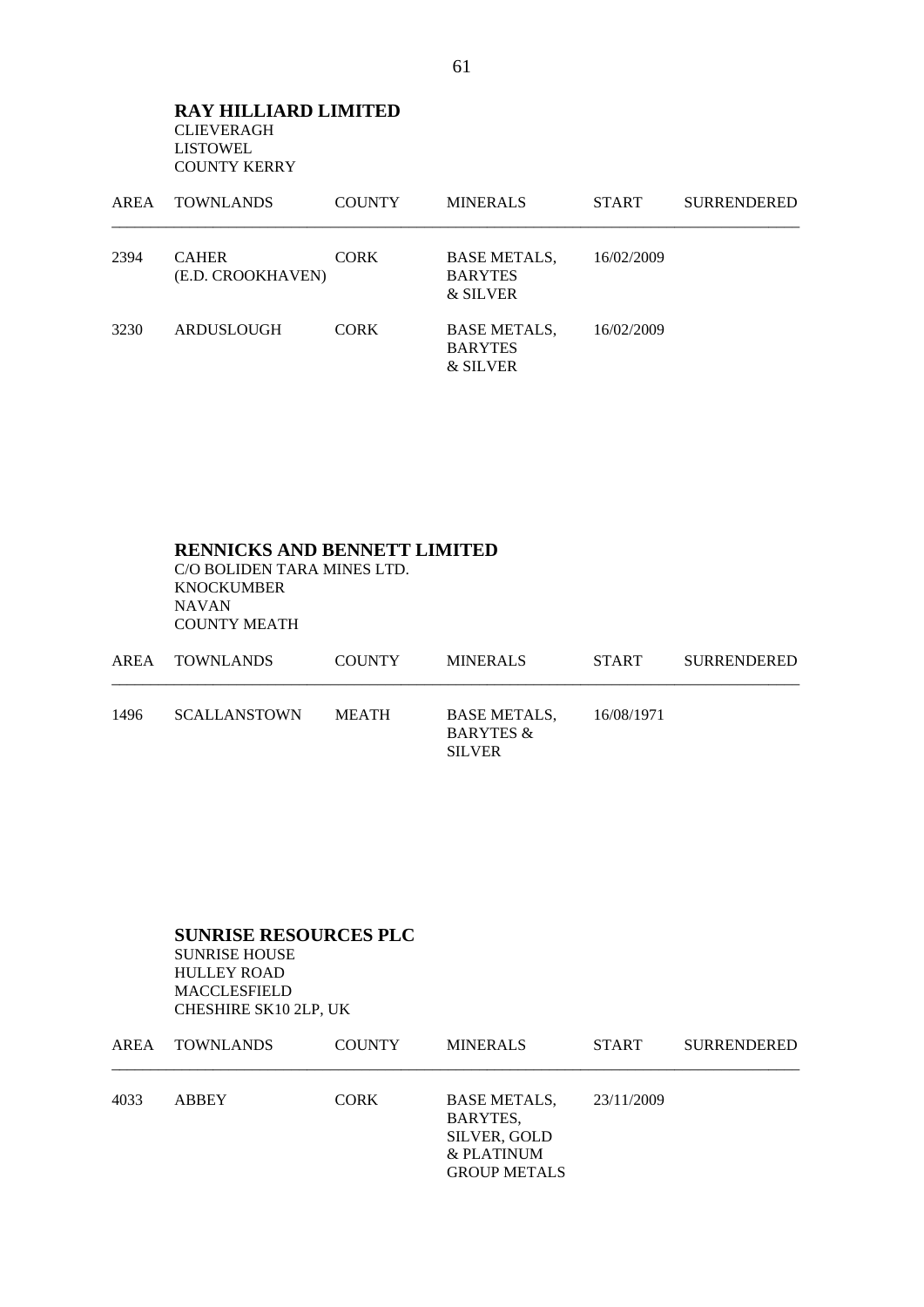**RAY HILLIARD LIMITED**
CLIEVERAGH
LISTOWEL
COUNTY KERRY

| AREA | TOWNLANDS | COUNTY | MINERALS | START | SURRENDERED |
|---|---|---|---|---|---|
| 2394 | CAHER (E.D. CROOKHAVEN) | CORK | BASE METALS, BARYTES & SILVER | 16/02/2009 | |
| 3230 | ARDUSLOUGH | CORK | BASE METALS, BARYTES & SILVER | 16/02/2009 | |

**RENNICKS AND BENNETT LIMITED**
C/O BOLIDEN TARA MINES LTD.
KNOCKUMBER
NAVAN
COUNTY MEATH

| AREA | TOWNLANDS | COUNTY | MINERALS | START | SURRENDERED |
|---|---|---|---|---|---|
| 1496 | SCALLANSTOWN | MEATH | BASE METALS, BARYTES & SILVER | 16/08/1971 | |

**SUNRISE RESOURCES PLC**
SUNRISE HOUSE
HULLEY ROAD
MACCLESFIELD
CHESHIRE SK10 2LP, UK

| AREA | TOWNLANDS | COUNTY | MINERALS | START | SURRENDERED |
|---|---|---|---|---|---|
| 4033 | ABBEY | CORK | BASE METALS, BARYTES, SILVER, GOLD & PLATINUM GROUP METALS | 23/11/2009 | |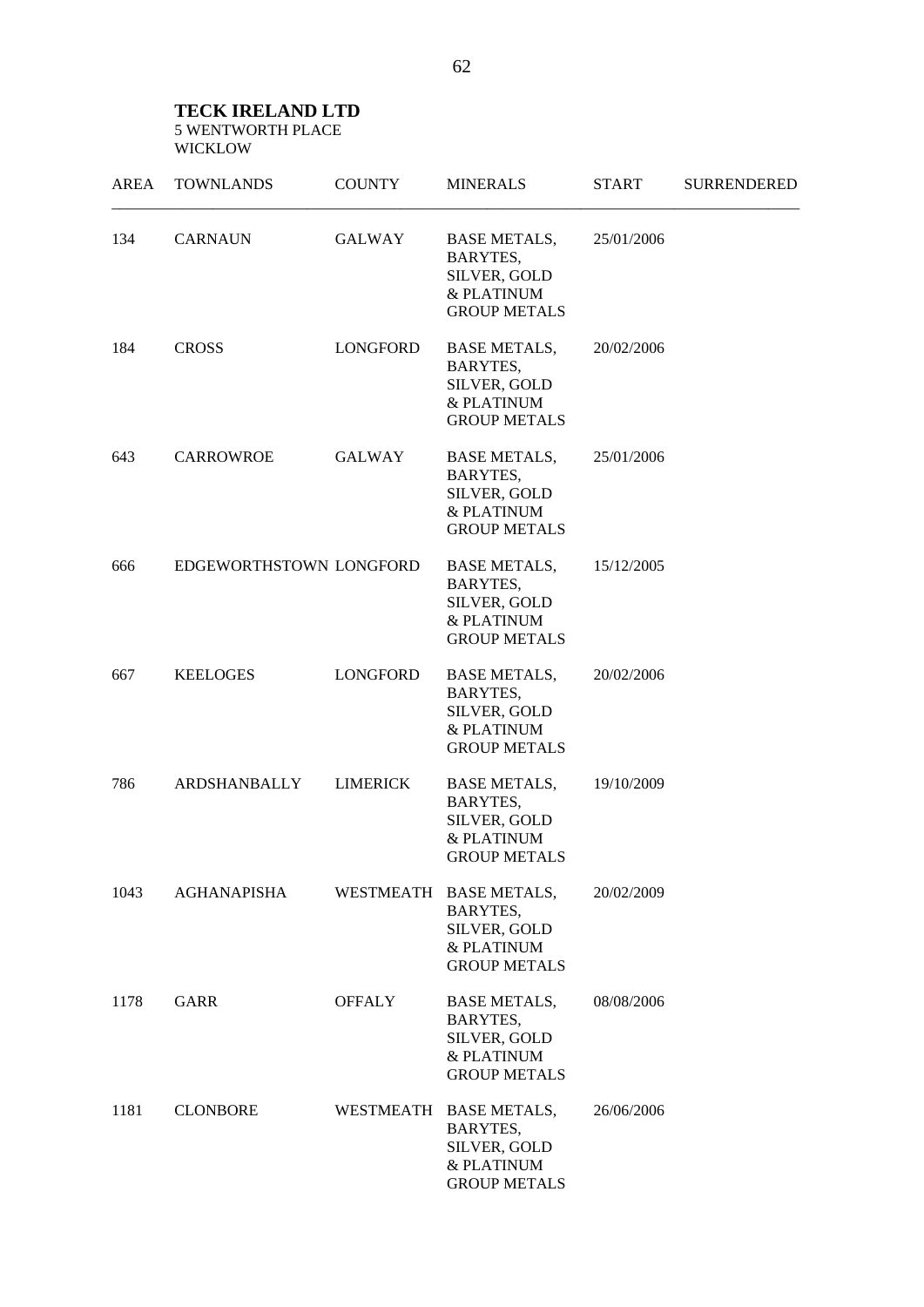**TECK IRELAND LTD**
5 WENTWORTH PLACE
WICKLOW

| AREA | TOWNLANDS | COUNTY | MINERALS | START | SURRENDERED |
|---|---|---|---|---|---|
| 134 | CARNAUN | GALWAY | BASE METALS, BARYTES, SILVER, GOLD & PLATINUM GROUP METALS | 25/01/2006 | |
| 184 | CROSS | LONGFORD | BASE METALS, BARYTES, SILVER, GOLD & PLATINUM GROUP METALS | 20/02/2006 | |
| 643 | CARROWROE | GALWAY | BASE METALS, BARYTES, SILVER, GOLD & PLATINUM GROUP METALS | 25/01/2006 | |
| 666 | EDGEWORTHSTOWN | LONGFORD | BASE METALS, BARYTES, SILVER, GOLD & PLATINUM GROUP METALS | 15/12/2005 | |
| 667 | KEELOGES | LONGFORD | BASE METALS, BARYTES, SILVER, GOLD & PLATINUM GROUP METALS | 20/02/2006 | |
| 786 | ARDSHANBALLY | LIMERICK | BASE METALS, BARYTES, SILVER, GOLD & PLATINUM GROUP METALS | 19/10/2009 | |
| 1043 | AGHANAPISHA | WESTMEATH | BASE METALS, BARYTES, SILVER, GOLD & PLATINUM GROUP METALS | 20/02/2009 | |
| 1178 | GARR | OFFALY | BASE METALS, BARYTES, SILVER, GOLD & PLATINUM GROUP METALS | 08/08/2006 | |
| 1181 | CLONBORE | WESTMEATH | BASE METALS, BARYTES, SILVER, GOLD & PLATINUM GROUP METALS | 26/06/2006 | |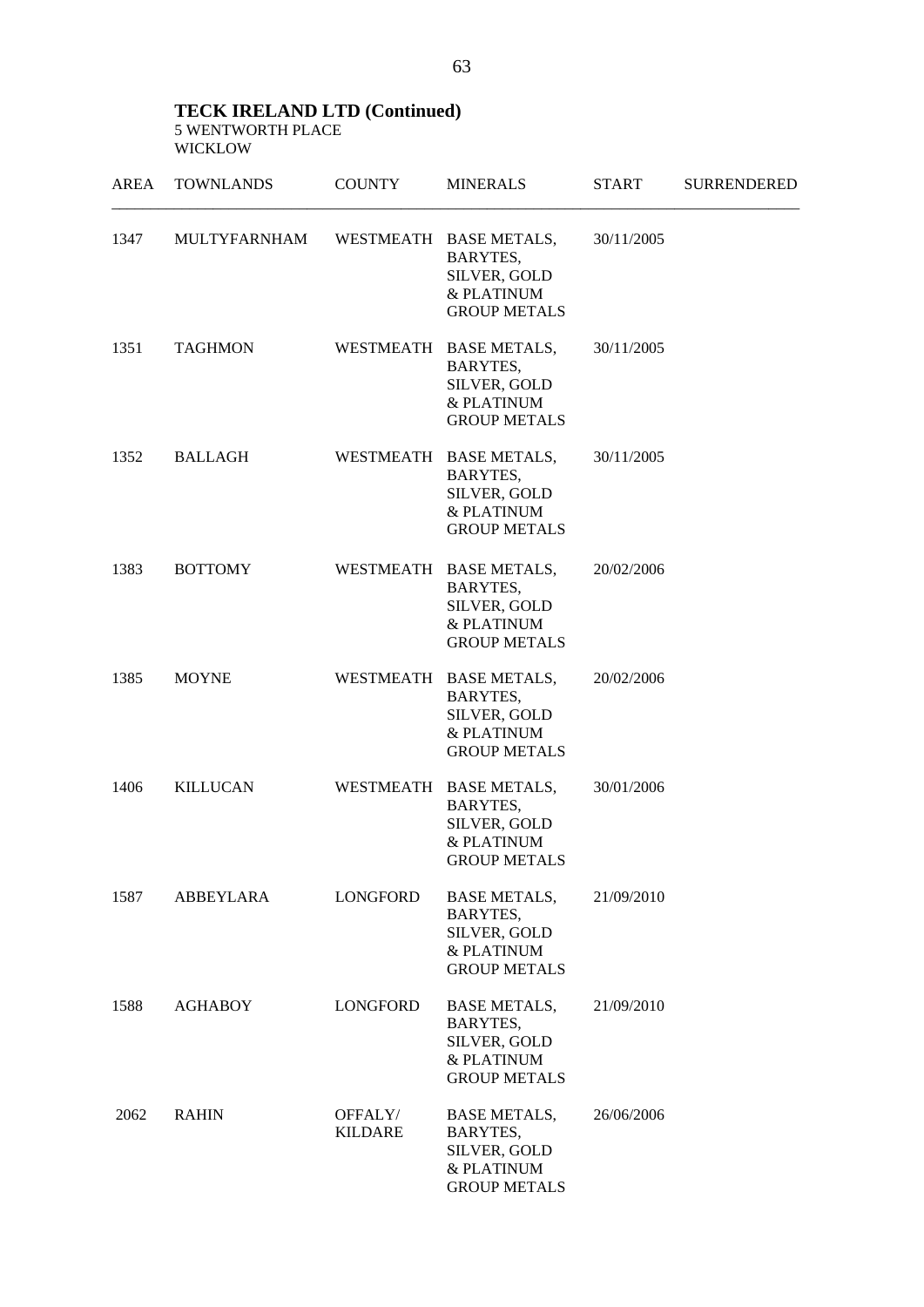**TECK IRELAND LTD (Continued)**
5 WENTWORTH PLACE
WICKLOW

| AREA | TOWNLANDS | COUNTY | MINERALS | START | SURRENDERED |
|---|---|---|---|---|---|
| 1347 | MULTYFARNHAM | WESTMEATH | BASE METALS, BARYTES, SILVER, GOLD & PLATINUM GROUP METALS | 30/11/2005 | |
| 1351 | TAGHMON | WESTMEATH | BASE METALS, BARYTES, SILVER, GOLD & PLATINUM GROUP METALS | 30/11/2005 | |
| 1352 | BALLAGH | WESTMEATH | BASE METALS, BARYTES, SILVER, GOLD & PLATINUM GROUP METALS | 30/11/2005 | |
| 1383 | BOTTOMY | WESTMEATH | BASE METALS, BARYTES, SILVER, GOLD & PLATINUM GROUP METALS | 20/02/2006 | |
| 1385 | MOYNE | WESTMEATH | BASE METALS, BARYTES, SILVER, GOLD & PLATINUM GROUP METALS | 20/02/2006 | |
| 1406 | KILLUCAN | WESTMEATH | BASE METALS, BARYTES, SILVER, GOLD & PLATINUM GROUP METALS | 30/01/2006 | |
| 1587 | ABBEYLARA | LONGFORD | BASE METALS, BARYTES, SILVER, GOLD & PLATINUM GROUP METALS | 21/09/2010 | |
| 1588 | AGHABOY | LONGFORD | BASE METALS, BARYTES, SILVER, GOLD & PLATINUM GROUP METALS | 21/09/2010 | |
| 2062 | RAHIN | OFFALY/ KILDARE | BASE METALS, BARYTES, SILVER, GOLD & PLATINUM GROUP METALS | 26/06/2006 | |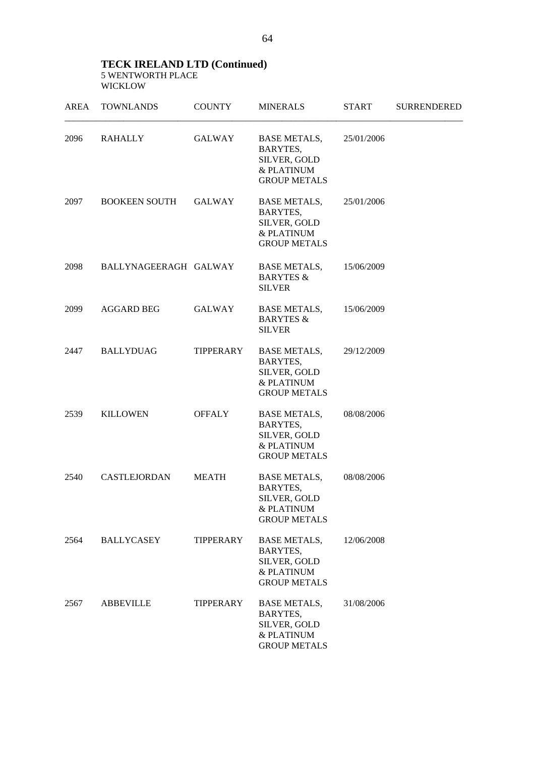**TECK IRELAND LTD (Continued)**
5 WENTWORTH PLACE
WICKLOW

| AREA | TOWNLANDS | COUNTY | MINERALS | START | SURRENDERED |
|---|---|---|---|---|---|
| 2096 | RAHALLY | GALWAY | BASE METALS, BARYTES, SILVER, GOLD & PLATINUM GROUP METALS | 25/01/2006 | |
| 2097 | BOOKEEN SOUTH | GALWAY | BASE METALS, BARYTES, SILVER, GOLD & PLATINUM GROUP METALS | 25/01/2006 | |
| 2098 | BALLYNAGEERAGH | GALWAY | BASE METALS, BARYTES & SILVER | 15/06/2009 | |
| 2099 | AGGARD BEG | GALWAY | BASE METALS, BARYTES & SILVER | 15/06/2009 | |
| 2447 | BALLYDUAG | TIPPERARY | BASE METALS, BARYTES, SILVER, GOLD & PLATINUM GROUP METALS | 29/12/2009 | |
| 2539 | KILLOWEN | OFFALY | BASE METALS, BARYTES, SILVER, GOLD & PLATINUM GROUP METALS | 08/08/2006 | |
| 2540 | CASTLEJORDAN | MEATH | BASE METALS, BARYTES, SILVER, GOLD & PLATINUM GROUP METALS | 08/08/2006 | |
| 2564 | BALLYCASEY | TIPPERARY | BASE METALS, BARYTES, SILVER, GOLD & PLATINUM GROUP METALS | 12/06/2008 | |
| 2567 | ABBEVILLE | TIPPERARY | BASE METALS, BARYTES, SILVER, GOLD & PLATINUM GROUP METALS | 31/08/2006 | |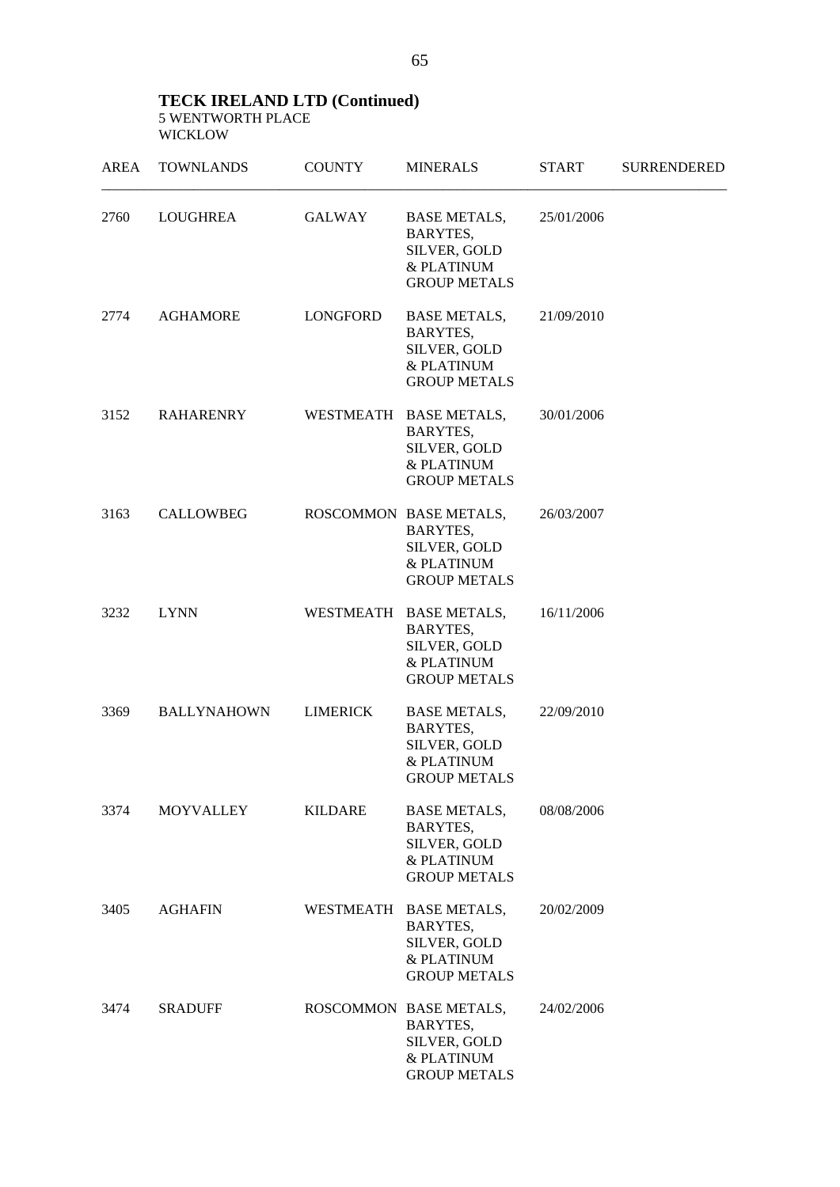**TECK IRELAND LTD (Continued)**
5 WENTWORTH PLACE
WICKLOW

| AREA | TOWNLANDS | COUNTY | MINERALS | START | SURRENDERED |
|---|---|---|---|---|---|
| 2760 | LOUGHREA | GALWAY | BASE METALS, BARYTES, SILVER, GOLD & PLATINUM GROUP METALS | 25/01/2006 | |
| 2774 | AGHAMORE | LONGFORD | BASE METALS, BARYTES, SILVER, GOLD & PLATINUM GROUP METALS | 21/09/2010 | |
| 3152 | RAHARENRY | WESTMEATH | BASE METALS, BARYTES, SILVER, GOLD & PLATINUM GROUP METALS | 30/01/2006 | |
| 3163 | CALLOWBEG | ROSCOMMON | BASE METALS, BARYTES, SILVER, GOLD & PLATINUM GROUP METALS | 26/03/2007 | |
| 3232 | LYNN | WESTMEATH | BASE METALS, BARYTES, SILVER, GOLD & PLATINUM GROUP METALS | 16/11/2006 | |
| 3369 | BALLYNAHOWN | LIMERICK | BASE METALS, BARYTES, SILVER, GOLD & PLATINUM GROUP METALS | 22/09/2010 | |
| 3374 | MOYVALLEY | KILDARE | BASE METALS, BARYTES, SILVER, GOLD & PLATINUM GROUP METALS | 08/08/2006 | |
| 3405 | AGHAFIN | WESTMEATH | BASE METALS, BARYTES, SILVER, GOLD & PLATINUM GROUP METALS | 20/02/2009 | |
| 3474 | SRADUFF | ROSCOMMON | BASE METALS, BARYTES, SILVER, GOLD & PLATINUM GROUP METALS | 24/02/2006 | |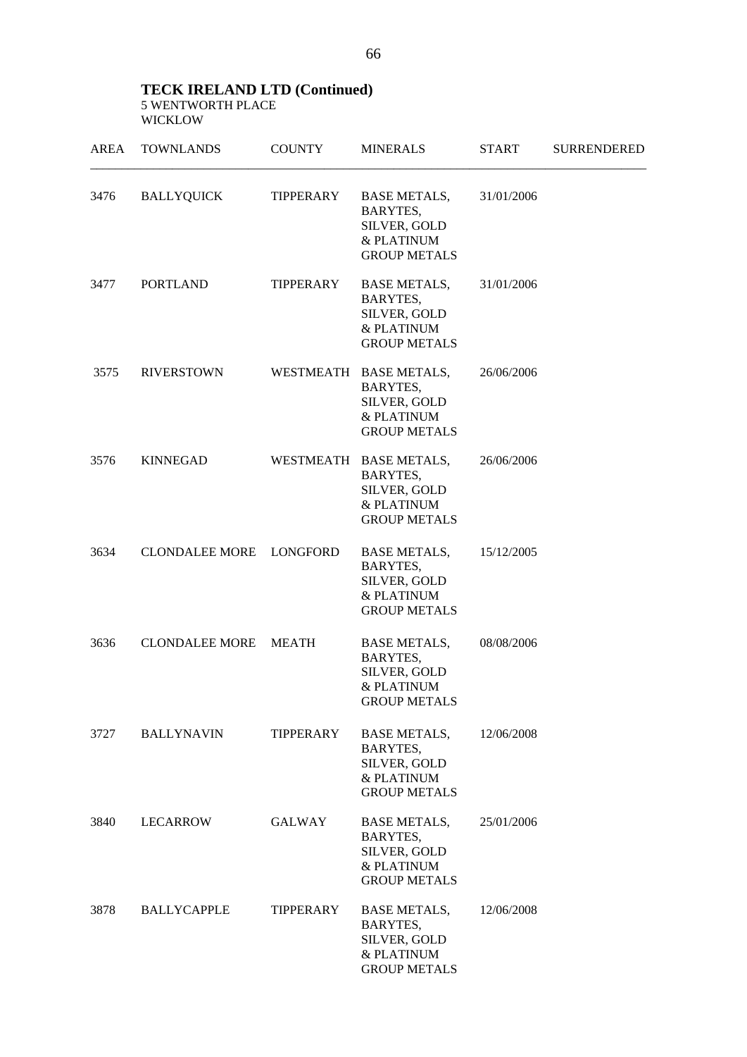**TECK IRELAND LTD (Continued)**
5 WENTWORTH PLACE
WICKLOW

| AREA | TOWNLANDS | COUNTY | MINERALS | START | SURRENDERED |
|---|---|---|---|---|---|
| 3476 | BALLYQUICK | TIPPERARY | BASE METALS, BARYTES, SILVER, GOLD & PLATINUM GROUP METALS | 31/01/2006 | |
| 3477 | PORTLAND | TIPPERARY | BASE METALS, BARYTES, SILVER, GOLD & PLATINUM GROUP METALS | 31/01/2006 | |
| 3575 | RIVERSTOWN | WESTMEATH | BASE METALS, BARYTES, SILVER, GOLD & PLATINUM GROUP METALS | 26/06/2006 | |
| 3576 | KINNEGAD | WESTMEATH | BASE METALS, BARYTES, SILVER, GOLD & PLATINUM GROUP METALS | 26/06/2006 | |
| 3634 | CLONDALEE MORE | LONGFORD | BASE METALS, BARYTES, SILVER, GOLD & PLATINUM GROUP METALS | 15/12/2005 | |
| 3636 | CLONDALEE MORE | MEATH | BASE METALS, BARYTES, SILVER, GOLD & PLATINUM GROUP METALS | 08/08/2006 | |
| 3727 | BALLYNAVIN | TIPPERARY | BASE METALS, BARYTES, SILVER, GOLD & PLATINUM GROUP METALS | 12/06/2008 | |
| 3840 | LECARROW | GALWAY | BASE METALS, BARYTES, SILVER, GOLD & PLATINUM GROUP METALS | 25/01/2006 | |
| 3878 | BALLYCAPPLE | TIPPERARY | BASE METALS, BARYTES, SILVER, GOLD & PLATINUM GROUP METALS | 12/06/2008 | |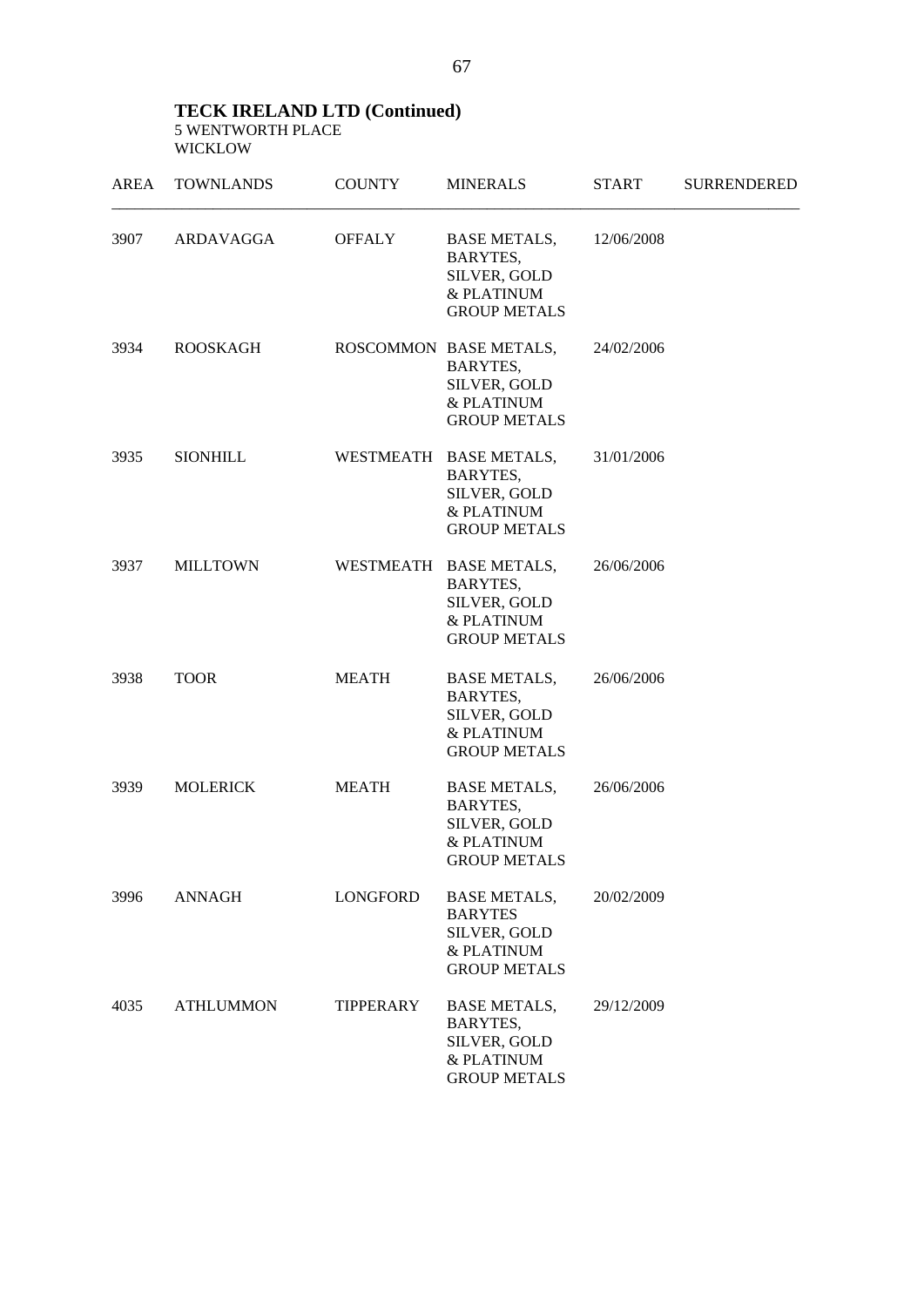## TECK IRELAND LTD (Continued)

5 WENTWORTH PLACE
WICKLOW

| AREA | TOWNLANDS | COUNTY | MINERALS | START | SURRENDERED |
|---|---|---|---|---|---|
| 3907 | ARDAVAGGA | OFFALY | BASE METALS, BARYTES, SILVER, GOLD & PLATINUM GROUP METALS | 12/06/2008 | |
| 3934 | ROOSKAGH | ROSCOMMON | BASE METALS, BARYTES, SILVER, GOLD & PLATINUM GROUP METALS | 24/02/2006 | |
| 3935 | SIONHILL | WESTMEATH | BASE METALS, BARYTES, SILVER, GOLD & PLATINUM GROUP METALS | 31/01/2006 | |
| 3937 | MILLTOWN | WESTMEATH | BASE METALS, BARYTES, SILVER, GOLD & PLATINUM GROUP METALS | 26/06/2006 | |
| 3938 | TOOR | MEATH | BASE METALS, BARYTES, SILVER, GOLD & PLATINUM GROUP METALS | 26/06/2006 | |
| 3939 | MOLERICK | MEATH | BASE METALS, BARYTES, SILVER, GOLD & PLATINUM GROUP METALS | 26/06/2006 | |
| 3996 | ANNAGH | LONGFORD | BASE METALS, BARYTES SILVER, GOLD & PLATINUM GROUP METALS | 20/02/2009 | |
| 4035 | ATHLUMMON | TIPPERARY | BASE METALS, BARYTES, SILVER, GOLD & PLATINUM GROUP METALS | 29/12/2009 | |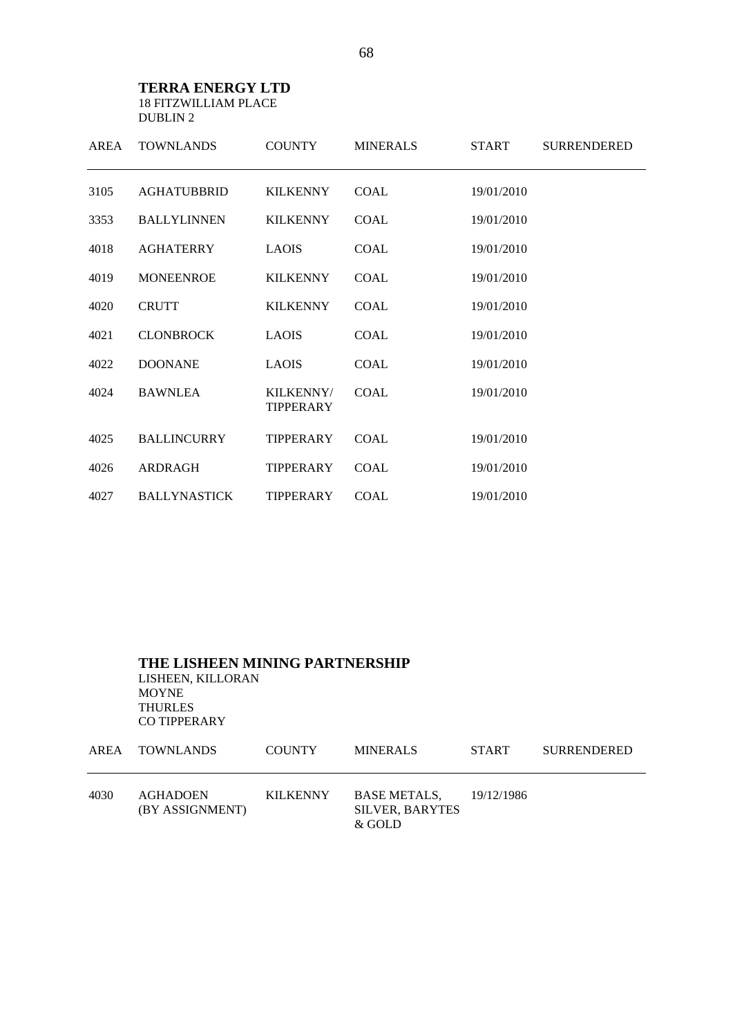**TERRA ENERGY LTD**
18 FITZWILLIAM PLACE
DUBLIN 2

| AREA | TOWNLANDS | COUNTY | MINERALS | START | SURRENDERED |
|---|---|---|---|---|---|
| 3105 | AGHATUBBRID | KILKENNY | COAL | 19/01/2010 | |
| 3353 | BALLYLINNEN | KILKENNY | COAL | 19/01/2010 | |
| 4018 | AGHATERRY | LAOIS | COAL | 19/01/2010 | |
| 4019 | MONEENROE | KILKENNY | COAL | 19/01/2010 | |
| 4020 | CRUTT | KILKENNY | COAL | 19/01/2010 | |
| 4021 | CLONBROCK | LAOIS | COAL | 19/01/2010 | |
| 4022 | DOONANE | LAOIS | COAL | 19/01/2010 | |
| 4024 | BAWNLEA | KILKENNY/ TIPPERARY | COAL | 19/01/2010 | |
| 4025 | BALLINCURRY | TIPPERARY | COAL | 19/01/2010 | |
| 4026 | ARDRAGH | TIPPERARY | COAL | 19/01/2010 | |
| 4027 | BALLYNASTICK | TIPPERARY | COAL | 19/01/2010 | |

**THE LISHEEN MINING PARTNERSHIP**
LISHEEN, KILLORAN
MOYNE
THURLES
CO TIPPERARY

| AREA | TOWNLANDS | COUNTY | MINERALS | START | SURRENDERED |
|---|---|---|---|---|---|
| 4030 | AGHADOEN (BY ASSIGNMENT) | KILKENNY | BASE METALS, SILVER, BARYTES & GOLD | 19/12/1986 | |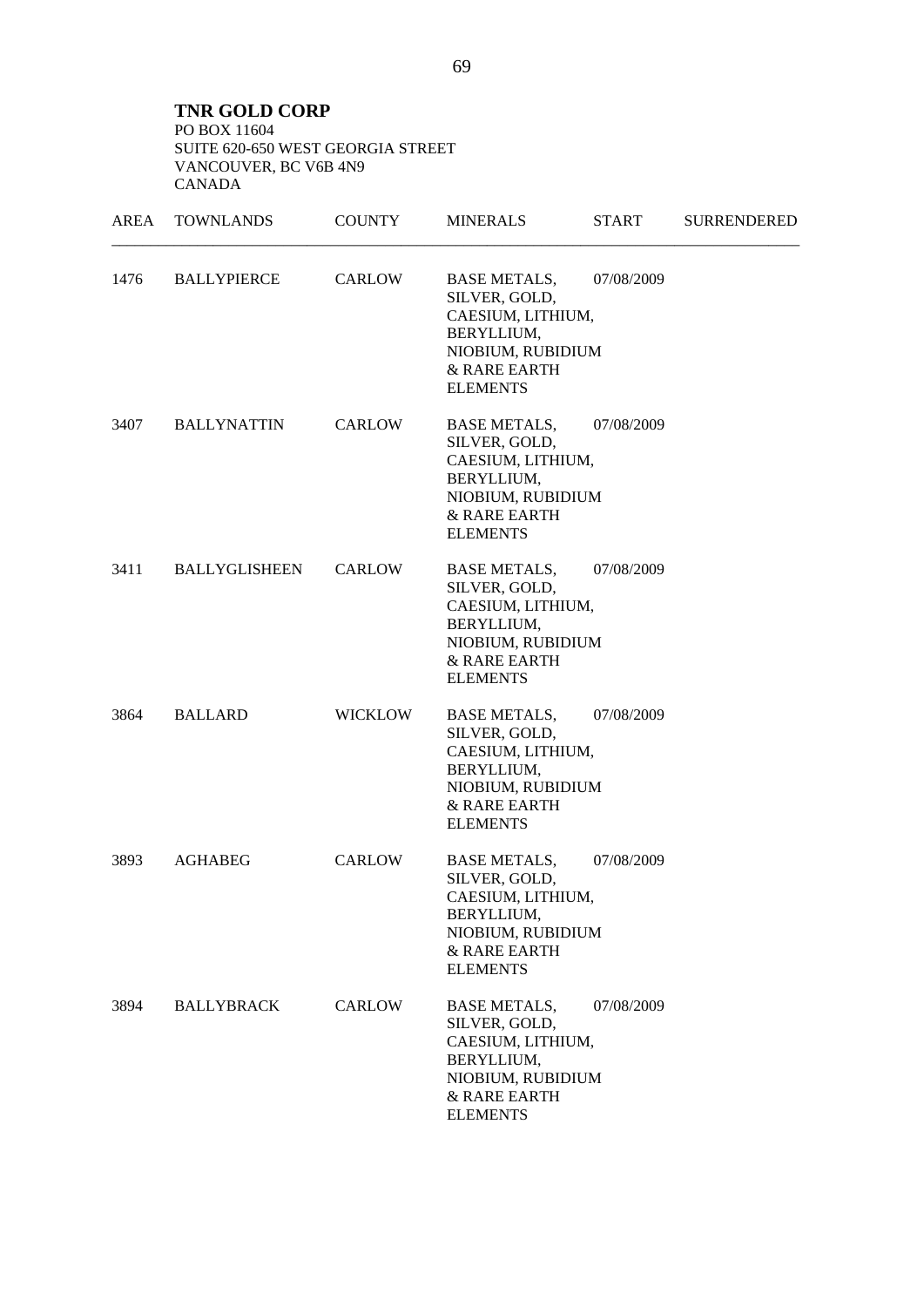**TNR GOLD CORP**
PO BOX 11604
SUITE 620-650 WEST GEORGIA STREET
VANCOUVER, BC V6B 4N9
CANADA

| AREA | TOWNLANDS | COUNTY | MINERALS | START | SURRENDERED |
|---|---|---|---|---|---|
| 1476 | BALLYPIERCE | CARLOW | BASE METALS, SILVER, GOLD, CAESIUM, LITHIUM, BERYLLIUM, NIOBIUM, RUBIDIUM & RARE EARTH ELEMENTS | 07/08/2009 | |
| 3407 | BALLYNATTIN | CARLOW | BASE METALS, SILVER, GOLD, CAESIUM, LITHIUM, BERYLLIUM, NIOBIUM, RUBIDIUM & RARE EARTH ELEMENTS | 07/08/2009 | |
| 3411 | BALLYGLISHEEN | CARLOW | BASE METALS, SILVER, GOLD, CAESIUM, LITHIUM, BERYLLIUM, NIOBIUM, RUBIDIUM & RARE EARTH ELEMENTS | 07/08/2009 | |
| 3864 | BALLARD | WICKLOW | BASE METALS, SILVER, GOLD, CAESIUM, LITHIUM, BERYLLIUM, NIOBIUM, RUBIDIUM & RARE EARTH ELEMENTS | 07/08/2009 | |
| 3893 | AGHABEG | CARLOW | BASE METALS, SILVER, GOLD, CAESIUM, LITHIUM, BERYLLIUM, NIOBIUM, RUBIDIUM & RARE EARTH ELEMENTS | 07/08/2009 | |
| 3894 | BALLYBRACK | CARLOW | BASE METALS, SILVER, GOLD, CAESIUM, LITHIUM, BERYLLIUM, NIOBIUM, RUBIDIUM & RARE EARTH ELEMENTS | 07/08/2009 | |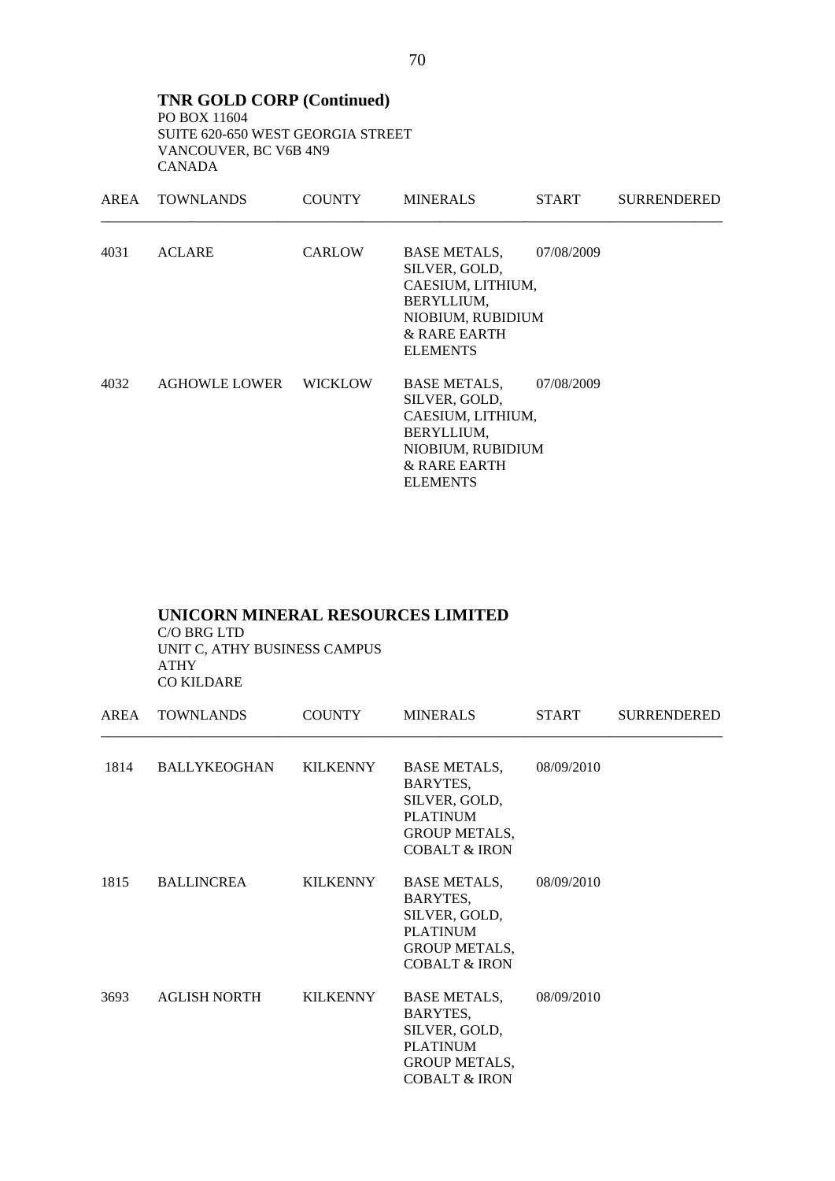**TNR GOLD CORP (Continued)**
PO BOX 11604
SUITE 620-650 WEST GEORGIA STREET
VANCOUVER, BC V6B 4N9
CANADA

| AREA | TOWNLANDS | COUNTY | MINERALS | START | SURRENDERED |
|---|---|---|---|---|---|
| 4031 | ACLARE | CARLOW | BASE METALS, SILVER, GOLD, CAESIUM, LITHIUM, BERYLLIUM, NIOBIUM, RUBIDIUM & RARE EARTH ELEMENTS | 07/08/2009 | |
| 4032 | AGHOWLE LOWER | WICKLOW | BASE METALS, SILVER, GOLD, CAESIUM, LITHIUM, BERYLLIUM, NIOBIUM, RUBIDIUM & RARE EARTH ELEMENTS | 07/08/2009 | |

**UNICORN MINERAL RESOURCES LIMITED**
C/O BRG LTD
UNIT C, ATHY BUSINESS CAMPUS
ATHY
CO KILDARE

| AREA | TOWNLANDS | COUNTY | MINERALS | START | SURRENDERED |
|---|---|---|---|---|---|
| 1814 | BALLYKEOGHAN | KILKENNY | BASE METALS, BARYTES, SILVER, GOLD, PLATINUM GROUP METALS, COBALT & IRON | 08/09/2010 | |
| 1815 | BALLINCREA | KILKENNY | BASE METALS, BARYTES, SILVER, GOLD, PLATINUM GROUP METALS, COBALT & IRON | 08/09/2010 | |
| 3693 | AGLISH NORTH | KILKENNY | BASE METALS, BARYTES, SILVER, GOLD, PLATINUM GROUP METALS, COBALT & IRON | 08/09/2010 | |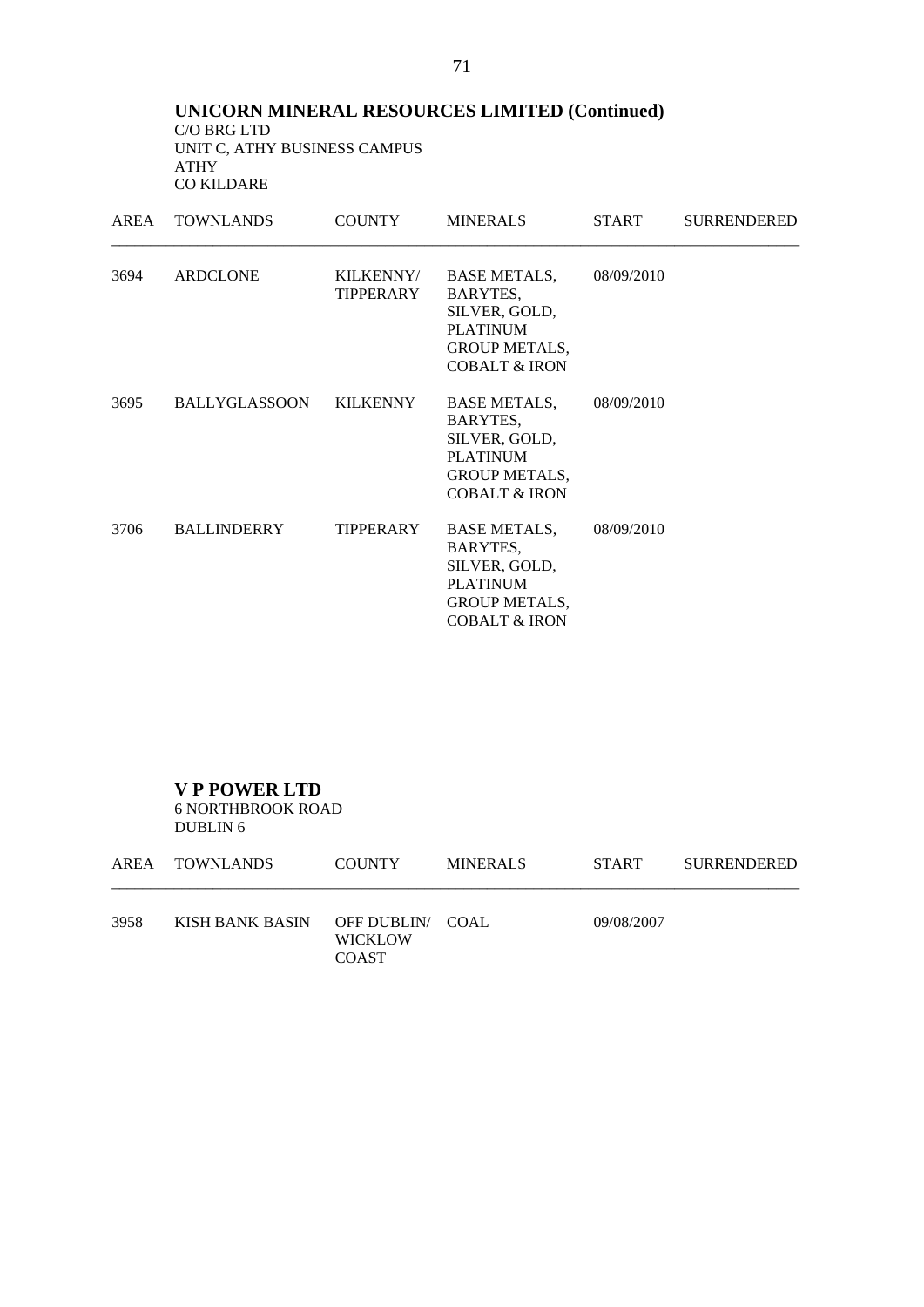## UNICORN MINERAL RESOURCES LIMITED (Continued)

C/O BRG LTD
UNIT C, ATHY BUSINESS CAMPUS
ATHY
CO KILDARE

| AREA | TOWNLANDS | COUNTY | MINERALS | START | SURRENDERED |
|---|---|---|---|---|---|
| 3694 | ARDCLONE | KILKENNY/ TIPPERARY | BASE METALS, BARYTES, SILVER, GOLD, PLATINUM GROUP METALS, COBALT & IRON | 08/09/2010 | |
| 3695 | BALLYGLASSOON | KILKENNY | BASE METALS, BARYTES, SILVER, GOLD, PLATINUM GROUP METALS, COBALT & IRON | 08/09/2010 | |
| 3706 | BALLINDERRY | TIPPERARY | BASE METALS, BARYTES, SILVER, GOLD, PLATINUM GROUP METALS, COBALT & IRON | 08/09/2010 | |

## V P POWER LTD

6 NORTHBROOK ROAD
DUBLIN 6

| AREA | TOWNLANDS | COUNTY | MINERALS | START | SURRENDERED |
|---|---|---|---|---|---|
| 3958 | KISH BANK BASIN | OFF DUBLIN/ WICKLOW COAST | COAL | 09/08/2007 | |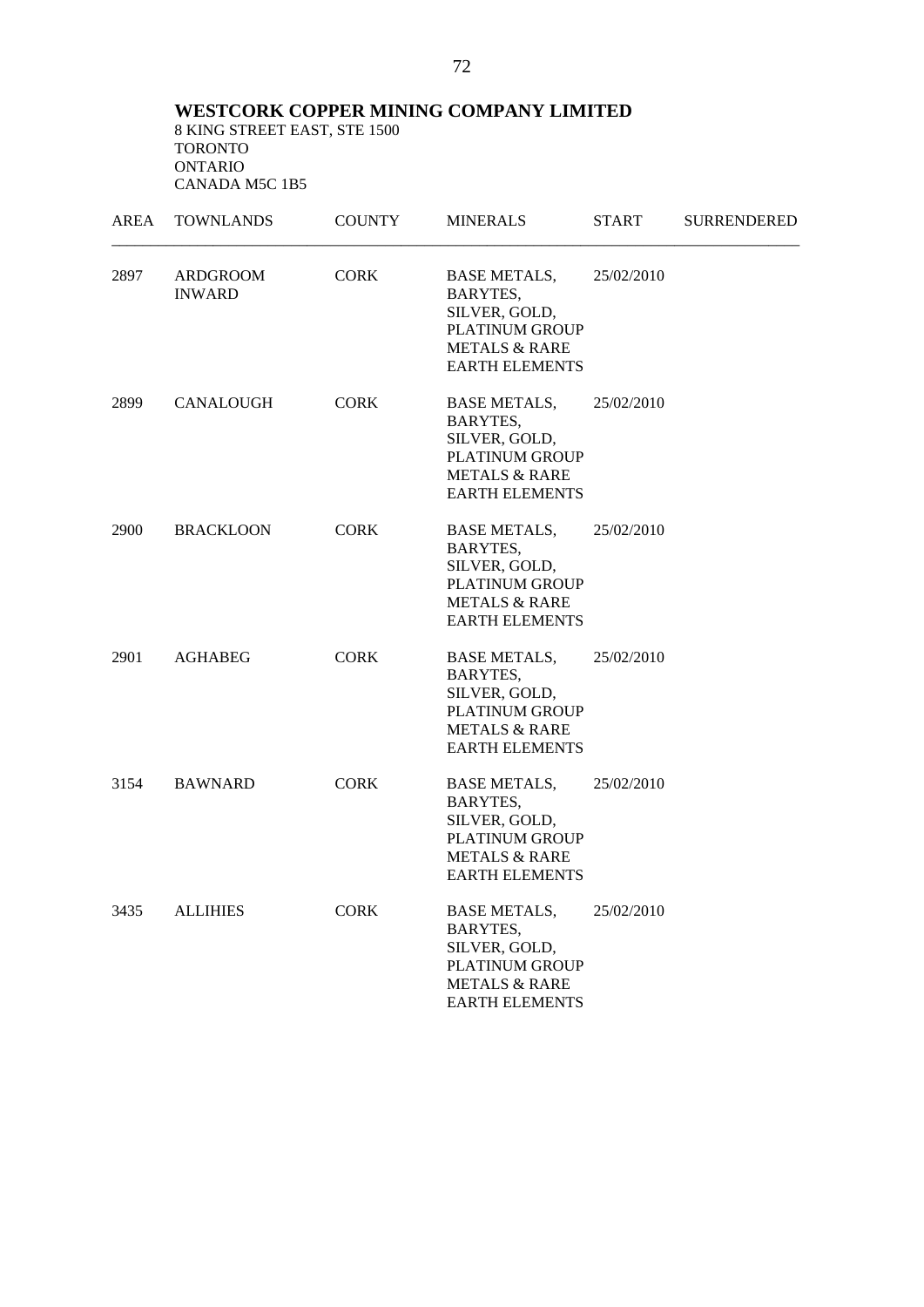**WESTCORK COPPER MINING COMPANY LIMITED**
8 KING STREET EAST, STE 1500
TORONTO
ONTARIO
CANADA M5C 1B5

| AREA | TOWNLANDS | COUNTY | MINERALS | START | SURRENDERED |
|---|---|---|---|---|---|
| 2897 | ARDGROOM INWARD | CORK | BASE METALS, BARYTES, SILVER, GOLD, PLATINUM GROUP METALS & RARE EARTH ELEMENTS | 25/02/2010 | |
| 2899 | CANALOUGH | CORK | BASE METALS, BARYTES, SILVER, GOLD, PLATINUM GROUP METALS & RARE EARTH ELEMENTS | 25/02/2010 | |
| 2900 | BRACKLOON | CORK | BASE METALS, BARYTES, SILVER, GOLD, PLATINUM GROUP METALS & RARE EARTH ELEMENTS | 25/02/2010 | |
| 2901 | AGHABEG | CORK | BASE METALS, BARYTES, SILVER, GOLD, PLATINUM GROUP METALS & RARE EARTH ELEMENTS | 25/02/2010 | |
| 3154 | BAWNARD | CORK | BASE METALS, BARYTES, SILVER, GOLD, PLATINUM GROUP METALS & RARE EARTH ELEMENTS | 25/02/2010 | |
| 3435 | ALLIHIES | CORK | BASE METALS, BARYTES, SILVER, GOLD, PLATINUM GROUP METALS & RARE EARTH ELEMENTS | 25/02/2010 | |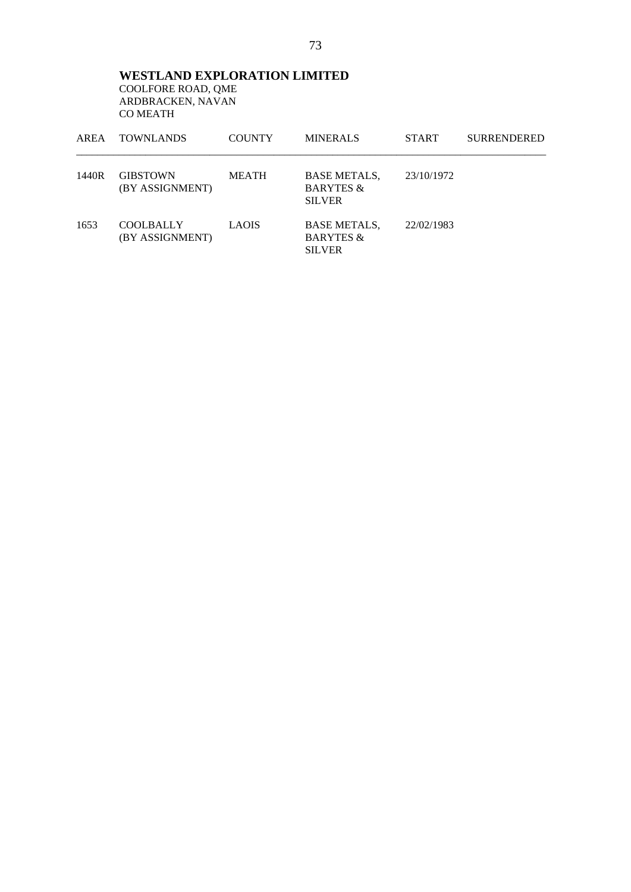**WESTLAND EXPLORATION LIMITED**
COOLFORE ROAD, QME
ARDBRACKEN, NAVAN
CO MEATH

| AREA | TOWNLANDS | COUNTY | MINERALS | START | SURRENDERED |
|---|---|---|---|---|---|
| 1440R | GIBSTOWN (BY ASSIGNMENT) | MEATH | BASE METALS, BARYTES & SILVER | 23/10/1972 | |
| 1653 | COOLBALLY (BY ASSIGNMENT) | LAOIS | BASE METALS, BARYTES & SILVER | 22/02/1983 | |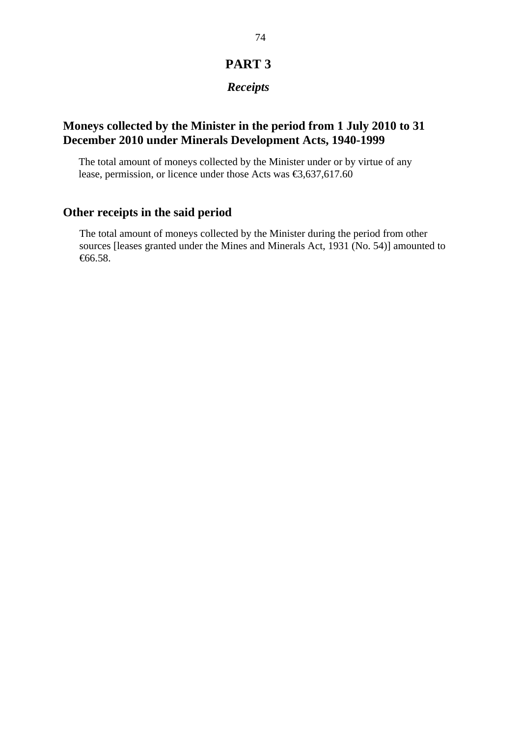# PART 3

## *Receipts*

### Moneys collected by the Minister in the period from 1 July 2010 to 31 December 2010 under Minerals Development Acts, 1940-1999

The total amount of moneys collected by the Minister under or by virtue of any lease, permission, or licence under those Acts was €3,637,617.60

### Other receipts in the said period

The total amount of moneys collected by the Minister during the period from other sources [leases granted under the Mines and Minerals Act, 1931 (No. 54)] amounted to €66.58.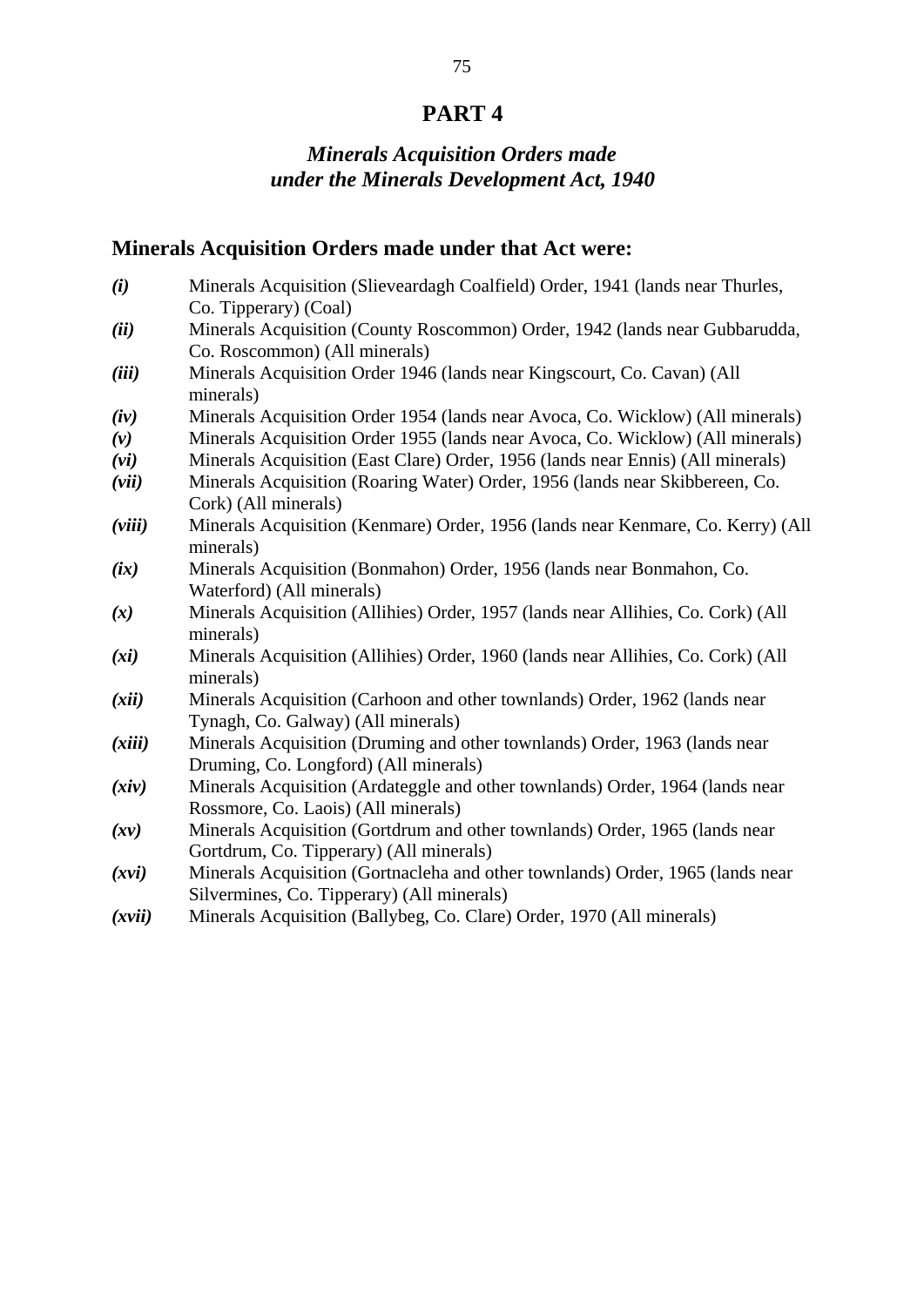# PART 4

## *Minerals Acquisition Orders made under the Minerals Development Act, 1940*

### Minerals Acquisition Orders made under that Act were:

***(i)*** Minerals Acquisition (Slieveardagh Coalfield) Order, 1941 (lands near Thurles, Co. Tipperary) (Coal)

***(ii)*** Minerals Acquisition (County Roscommon) Order, 1942 (lands near Gubbarudda, Co. Roscommon) (All minerals)

***(iii)*** Minerals Acquisition Order 1946 (lands near Kingscourt, Co. Cavan) (All minerals)

***(iv)*** Minerals Acquisition Order 1954 (lands near Avoca, Co. Wicklow) (All minerals)

***(v)*** Minerals Acquisition Order 1955 (lands near Avoca, Co. Wicklow) (All minerals)

***(vi)*** Minerals Acquisition (East Clare) Order, 1956 (lands near Ennis) (All minerals)

***(vii)*** Minerals Acquisition (Roaring Water) Order, 1956 (lands near Skibbereen, Co. Cork) (All minerals)

***(viii)*** Minerals Acquisition (Kenmare) Order, 1956 (lands near Kenmare, Co. Kerry) (All minerals)

***(ix)*** Minerals Acquisition (Bonmahon) Order, 1956 (lands near Bonmahon, Co. Waterford) (All minerals)

***(x)*** Minerals Acquisition (Allihies) Order, 1957 (lands near Allihies, Co. Cork) (All minerals)

***(xi)*** Minerals Acquisition (Allihies) Order, 1960 (lands near Allihies, Co. Cork) (All minerals)

***(xii)*** Minerals Acquisition (Carhoon and other townlands) Order, 1962 (lands near Tynagh, Co. Galway) (All minerals)

***(xiii)*** Minerals Acquisition (Druming and other townlands) Order, 1963 (lands near Druming, Co. Longford) (All minerals)

***(xiv)*** Minerals Acquisition (Ardateggle and other townlands) Order, 1964 (lands near Rossmore, Co. Laois) (All minerals)

***(xv)*** Minerals Acquisition (Gortdrum and other townlands) Order, 1965 (lands near Gortdrum, Co. Tipperary) (All minerals)

***(xvi)*** Minerals Acquisition (Gortnacleha and other townlands) Order, 1965 (lands near Silvermines, Co. Tipperary) (All minerals)

***(xvii)*** Minerals Acquisition (Ballybeg, Co. Clare) Order, 1970 (All minerals)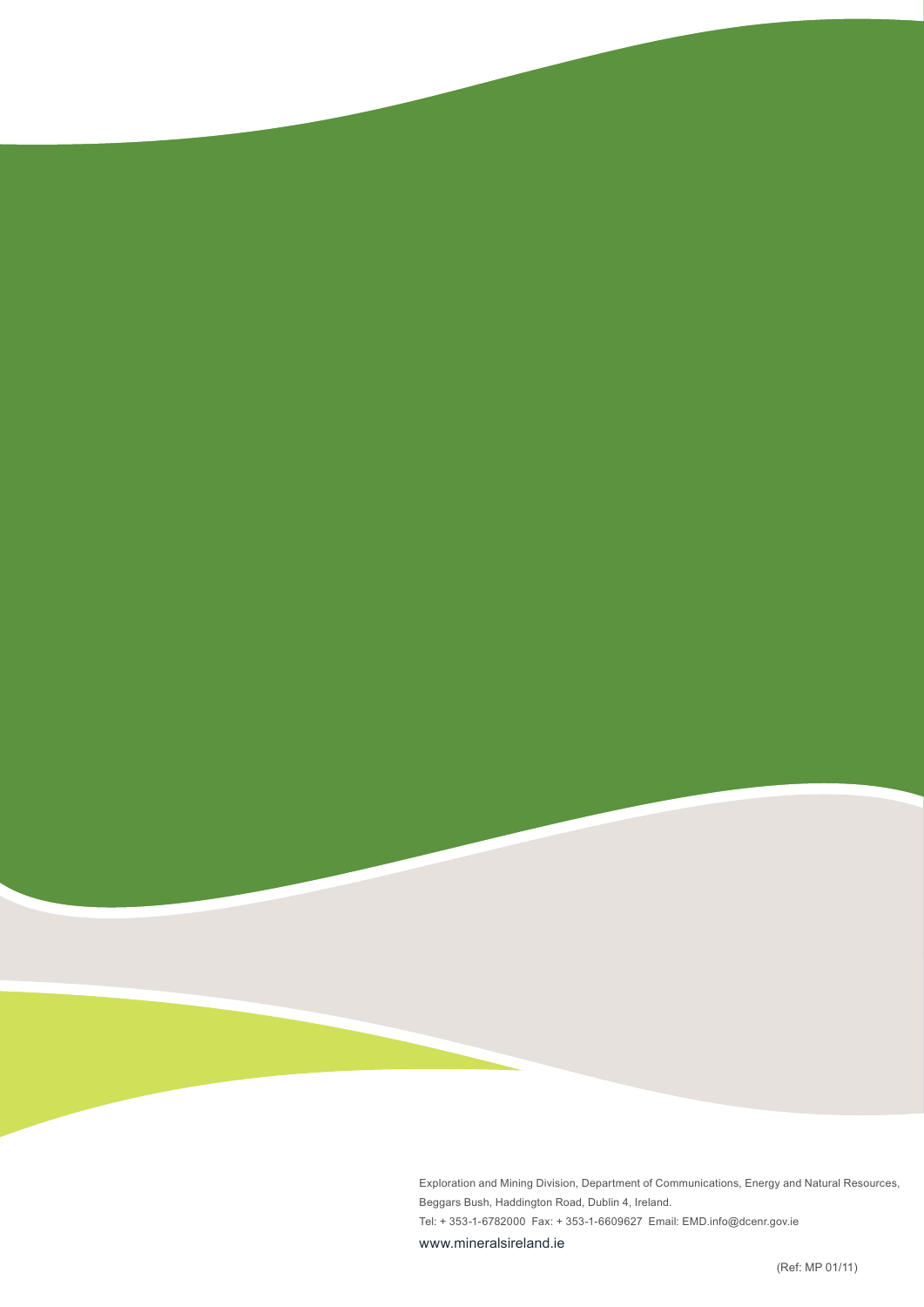Exploration and Mining Division, Department of Communications, Energy and Natural Resources, Beggars Bush, Haddington Road, Dublin 4, Ireland.

Tel: + 353-1-6782000 Fax: + 353-1-6609627 Email: EMD.info@dcenr.gov.ie

www.mineralsireland.ie

(Ref: MP 01/11)